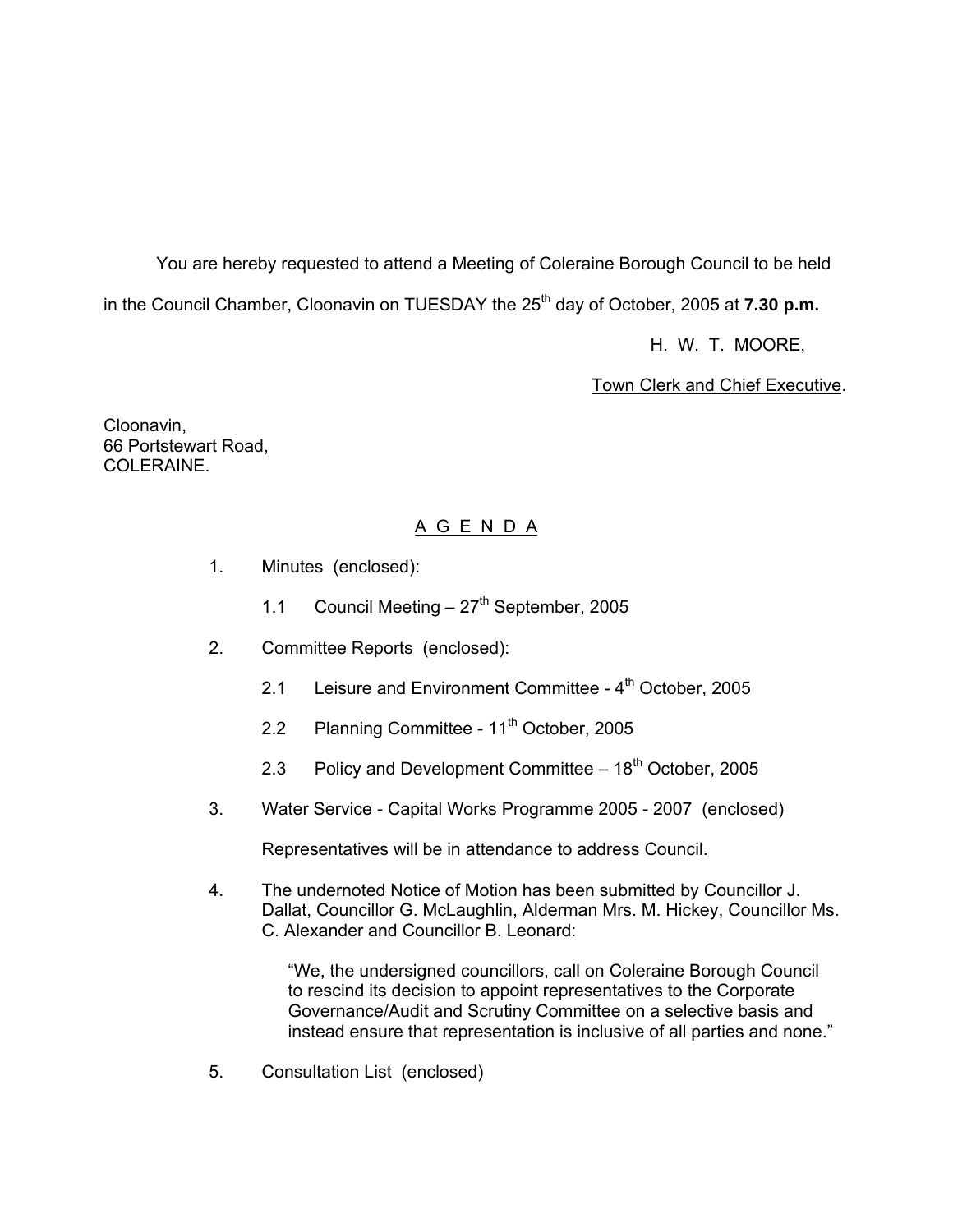You are hereby requested to attend a Meeting of Coleraine Borough Council to be held in the Council Chamber, Cloonavin on TUESDAY the 25th day of October, 2005 at **7.30 p.m.**

H. W. T. MOORE,

Town Clerk and Chief Executive.

Cloonavin,
66 Portstewart Road,
COLERAINE.

## A G E N D A

1. Minutes (enclosed):

   1.1 Council Meeting – 27th September, 2005

2. Committee Reports (enclosed):

   2.1 Leisure and Environment Committee - 4th October, 2005

   2.2 Planning Committee - 11th October, 2005

   2.3 Policy and Development Committee – 18th October, 2005

3. Water Service - Capital Works Programme 2005 - 2007 (enclosed)

   Representatives will be in attendance to address Council.

4. The undernoted Notice of Motion has been submitted by Councillor J. Dallat, Councillor G. McLaughlin, Alderman Mrs. M. Hickey, Councillor Ms. C. Alexander and Councillor B. Leonard:

   > "We, the undersigned councillors, call on Coleraine Borough Council to rescind its decision to appoint representatives to the Corporate Governance/Audit and Scrutiny Committee on a selective basis and instead ensure that representation is inclusive of all parties and none."

5. Consultation List (enclosed)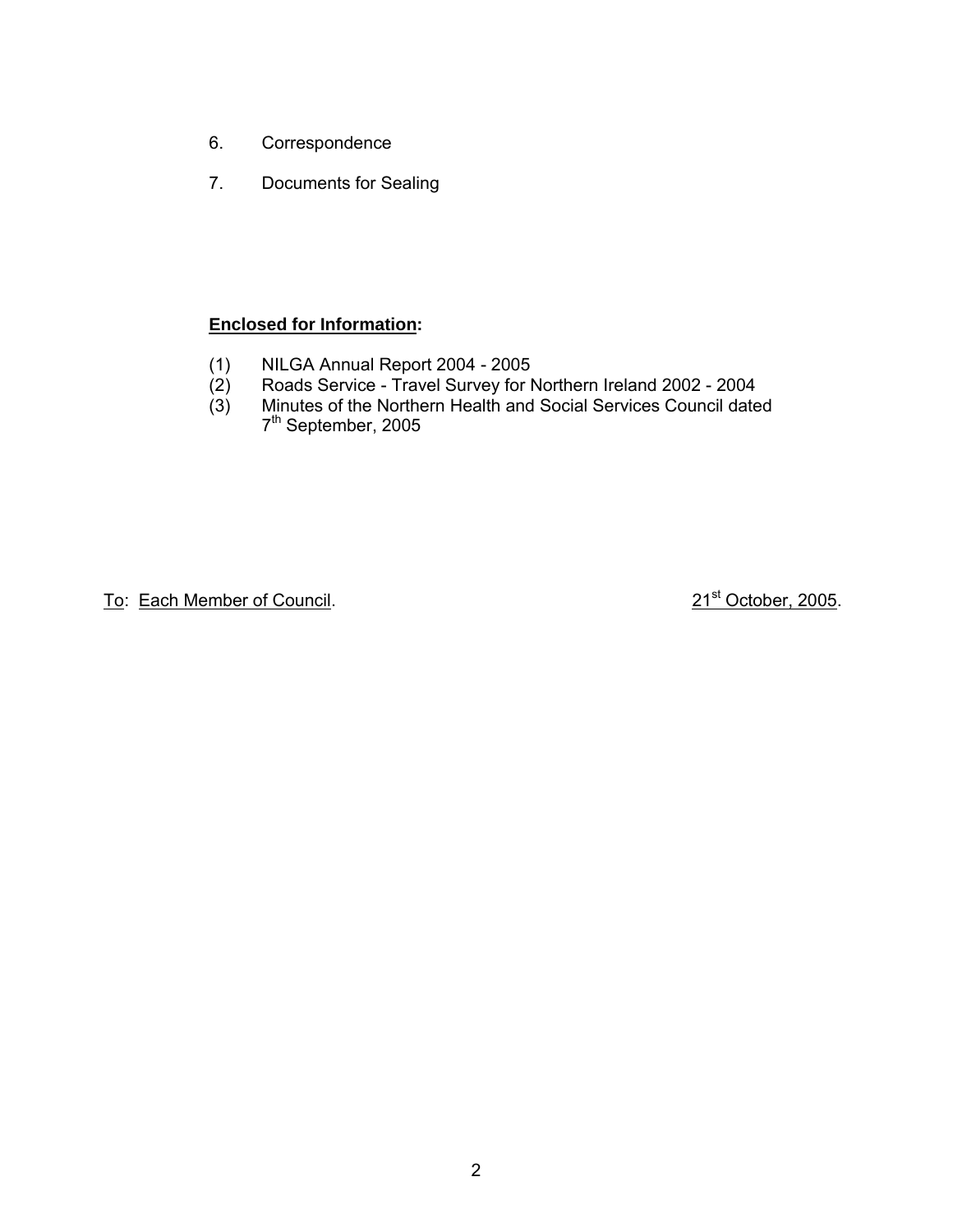6. Correspondence

7. Documents for Sealing

**Enclosed for Information:**

(1) NILGA Annual Report 2004 - 2005
(2) Roads Service - Travel Survey for Northern Ireland 2002 - 2004
(3) Minutes of the Northern Health and Social Services Council dated 7th September, 2005

To: Each Member of Council. 21st October, 2005.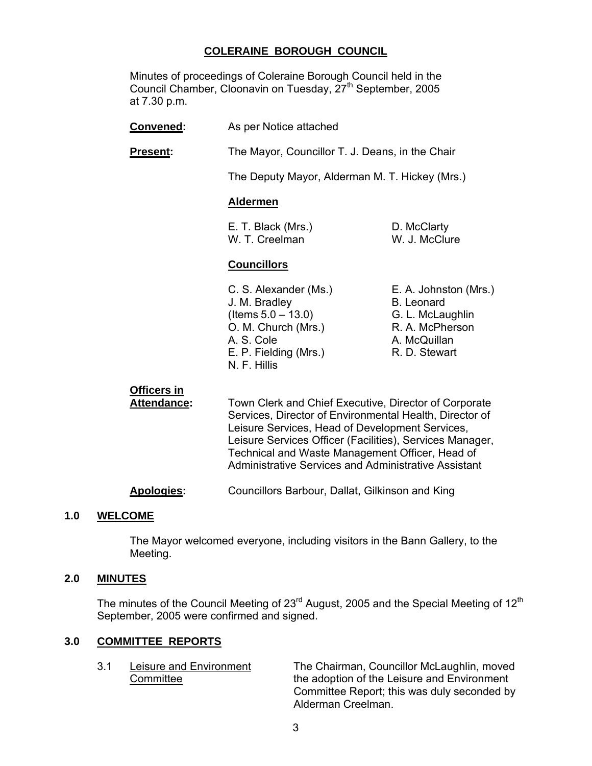# COLERAINE BOROUGH COUNCIL

Minutes of proceedings of Coleraine Borough Council held in the Council Chamber, Cloonavin on Tuesday, 27th September, 2005 at 7.30 p.m.

**Convened:** As per Notice attached

**Present:** The Mayor, Councillor T. J. Deans, in the Chair

The Deputy Mayor, Alderman M. T. Hickey (Mrs.)

**Aldermen**

E. T. Black (Mrs.)
W. T. Creelman
D. McClarty
W. J. McClure

**Councillors**

C. S. Alexander (Ms.)
J. M. Bradley (Items 5.0 – 13.0)
O. M. Church (Mrs.)
A. S. Cole
E. P. Fielding (Mrs.)
N. F. Hillis
E. A. Johnston (Mrs.)
B. Leonard
G. L. McLaughlin
R. A. McPherson
A. McQuillan
R. D. Stewart

**Officers in Attendance:** Town Clerk and Chief Executive, Director of Corporate Services, Director of Environmental Health, Director of Leisure Services, Head of Development Services, Leisure Services Officer (Facilities), Services Manager, Technical and Waste Management Officer, Head of Administrative Services and Administrative Assistant

**Apologies:** Councillors Barbour, Dallat, Gilkinson and King

## 1.0 WELCOME

The Mayor welcomed everyone, including visitors in the Bann Gallery, to the Meeting.

## 2.0 MINUTES

The minutes of the Council Meeting of 23rd August, 2005 and the Special Meeting of 12th September, 2005 were confirmed and signed.

## 3.0 COMMITTEE REPORTS

3.1 Leisure and Environment Committee

The Chairman, Councillor McLaughlin, moved the adoption of the Leisure and Environment Committee Report; this was duly seconded by Alderman Creelman.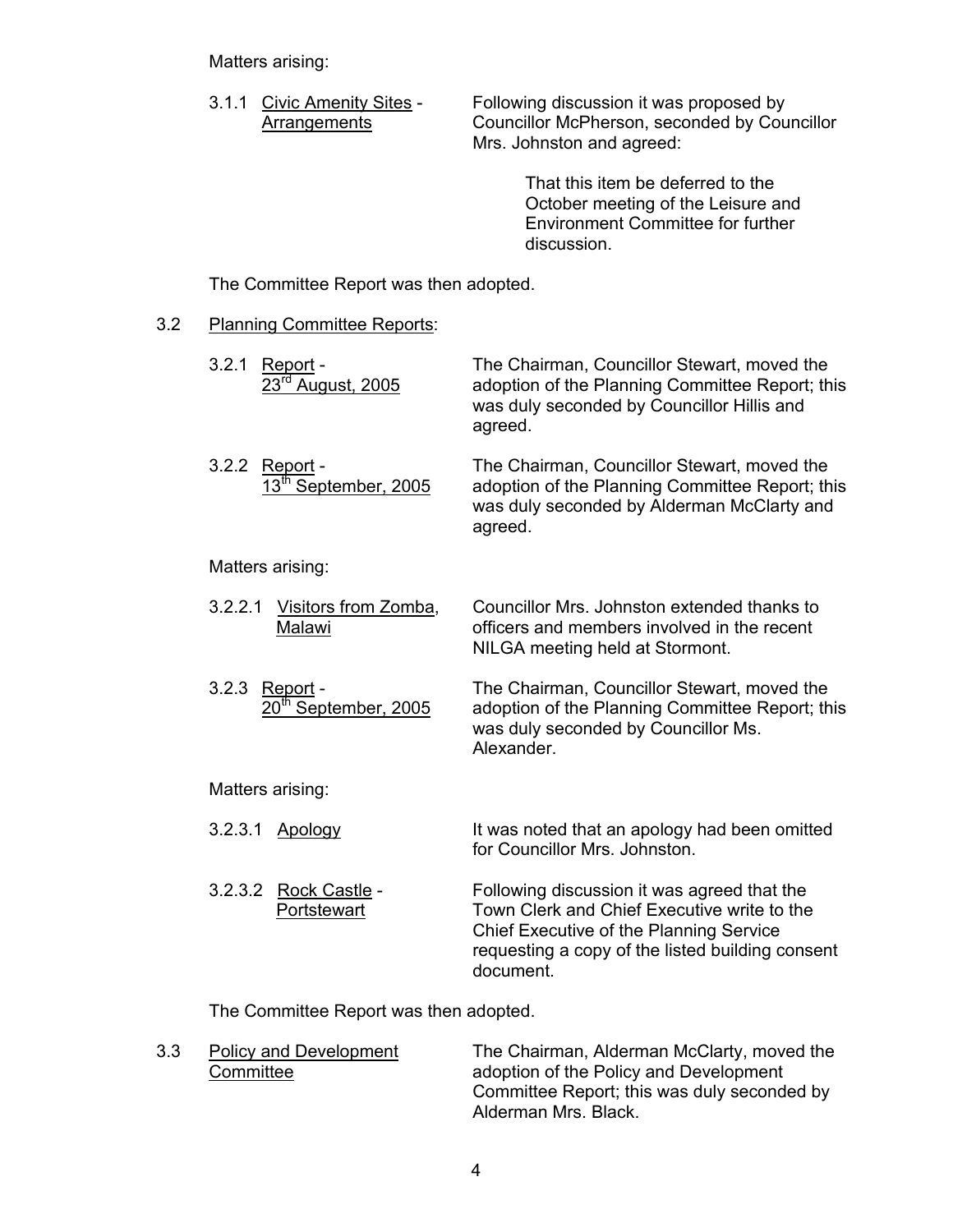Matters arising:

3.1.1 Civic Amenity Sites - Arrangements

Following discussion it was proposed by Councillor McPherson, seconded by Councillor Mrs. Johnston and agreed:

> That this item be deferred to the October meeting of the Leisure and Environment Committee for further discussion.

The Committee Report was then adopted.

3.2 Planning Committee Reports:

3.2.1 Report - 23rd August, 2005

The Chairman, Councillor Stewart, moved the adoption of the Planning Committee Report; this was duly seconded by Councillor Hillis and agreed.

3.2.2 Report - 13th September, 2005

The Chairman, Councillor Stewart, moved the adoption of the Planning Committee Report; this was duly seconded by Alderman McClarty and agreed.

Matters arising:

3.2.2.1 Visitors from Zomba, Malawi

Councillor Mrs. Johnston extended thanks to officers and members involved in the recent NILGA meeting held at Stormont.

3.2.3 Report - 20th September, 2005

The Chairman, Councillor Stewart, moved the adoption of the Planning Committee Report; this was duly seconded by Councillor Ms. Alexander.

Matters arising:

3.2.3.1 Apology

It was noted that an apology had been omitted for Councillor Mrs. Johnston.

3.2.3.2 Rock Castle - Portstewart

Following discussion it was agreed that the Town Clerk and Chief Executive write to the Chief Executive of the Planning Service requesting a copy of the listed building consent document.

The Committee Report was then adopted.

3.3 Policy and Development Committee

The Chairman, Alderman McClarty, moved the adoption of the Policy and Development Committee Report; this was duly seconded by Alderman Mrs. Black.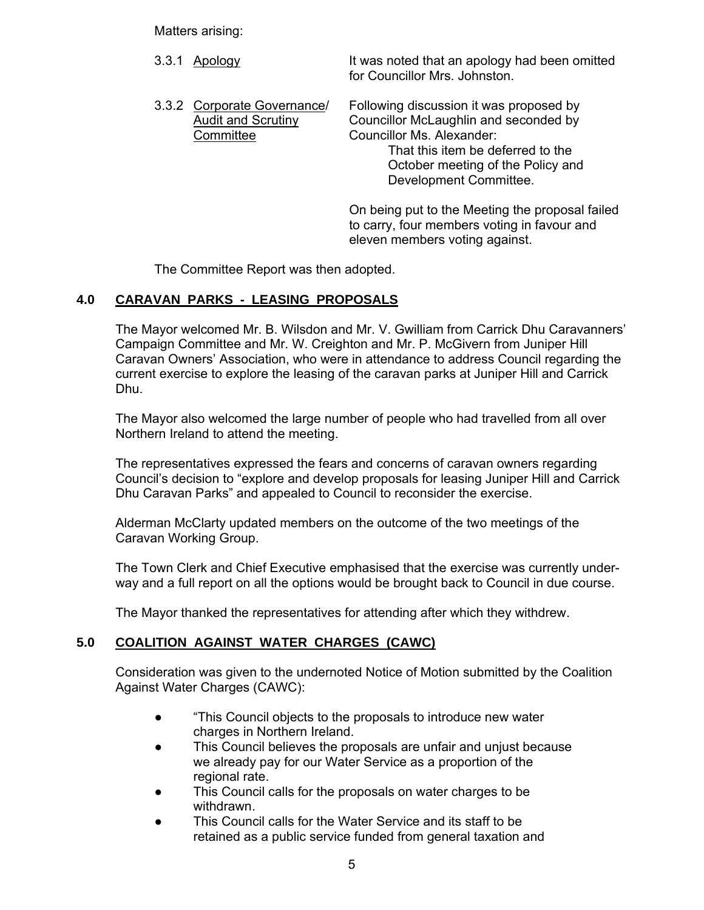Matters arising:

3.3.1 Apology — It was noted that an apology had been omitted for Councillor Mrs. Johnston.

3.3.2 Corporate Governance/ Audit and Scrutiny Committee — Following discussion it was proposed by Councillor McLaughlin and seconded by Councillor Ms. Alexander:

> That this item be deferred to the October meeting of the Policy and Development Committee.

On being put to the Meeting the proposal failed to carry, four members voting in favour and eleven members voting against.

The Committee Report was then adopted.

## 4.0 CARAVAN PARKS - LEASING PROPOSALS

The Mayor welcomed Mr. B. Wilsdon and Mr. V. Gwilliam from Carrick Dhu Caravanners' Campaign Committee and Mr. W. Creighton and Mr. P. McGivern from Juniper Hill Caravan Owners' Association, who were in attendance to address Council regarding the current exercise to explore the leasing of the caravan parks at Juniper Hill and Carrick Dhu.

The Mayor also welcomed the large number of people who had travelled from all over Northern Ireland to attend the meeting.

The representatives expressed the fears and concerns of caravan owners regarding Council's decision to "explore and develop proposals for leasing Juniper Hill and Carrick Dhu Caravan Parks" and appealed to Council to reconsider the exercise.

Alderman McClarty updated members on the outcome of the two meetings of the Caravan Working Group.

The Town Clerk and Chief Executive emphasised that the exercise was currently under-way and a full report on all the options would be brought back to Council in due course.

The Mayor thanked the representatives for attending after which they withdrew.

## 5.0 COALITION AGAINST WATER CHARGES (CAWC)

Consideration was given to the undernoted Notice of Motion submitted by the Coalition Against Water Charges (CAWC):

- "This Council objects to the proposals to introduce new water charges in Northern Ireland.
- This Council believes the proposals are unfair and unjust because we already pay for our Water Service as a proportion of the regional rate.
- This Council calls for the proposals on water charges to be withdrawn.
- This Council calls for the Water Service and its staff to be retained as a public service funded from general taxation and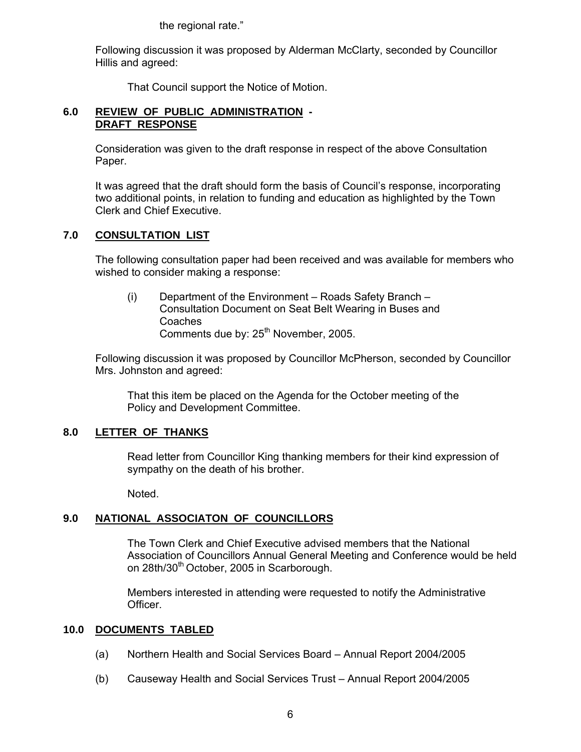the regional rate."

Following discussion it was proposed by Alderman McClarty, seconded by Councillor Hillis and agreed:

That Council support the Notice of Motion.

**6.0 REVIEW OF PUBLIC ADMINISTRATION - DRAFT RESPONSE**

Consideration was given to the draft response in respect of the above Consultation Paper.

It was agreed that the draft should form the basis of Council's response, incorporating two additional points, in relation to funding and education as highlighted by the Town Clerk and Chief Executive.

**7.0 CONSULTATION LIST**

The following consultation paper had been received and was available for members who wished to consider making a response:

(i) Department of the Environment – Roads Safety Branch – Consultation Document on Seat Belt Wearing in Buses and Coaches
Comments due by: 25th November, 2005.

Following discussion it was proposed by Councillor McPherson, seconded by Councillor Mrs. Johnston and agreed:

That this item be placed on the Agenda for the October meeting of the Policy and Development Committee.

**8.0 LETTER OF THANKS**

Read letter from Councillor King thanking members for their kind expression of sympathy on the death of his brother.

Noted.

**9.0 NATIONAL ASSOCIATON OF COUNCILLORS**

The Town Clerk and Chief Executive advised members that the National Association of Councillors Annual General Meeting and Conference would be held on 28th/30th October, 2005 in Scarborough.

Members interested in attending were requested to notify the Administrative Officer.

**10.0 DOCUMENTS TABLED**

(a) Northern Health and Social Services Board – Annual Report 2004/2005

(b) Causeway Health and Social Services Trust – Annual Report 2004/2005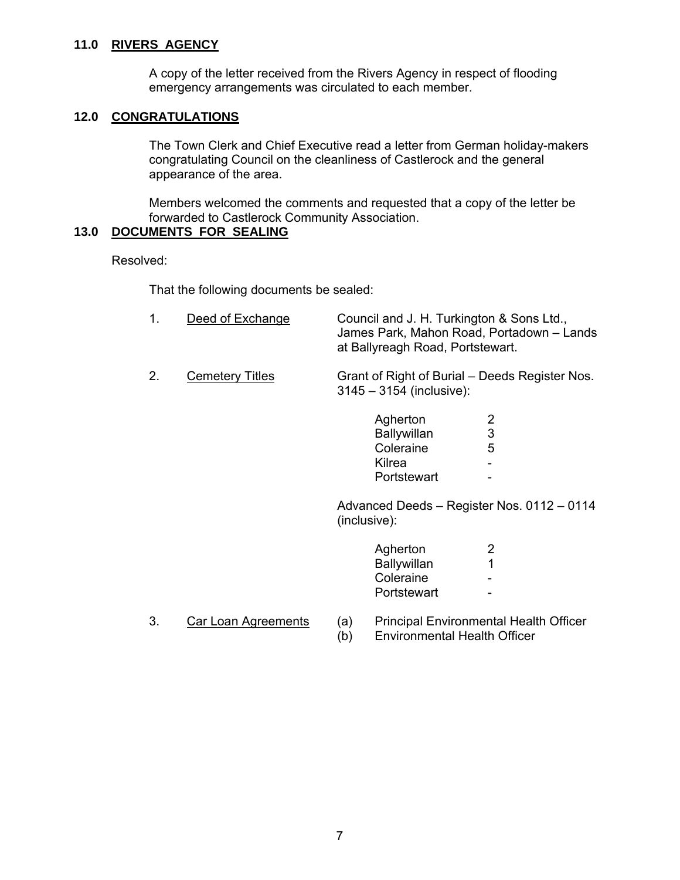## 11.0 RIVERS AGENCY

A copy of the letter received from the Rivers Agency in respect of flooding emergency arrangements was circulated to each member.

## 12.0 CONGRATULATIONS

The Town Clerk and Chief Executive read a letter from German holiday-makers congratulating Council on the cleanliness of Castlerock and the general appearance of the area.

Members welcomed the comments and requested that a copy of the letter be forwarded to Castlerock Community Association.

## 13.0 DOCUMENTS FOR SEALING

Resolved:

That the following documents be sealed:

1. Deed of Exchange — Council and J. H. Turkington & Sons Ltd., James Park, Mahon Road, Portadown – Lands at Ballyreagh Road, Portstewart.

2. Cemetery Titles — Grant of Right of Burial – Deeds Register Nos. 3145 – 3154 (inclusive):

| | |
|---|---|
| Agherton | 2 |
| Ballywillan | 3 |
| Coleraine | 5 |
| Kilrea | - |
| Portstewart | - |

Advanced Deeds – Register Nos. 0112 – 0114 (inclusive):

| | |
|---|---|
| Agherton | 2 |
| Ballywillan | 1 |
| Coleraine | - |
| Portstewart | - |

3. Car Loan Agreements
   (a) Principal Environmental Health Officer
   (b) Environmental Health Officer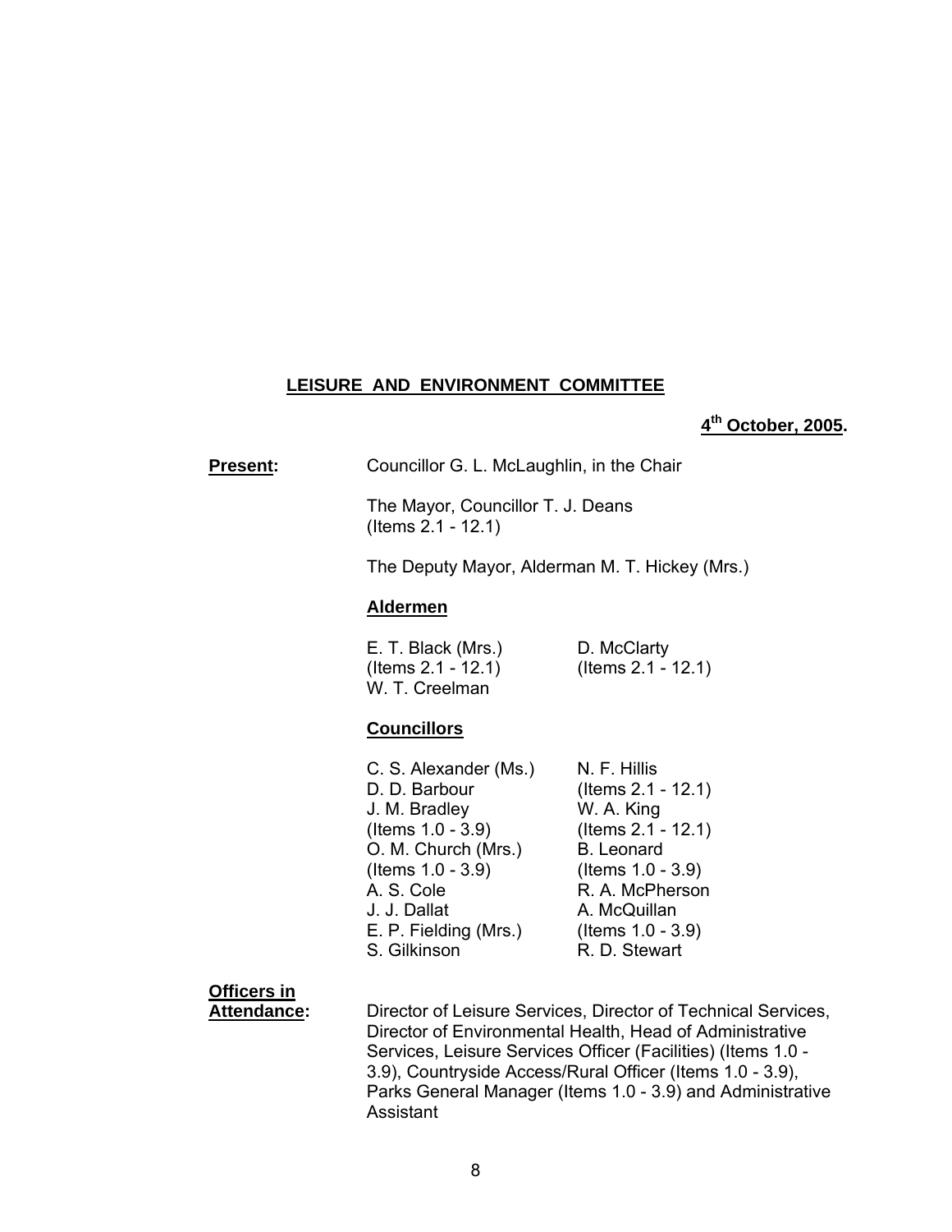## LEISURE AND ENVIRONMENT COMMITTEE

**4th October, 2005.**

**Present:** Councillor G. L. McLaughlin, in the Chair

The Mayor, Councillor T. J. Deans (Items 2.1 - 12.1)

The Deputy Mayor, Alderman M. T. Hickey (Mrs.)

**Aldermen**

E. T. Black (Mrs.) (Items 2.1 - 12.1)
W. T. Creelman
D. McClarty (Items 2.1 - 12.1)

**Councillors**

C. S. Alexander (Ms.)
D. D. Barbour
J. M. Bradley (Items 1.0 - 3.9)
O. M. Church (Mrs.) (Items 1.0 - 3.9)
A. S. Cole
J. J. Dallat
E. P. Fielding (Mrs.)
S. Gilkinson
N. F. Hillis (Items 2.1 - 12.1)
W. A. King (Items 2.1 - 12.1)
B. Leonard (Items 1.0 - 3.9)
R. A. McPherson
A. McQuillan (Items 1.0 - 3.9)
R. D. Stewart

**Officers in Attendance:** Director of Leisure Services, Director of Technical Services, Director of Environmental Health, Head of Administrative Services, Leisure Services Officer (Facilities) (Items 1.0 - 3.9), Countryside Access/Rural Officer (Items 1.0 - 3.9), Parks General Manager (Items 1.0 - 3.9) and Administrative Assistant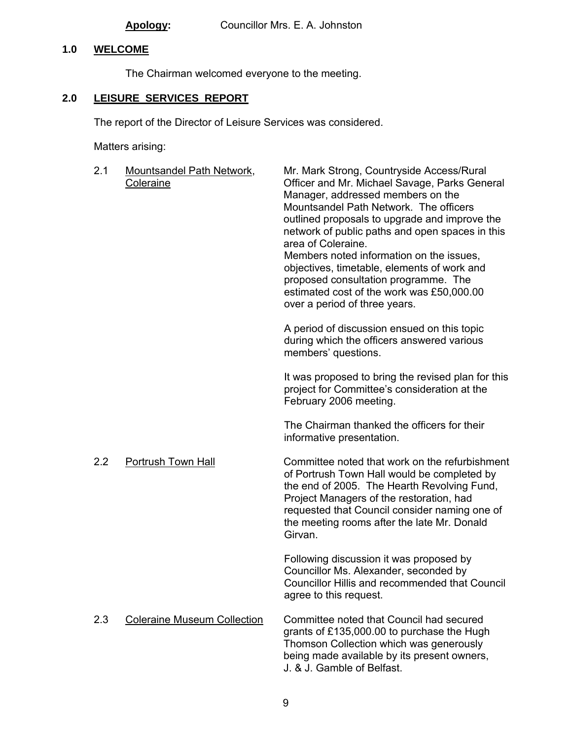**Apology:** Councillor Mrs. E. A. Johnston

## 1.0 WELCOME

The Chairman welcomed everyone to the meeting.

## 2.0 LEISURE SERVICES REPORT

The report of the Director of Leisure Services was considered.

Matters arising:

**2.1 Mountsandel Path Network, Coleraine**

Mr. Mark Strong, Countryside Access/Rural Officer and Mr. Michael Savage, Parks General Manager, addressed members on the Mountsandel Path Network. The officers outlined proposals to upgrade and improve the network of public paths and open spaces in this area of Coleraine.
Members noted information on the issues, objectives, timetable, elements of work and proposed consultation programme. The estimated cost of the work was £50,000.00 over a period of three years.

A period of discussion ensued on this topic during which the officers answered various members' questions.

It was proposed to bring the revised plan for this project for Committee's consideration at the February 2006 meeting.

The Chairman thanked the officers for their informative presentation.

**2.2 Portrush Town Hall**

Committee noted that work on the refurbishment of Portrush Town Hall would be completed by the end of 2005. The Hearth Revolving Fund, Project Managers of the restoration, had requested that Council consider naming one of the meeting rooms after the late Mr. Donald Girvan.

Following discussion it was proposed by Councillor Ms. Alexander, seconded by Councillor Hillis and recommended that Council agree to this request.

**2.3 Coleraine Museum Collection**

Committee noted that Council had secured grants of £135,000.00 to purchase the Hugh Thomson Collection which was generously being made available by its present owners, J. & J. Gamble of Belfast.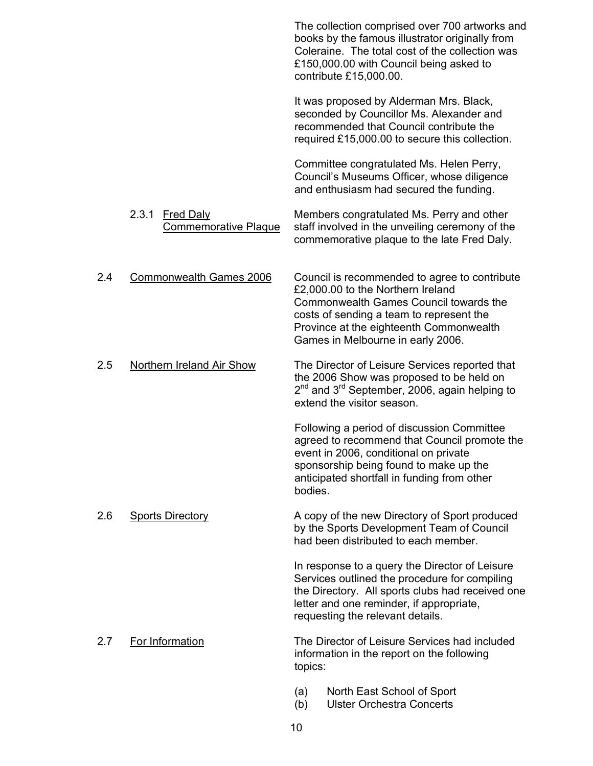The collection comprised over 700 artworks and books by the famous illustrator originally from Coleraine. The total cost of the collection was £150,000.00 with Council being asked to contribute £15,000.00.

It was proposed by Alderman Mrs. Black, seconded by Councillor Ms. Alexander and recommended that Council contribute the required £15,000.00 to secure this collection.

Committee congratulated Ms. Helen Perry, Council's Museums Officer, whose diligence and enthusiasm had secured the funding.

2.3.1 Fred Daly Commemorative Plaque

Members congratulated Ms. Perry and other staff involved in the unveiling ceremony of the commemorative plaque to the late Fred Daly.

2.4 Commonwealth Games 2006

Council is recommended to agree to contribute £2,000.00 to the Northern Ireland Commonwealth Games Council towards the costs of sending a team to represent the Province at the eighteenth Commonwealth Games in Melbourne in early 2006.

2.5 Northern Ireland Air Show

The Director of Leisure Services reported that the 2006 Show was proposed to be held on 2nd and 3rd September, 2006, again helping to extend the visitor season.

Following a period of discussion Committee agreed to recommend that Council promote the event in 2006, conditional on private sponsorship being found to make up the anticipated shortfall in funding from other bodies.

2.6 Sports Directory

A copy of the new Directory of Sport produced by the Sports Development Team of Council had been distributed to each member.

In response to a query the Director of Leisure Services outlined the procedure for compiling the Directory. All sports clubs had received one letter and one reminder, if appropriate, requesting the relevant details.

2.7 For Information

The Director of Leisure Services had included information in the report on the following topics:

(a) North East School of Sport
(b) Ulster Orchestra Concerts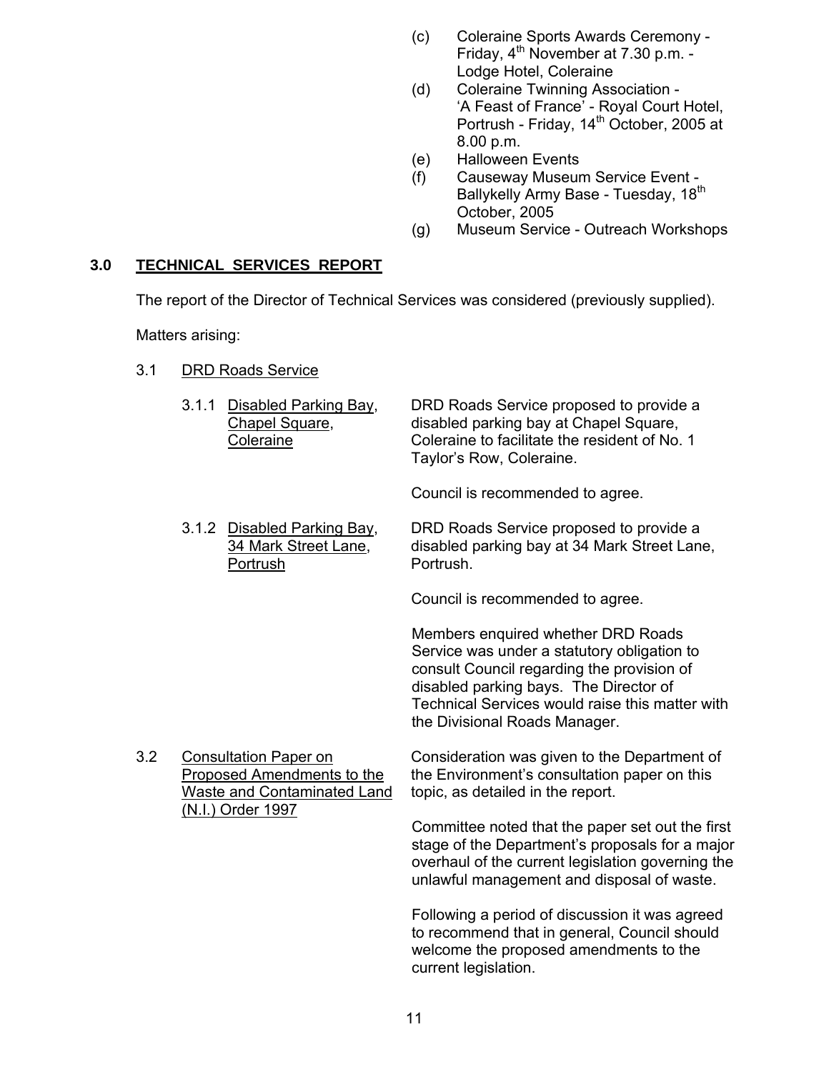(c) Coleraine Sports Awards Ceremony - Friday, 4th November at 7.30 p.m. - Lodge Hotel, Coleraine
(d) Coleraine Twinning Association - 'A Feast of France' - Royal Court Hotel, Portrush - Friday, 14th October, 2005 at 8.00 p.m.
(e) Halloween Events
(f) Causeway Museum Service Event - Ballykelly Army Base - Tuesday, 18th October, 2005
(g) Museum Service - Outreach Workshops

## 3.0 TECHNICAL SERVICES REPORT

The report of the Director of Technical Services was considered (previously supplied).

Matters arising:

3.1 DRD Roads Service

3.1.1 Disabled Parking Bay, Chapel Square, Coleraine

DRD Roads Service proposed to provide a disabled parking bay at Chapel Square, Coleraine to facilitate the resident of No. 1 Taylor's Row, Coleraine.

Council is recommended to agree.

3.1.2 Disabled Parking Bay, 34 Mark Street Lane, Portrush

DRD Roads Service proposed to provide a disabled parking bay at 34 Mark Street Lane, Portrush.

Council is recommended to agree.

Members enquired whether DRD Roads Service was under a statutory obligation to consult Council regarding the provision of disabled parking bays. The Director of Technical Services would raise this matter with the Divisional Roads Manager.

3.2 Consultation Paper on Proposed Amendments to the Waste and Contaminated Land (N.I.) Order 1997

Consideration was given to the Department of the Environment's consultation paper on this topic, as detailed in the report.

Committee noted that the paper set out the first stage of the Department's proposals for a major overhaul of the current legislation governing the unlawful management and disposal of waste.

Following a period of discussion it was agreed to recommend that in general, Council should welcome the proposed amendments to the current legislation.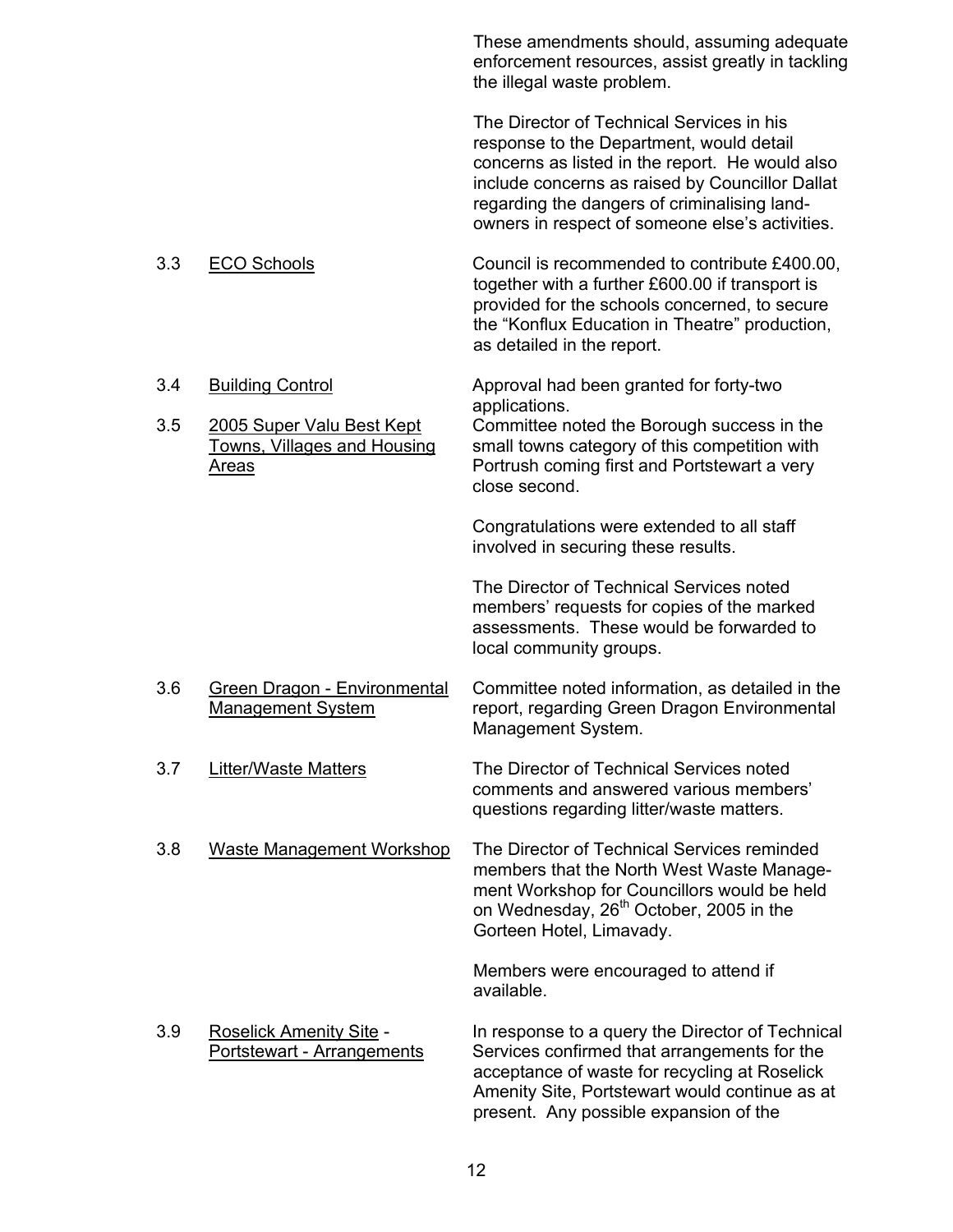These amendments should, assuming adequate enforcement resources, assist greatly in tackling the illegal waste problem.

The Director of Technical Services in his response to the Department, would detail concerns as listed in the report. He would also include concerns as raised by Councillor Dallat regarding the dangers of criminalising land-owners in respect of someone else's activities.

3.3 <u>ECO Schools</u>

Council is recommended to contribute £400.00, together with a further £600.00 if transport is provided for the schools concerned, to secure the "Konflux Education in Theatre" production, as detailed in the report.

3.4 <u>Building Control</u>

Approval had been granted for forty-two applications.

3.5 <u>2005 Super Valu Best Kept Towns, Villages and Housing Areas</u>

Committee noted the Borough success in the small towns category of this competition with Portrush coming first and Portstewart a very close second.

Congratulations were extended to all staff involved in securing these results.

The Director of Technical Services noted members' requests for copies of the marked assessments. These would be forwarded to local community groups.

3.6 <u>Green Dragon - Environmental Management System</u>

Committee noted information, as detailed in the report, regarding Green Dragon Environmental Management System.

3.7 <u>Litter/Waste Matters</u>

The Director of Technical Services noted comments and answered various members' questions regarding litter/waste matters.

3.8 <u>Waste Management Workshop</u>

The Director of Technical Services reminded members that the North West Waste Management Workshop for Councillors would be held on Wednesday, 26th October, 2005 in the Gorteen Hotel, Limavady.

Members were encouraged to attend if available.

3.9 <u>Roselick Amenity Site</u> - <u>Portstewart - Arrangements</u>

In response to a query the Director of Technical Services confirmed that arrangements for the acceptance of waste for recycling at Roselick Amenity Site, Portstewart would continue as at present. Any possible expansion of the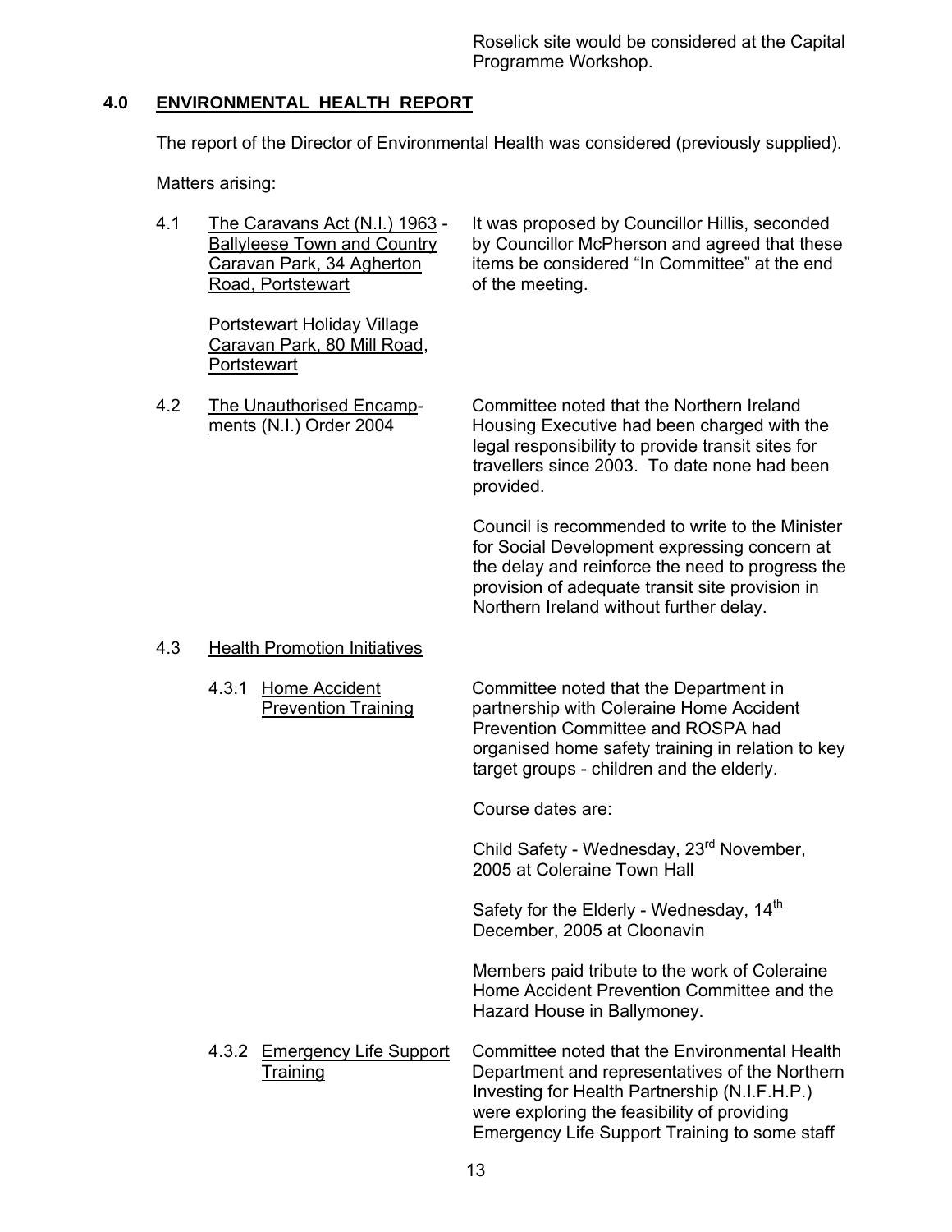Roselick site would be considered at the Capital Programme Workshop.

## 4.0 ENVIRONMENTAL HEALTH REPORT

The report of the Director of Environmental Health was considered (previously supplied).

Matters arising:

4.1 The Caravans Act (N.I.) 1963 - Ballyleese Town and Country Caravan Park, 34 Agherton Road, Portstewart

Portstewart Holiday Village Caravan Park, 80 Mill Road, Portstewart

It was proposed by Councillor Hillis, seconded by Councillor McPherson and agreed that these items be considered "In Committee" at the end of the meeting.

4.2 The Unauthorised Encampments (N.I.) Order 2004

Committee noted that the Northern Ireland Housing Executive had been charged with the legal responsibility to provide transit sites for travellers since 2003. To date none had been provided.

Council is recommended to write to the Minister for Social Development expressing concern at the delay and reinforce the need to progress the provision of adequate transit site provision in Northern Ireland without further delay.

4.3 Health Promotion Initiatives

4.3.1 Home Accident Prevention Training

Committee noted that the Department in partnership with Coleraine Home Accident Prevention Committee and ROSPA had organised home safety training in relation to key target groups - children and the elderly.

Course dates are:

Child Safety - Wednesday, 23rd November, 2005 at Coleraine Town Hall

Safety for the Elderly - Wednesday, 14th December, 2005 at Cloonavin

Members paid tribute to the work of Coleraine Home Accident Prevention Committee and the Hazard House in Ballymoney.

4.3.2 Emergency Life Support Training

Committee noted that the Environmental Health Department and representatives of the Northern Investing for Health Partnership (N.I.F.H.P.) were exploring the feasibility of providing Emergency Life Support Training to some staff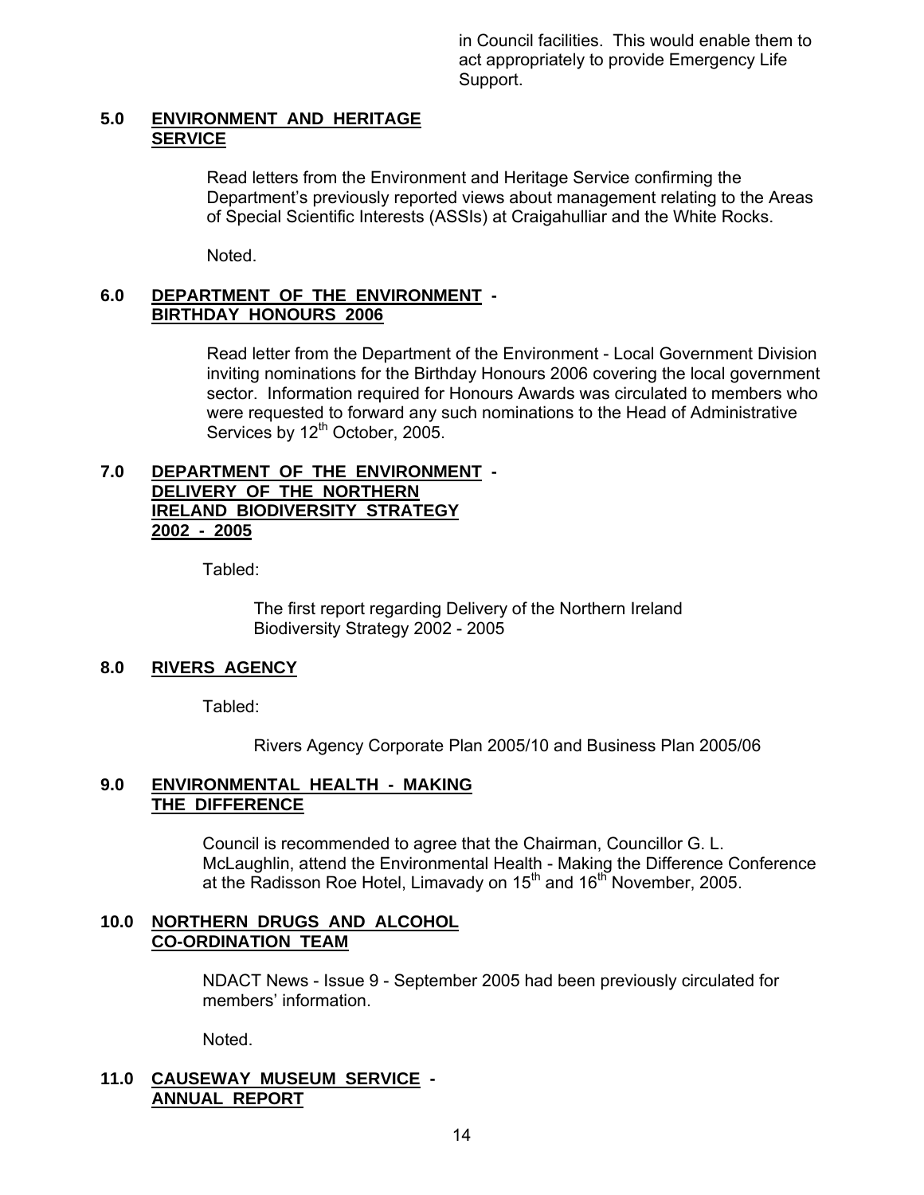in Council facilities. This would enable them to act appropriately to provide Emergency Life Support.

**5.0 ENVIRONMENT AND HERITAGE SERVICE**

Read letters from the Environment and Heritage Service confirming the Department's previously reported views about management relating to the Areas of Special Scientific Interests (ASSIs) at Craigahulliar and the White Rocks.

Noted.

**6.0 DEPARTMENT OF THE ENVIRONMENT - BIRTHDAY HONOURS 2006**

Read letter from the Department of the Environment - Local Government Division inviting nominations for the Birthday Honours 2006 covering the local government sector. Information required for Honours Awards was circulated to members who were requested to forward any such nominations to the Head of Administrative Services by 12th October, 2005.

**7.0 DEPARTMENT OF THE ENVIRONMENT - DELIVERY OF THE NORTHERN IRELAND BIODIVERSITY STRATEGY 2002 - 2005**

Tabled:

The first report regarding Delivery of the Northern Ireland Biodiversity Strategy 2002 - 2005

**8.0 RIVERS AGENCY**

Tabled:

Rivers Agency Corporate Plan 2005/10 and Business Plan 2005/06

**9.0 ENVIRONMENTAL HEALTH - MAKING THE DIFFERENCE**

Council is recommended to agree that the Chairman, Councillor G. L. McLaughlin, attend the Environmental Health - Making the Difference Conference at the Radisson Roe Hotel, Limavady on 15th and 16th November, 2005.

**10.0 NORTHERN DRUGS AND ALCOHOL CO-ORDINATION TEAM**

NDACT News - Issue 9 - September 2005 had been previously circulated for members' information.

Noted.

**11.0 CAUSEWAY MUSEUM SERVICE - ANNUAL REPORT**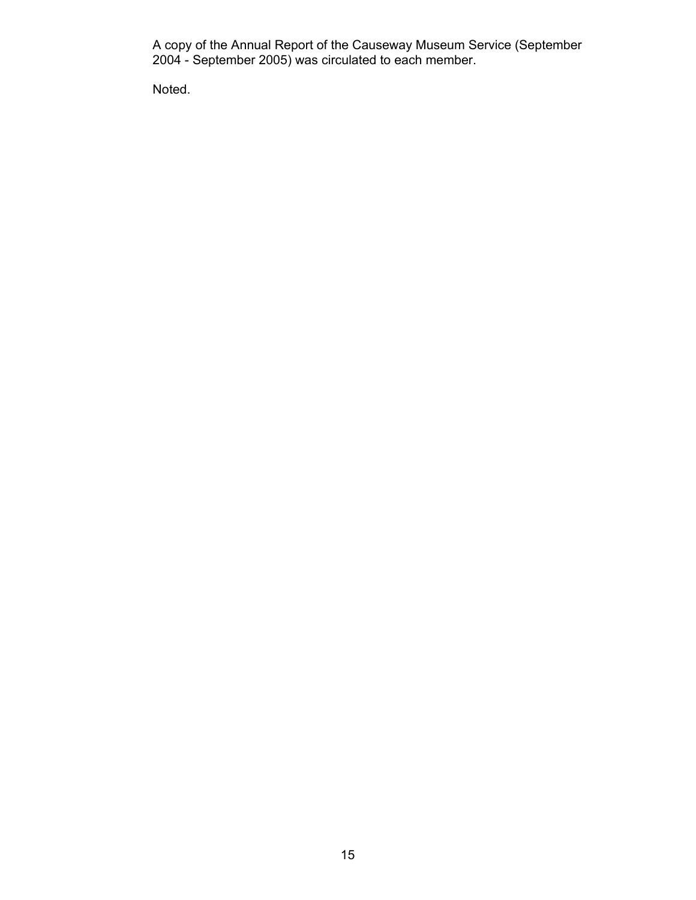A copy of the Annual Report of the Causeway Museum Service (September 2004 - September 2005) was circulated to each member.

Noted.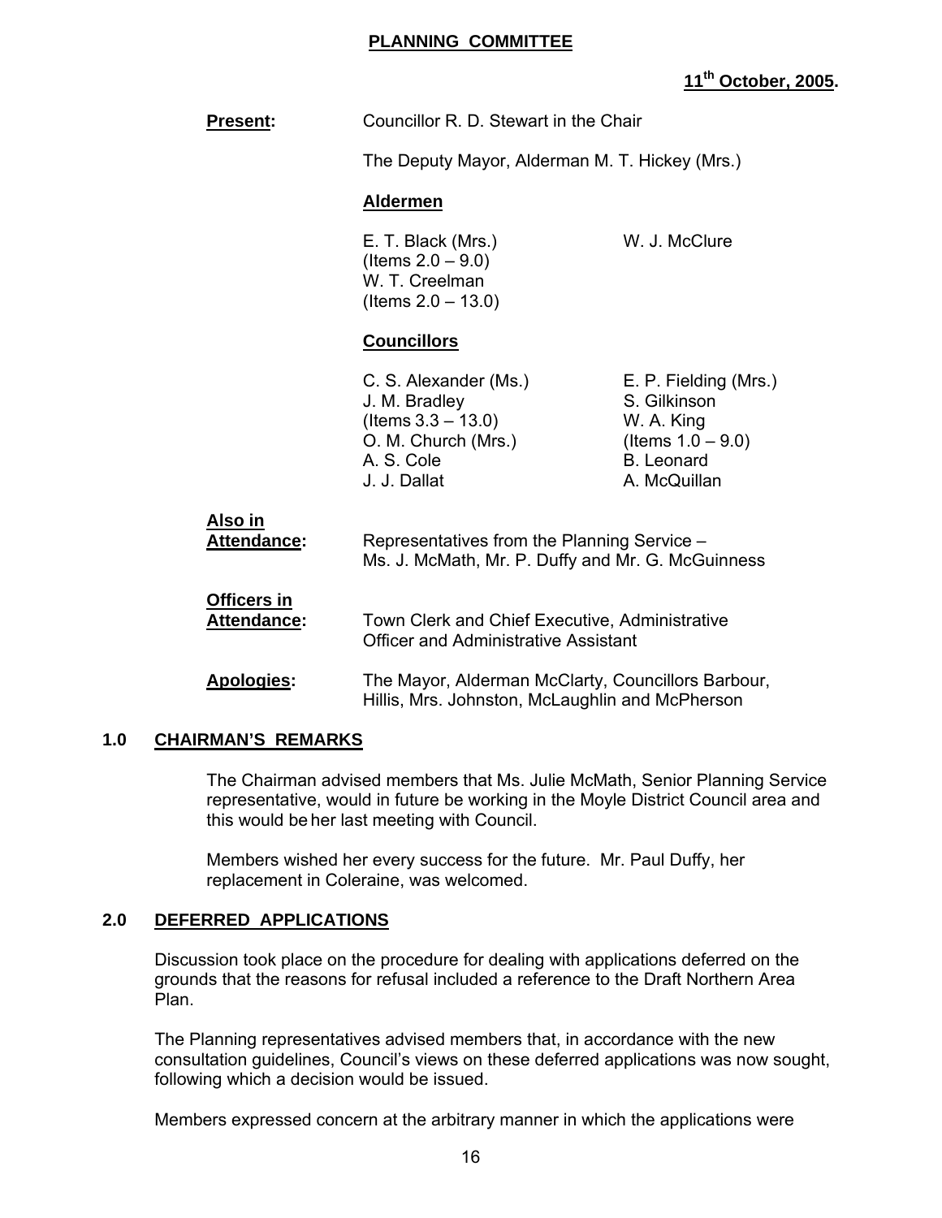**PLANNING COMMITTEE**

**11th October, 2005.**

**Present:** Councillor R. D. Stewart in the Chair

The Deputy Mayor, Alderman M. T. Hickey (Mrs.)

**Aldermen**

E. T. Black (Mrs.) (Items 2.0 – 9.0)
W. T. Creelman (Items 2.0 – 13.0)
W. J. McClure

**Councillors**

C. S. Alexander (Ms.)
J. M. Bradley (Items 3.3 – 13.0)
O. M. Church (Mrs.)
A. S. Cole
J. J. Dallat
E. P. Fielding (Mrs.)
S. Gilkinson
W. A. King (Items 1.0 – 9.0)
B. Leonard
A. McQuillan

**Also in Attendance:** Representatives from the Planning Service – Ms. J. McMath, Mr. P. Duffy and Mr. G. McGuinness

**Officers in Attendance:** Town Clerk and Chief Executive, Administrative Officer and Administrative Assistant

**Apologies:** The Mayor, Alderman McClarty, Councillors Barbour, Hillis, Mrs. Johnston, McLaughlin and McPherson

## 1.0 CHAIRMAN'S REMARKS

The Chairman advised members that Ms. Julie McMath, Senior Planning Service representative, would in future be working in the Moyle District Council area and this would be her last meeting with Council.

Members wished her every success for the future. Mr. Paul Duffy, her replacement in Coleraine, was welcomed.

## 2.0 DEFERRED APPLICATIONS

Discussion took place on the procedure for dealing with applications deferred on the grounds that the reasons for refusal included a reference to the Draft Northern Area Plan.

The Planning representatives advised members that, in accordance with the new consultation guidelines, Council's views on these deferred applications was now sought, following which a decision would be issued.

Members expressed concern at the arbitrary manner in which the applications were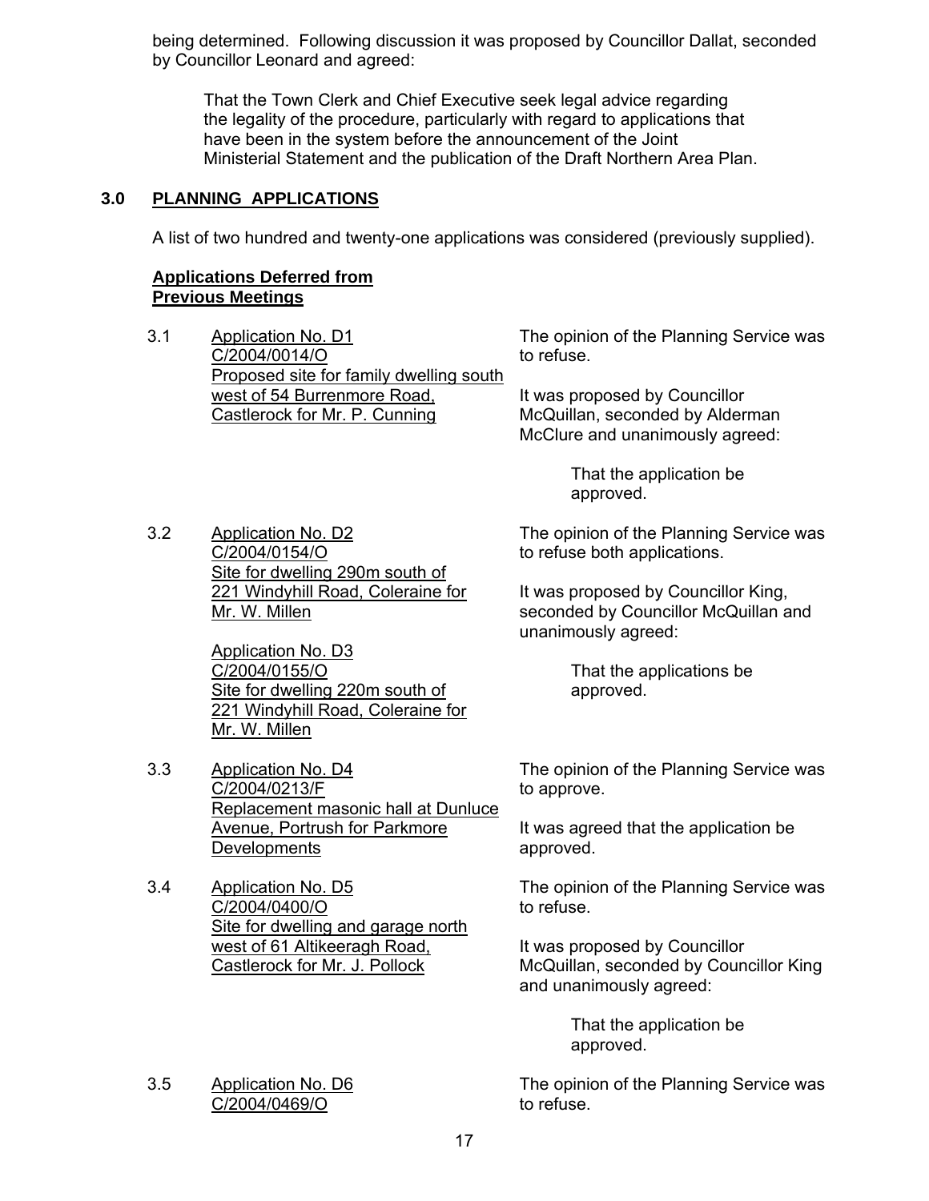being determined. Following discussion it was proposed by Councillor Dallat, seconded by Councillor Leonard and agreed:

> That the Town Clerk and Chief Executive seek legal advice regarding the legality of the procedure, particularly with regard to applications that have been in the system before the announcement of the Joint Ministerial Statement and the publication of the Draft Northern Area Plan.

## 3.0 PLANNING APPLICATIONS

A list of two hundred and twenty-one applications was considered (previously supplied).

**Applications Deferred from Previous Meetings**

3.1 Application No. D1
C/2004/0014/O
Proposed site for family dwelling south west of 54 Burrenmore Road, Castlerock for Mr. P. Cunning

The opinion of the Planning Service was to refuse.

It was proposed by Councillor McQuillan, seconded by Alderman McClure and unanimously agreed:

> That the application be approved.

3.2 Application No. D2
C/2004/0154/O
Site for dwelling 290m south of 221 Windyhill Road, Coleraine for Mr. W. Millen

Application No. D3
C/2004/0155/O
Site for dwelling 220m south of 221 Windyhill Road, Coleraine for Mr. W. Millen

The opinion of the Planning Service was to refuse both applications.

It was proposed by Councillor King, seconded by Councillor McQuillan and unanimously agreed:

> That the applications be approved.

3.3 Application No. D4
C/2004/0213/F
Replacement masonic hall at Dunluce Avenue, Portrush for Parkmore Developments

The opinion of the Planning Service was to approve.

It was agreed that the application be approved.

3.4 Application No. D5
C/2004/0400/O
Site for dwelling and garage north west of 61 Altikeeragh Road, Castlerock for Mr. J. Pollock

The opinion of the Planning Service was to refuse.

It was proposed by Councillor McQuillan, seconded by Councillor King and unanimously agreed:

> That the application be approved.

3.5 Application No. D6
C/2004/0469/O

The opinion of the Planning Service was to refuse.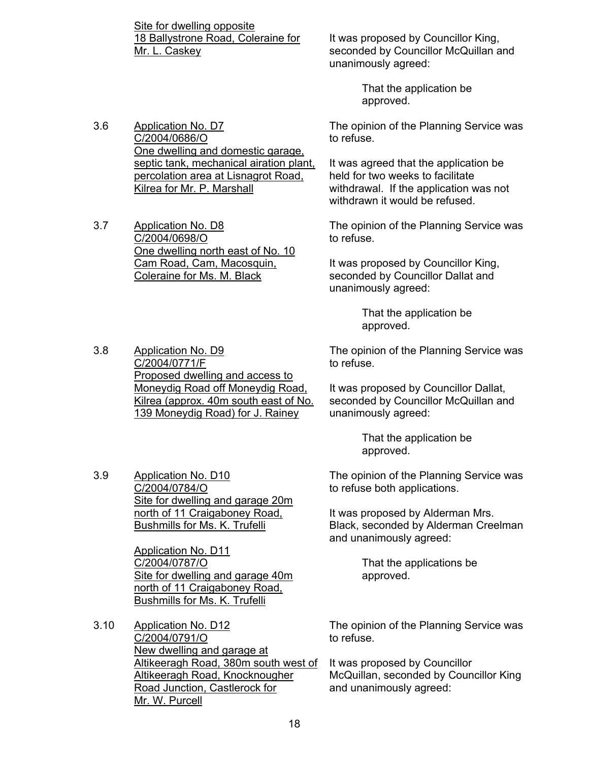Site for dwelling opposite 18 Ballystrone Road, Coleraine for Mr. L. Caskey

It was proposed by Councillor King, seconded by Councillor McQuillan and unanimously agreed:

> That the application be approved.

3.6 Application No. D7
C/2004/0686/O
One dwelling and domestic garage, septic tank, mechanical airation plant, percolation area at Lisnagrot Road, Kilrea for Mr. P. Marshall

The opinion of the Planning Service was to refuse.

It was agreed that the application be held for two weeks to facilitate withdrawal. If the application was not withdrawn it would be refused.

3.7 Application No. D8
C/2004/0698/O
One dwelling north east of No. 10 Cam Road, Cam, Macosquin, Coleraine for Ms. M. Black

The opinion of the Planning Service was to refuse.

It was proposed by Councillor King, seconded by Councillor Dallat and unanimously agreed:

> That the application be approved.

3.8 Application No. D9
C/2004/0771/F
Proposed dwelling and access to Moneydig Road off Moneydig Road, Kilrea (approx. 40m south east of No. 139 Moneydig Road) for J. Rainey

The opinion of the Planning Service was to refuse.

It was proposed by Councillor Dallat, seconded by Councillor McQuillan and unanimously agreed:

> That the application be approved.

3.9 Application No. D10
C/2004/0784/O
Site for dwelling and garage 20m north of 11 Craigaboney Road, Bushmills for Ms. K. Trufelli

Application No. D11
C/2004/0787/O
Site for dwelling and garage 40m north of 11 Craigaboney Road, Bushmills for Ms. K. Trufelli

The opinion of the Planning Service was to refuse both applications.

It was proposed by Alderman Mrs. Black, seconded by Alderman Creelman and unanimously agreed:

> That the applications be approved.

3.10 Application No. D12
C/2004/0791/O
New dwelling and garage at Altikeeragh Road, 380m south west of Altikeeragh Road, Knocknougher Road Junction, Castlerock for Mr. W. Purcell

The opinion of the Planning Service was to refuse.

It was proposed by Councillor McQuillan, seconded by Councillor King and unanimously agreed: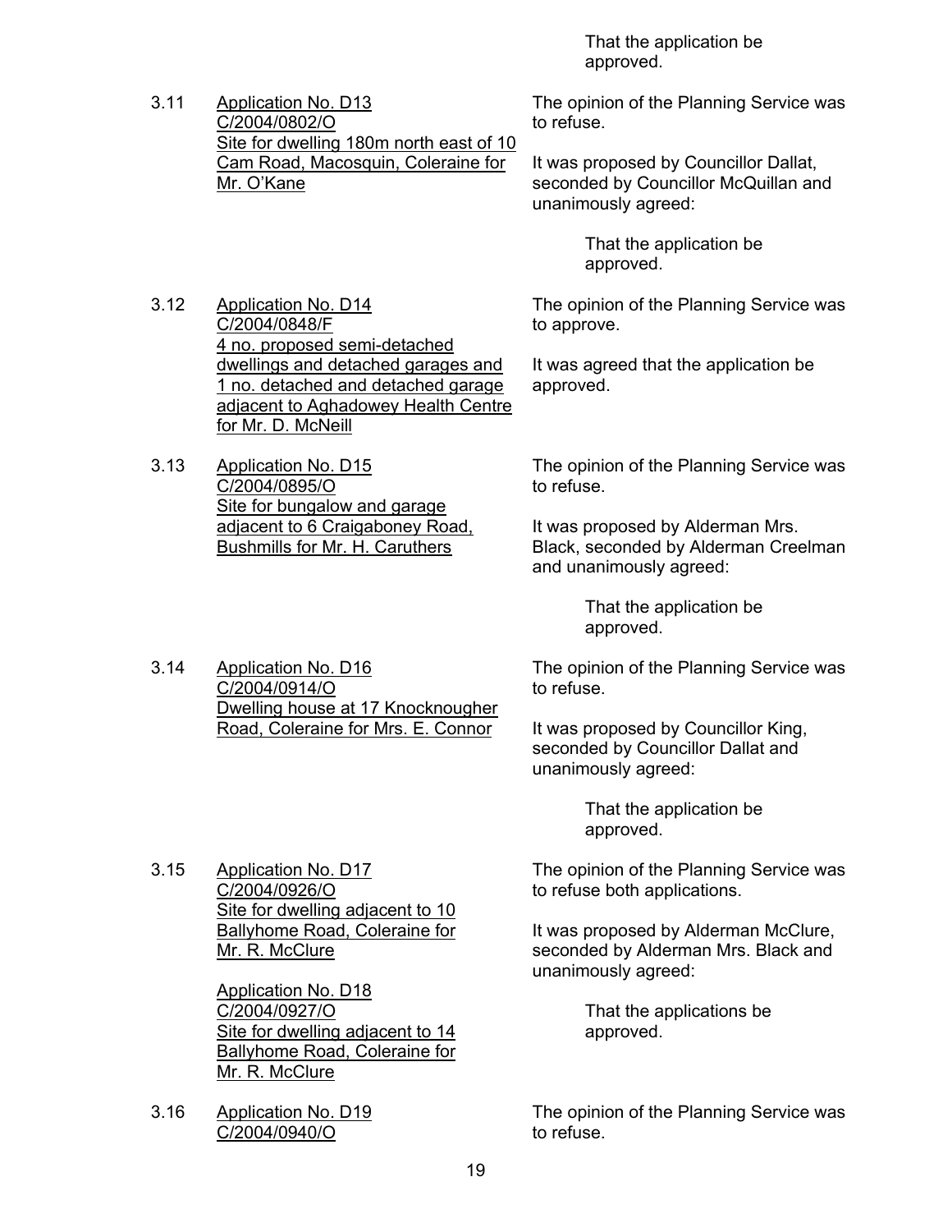That the application be approved.

3.11 Application No. D13
C/2004/0802/O
Site for dwelling 180m north east of 10 Cam Road, Macosquin, Coleraine for Mr. O'Kane

The opinion of the Planning Service was to refuse.

It was proposed by Councillor Dallat, seconded by Councillor McQuillan and unanimously agreed:

> That the application be approved.

3.12 Application No. D14
C/2004/0848/F
4 no. proposed semi-detached dwellings and detached garages and 1 no. detached and detached garage adjacent to Aghadowey Health Centre for Mr. D. McNeill

The opinion of the Planning Service was to approve.

It was agreed that the application be approved.

3.13 Application No. D15
C/2004/0895/O
Site for bungalow and garage adjacent to 6 Craigaboney Road, Bushmills for Mr. H. Caruthers

The opinion of the Planning Service was to refuse.

It was proposed by Alderman Mrs. Black, seconded by Alderman Creelman and unanimously agreed:

> That the application be approved.

3.14 Application No. D16
C/2004/0914/O
Dwelling house at 17 Knocknougher Road, Coleraine for Mrs. E. Connor

The opinion of the Planning Service was to refuse.

It was proposed by Councillor King, seconded by Councillor Dallat and unanimously agreed:

> That the application be approved.

3.15 Application No. D17
C/2004/0926/O
Site for dwelling adjacent to 10 Ballyhome Road, Coleraine for Mr. R. McClure

Application No. D18
C/2004/0927/O
Site for dwelling adjacent to 14 Ballyhome Road, Coleraine for Mr. R. McClure

The opinion of the Planning Service was to refuse both applications.

It was proposed by Alderman McClure, seconded by Alderman Mrs. Black and unanimously agreed:

> That the applications be approved.

3.16 Application No. D19
C/2004/0940/O

The opinion of the Planning Service was to refuse.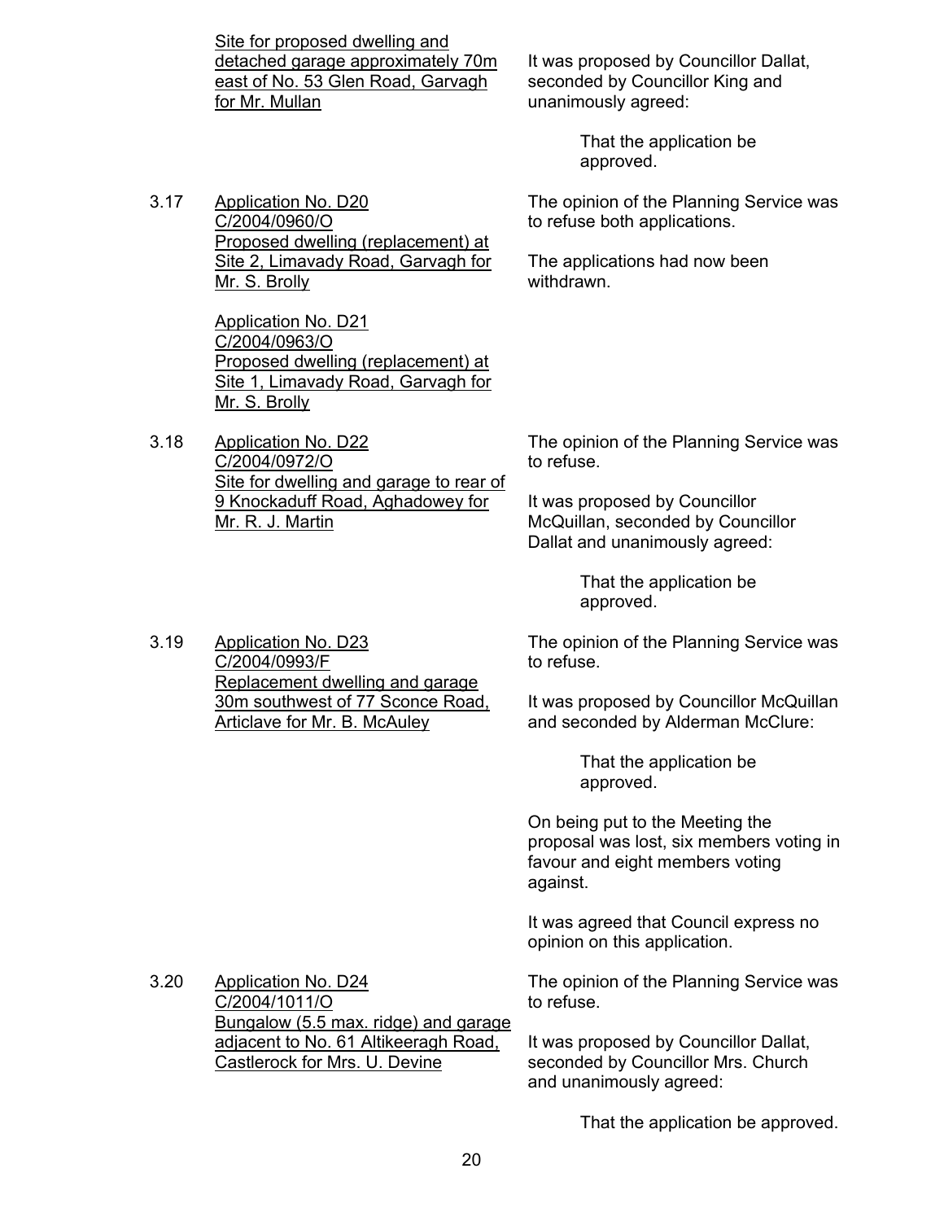<u>Site for proposed dwelling and detached garage approximately 70m east of No. 53 Glen Road, Garvagh for Mr. Mullan</u>

It was proposed by Councillor Dallat, seconded by Councillor King and unanimously agreed:

> That the application be approved.

3.17 <u>Application No. D20 C/2004/0960/O Proposed dwelling (replacement) at Site 2, Limavady Road, Garvagh for Mr. S. Brolly</u>

<u>Application No. D21 C/2004/0963/O Proposed dwelling (replacement) at Site 1, Limavady Road, Garvagh for Mr. S. Brolly</u>

The opinion of the Planning Service was to refuse both applications.

The applications had now been withdrawn.

3.18 <u>Application No. D22 C/2004/0972/O Site for dwelling and garage to rear of 9 Knockaduff Road, Aghadowey for Mr. R. J. Martin</u>

The opinion of the Planning Service was to refuse.

It was proposed by Councillor McQuillan, seconded by Councillor Dallat and unanimously agreed:

> That the application be approved.

3.19 <u>Application No. D23 C/2004/0993/F Replacement dwelling and garage 30m southwest of 77 Sconce Road, Articlave for Mr. B. McAuley</u>

The opinion of the Planning Service was to refuse.

It was proposed by Councillor McQuillan and seconded by Alderman McClure:

> That the application be approved.

On being put to the Meeting the proposal was lost, six members voting in favour and eight members voting against.

It was agreed that Council express no opinion on this application.

3.20 <u>Application No. D24 C/2004/1011/O Bungalow (5.5 max. ridge) and garage adjacent to No. 61 Altikeeragh Road, Castlerock for Mrs. U. Devine</u>

The opinion of the Planning Service was to refuse.

It was proposed by Councillor Dallat, seconded by Councillor Mrs. Church and unanimously agreed:

> That the application be approved.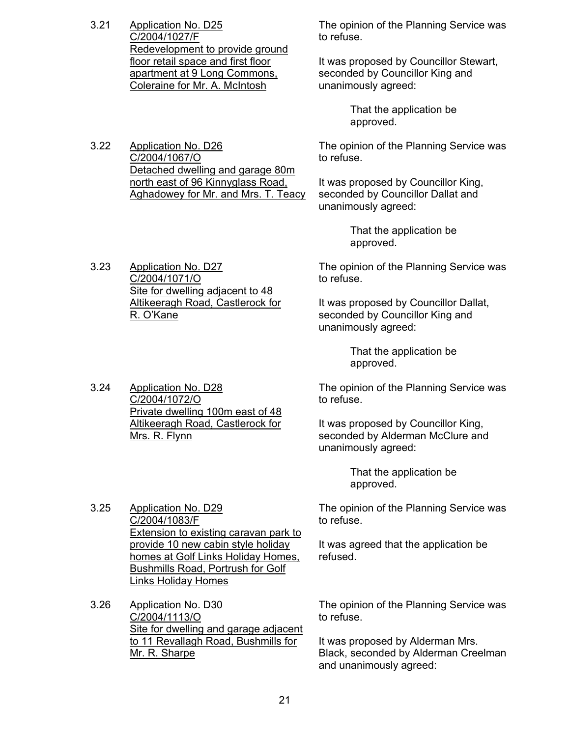3.21 <u>Application No. D25</u>
<u>C/2004/1027/F</u>
<u>Redevelopment to provide ground floor retail space and first floor apartment at 9 Long Commons, Coleraine for Mr. A. McIntosh</u>

The opinion of the Planning Service was to refuse.

It was proposed by Councillor Stewart, seconded by Councillor King and unanimously agreed:

> That the application be approved.

3.22 <u>Application No. D26</u>
<u>C/2004/1067/O</u>
<u>Detached dwelling and garage 80m north east of 96 Kinnyglass Road, Aghadowey for Mr. and Mrs. T. Teacy</u>

The opinion of the Planning Service was to refuse.

It was proposed by Councillor King, seconded by Councillor Dallat and unanimously agreed:

> That the application be approved.

3.23 <u>Application No. D27</u>
<u>C/2004/1071/O</u>
<u>Site for dwelling adjacent to 48 Altikeeragh Road, Castlerock for R. O'Kane</u>

The opinion of the Planning Service was to refuse.

It was proposed by Councillor Dallat, seconded by Councillor King and unanimously agreed:

> That the application be approved.

3.24 <u>Application No. D28</u>
<u>C/2004/1072/O</u>
<u>Private dwelling 100m east of 48 Altikeeragh Road, Castlerock for Mrs. R. Flynn</u>

The opinion of the Planning Service was to refuse.

It was proposed by Councillor King, seconded by Alderman McClure and unanimously agreed:

> That the application be approved.

3.25 <u>Application No. D29</u>
<u>C/2004/1083/F</u>
<u>Extension to existing caravan park to provide 10 new cabin style holiday homes at Golf Links Holiday Homes, Bushmills Road, Portrush for Golf Links Holiday Homes</u>

The opinion of the Planning Service was to refuse.

It was agreed that the application be refused.

3.26 <u>Application No. D30</u>
<u>C/2004/1113/O</u>
<u>Site for dwelling and garage adjacent to 11 Revallagh Road, Bushmills for Mr. R. Sharpe</u>

The opinion of the Planning Service was to refuse.

It was proposed by Alderman Mrs. Black, seconded by Alderman Creelman and unanimously agreed: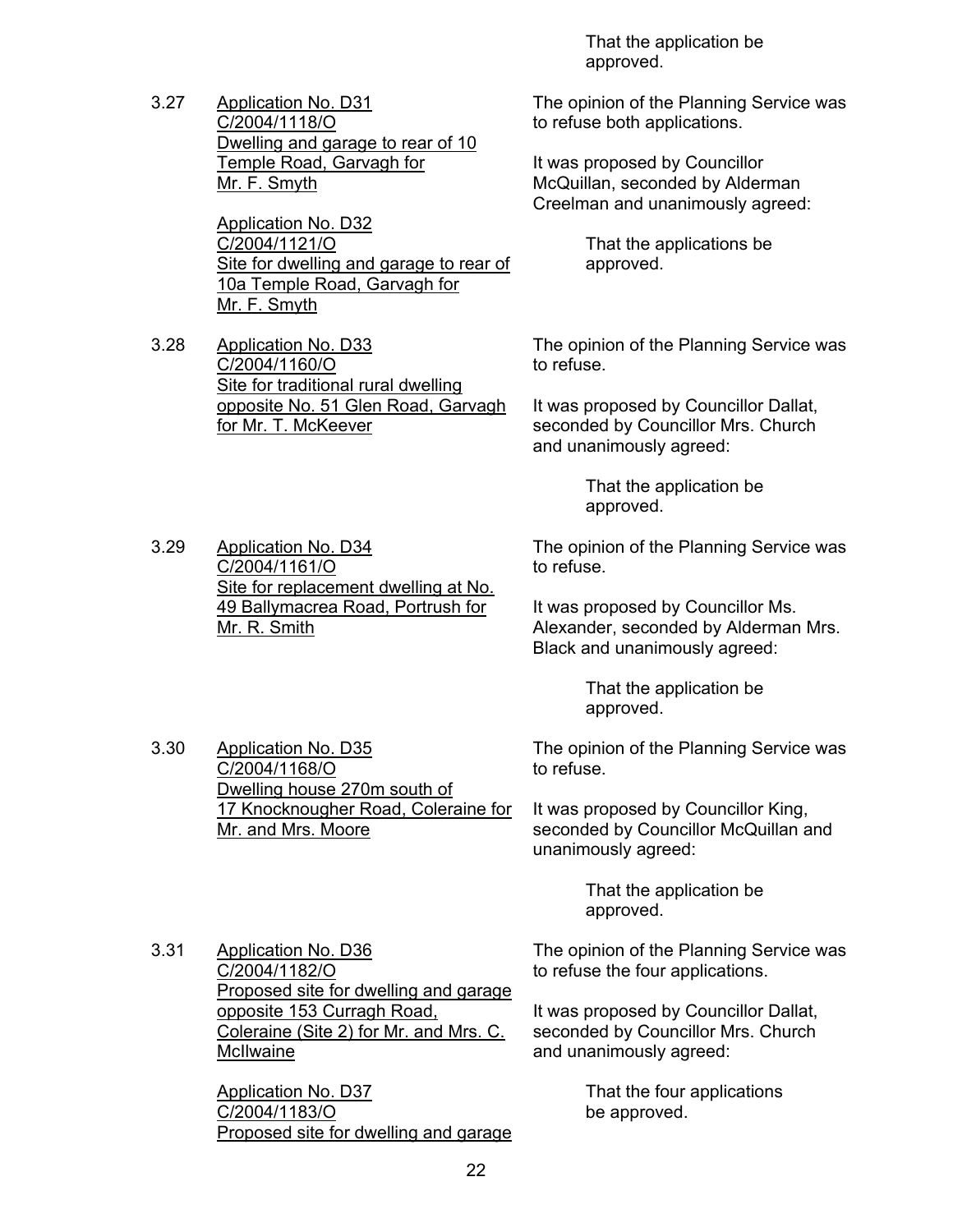That the application be approved.

3.27 Application No. D31
C/2004/1118/O
Dwelling and garage to rear of 10 Temple Road, Garvagh for Mr. F. Smyth

Application No. D32
C/2004/1121/O
Site for dwelling and garage to rear of 10a Temple Road, Garvagh for Mr. F. Smyth

The opinion of the Planning Service was to refuse both applications.

It was proposed by Councillor McQuillan, seconded by Alderman Creelman and unanimously agreed:

That the applications be approved.

3.28 Application No. D33
C/2004/1160/O
Site for traditional rural dwelling opposite No. 51 Glen Road, Garvagh for Mr. T. McKeever

The opinion of the Planning Service was to refuse.

It was proposed by Councillor Dallat, seconded by Councillor Mrs. Church and unanimously agreed:

That the application be approved.

3.29 Application No. D34
C/2004/1161/O
Site for replacement dwelling at No. 49 Ballymacrea Road, Portrush for Mr. R. Smith

The opinion of the Planning Service was to refuse.

It was proposed by Councillor Ms. Alexander, seconded by Alderman Mrs. Black and unanimously agreed:

That the application be approved.

3.30 Application No. D35
C/2004/1168/O
Dwelling house 270m south of 17 Knocknougher Road, Coleraine for Mr. and Mrs. Moore

The opinion of the Planning Service was to refuse.

It was proposed by Councillor King, seconded by Councillor McQuillan and unanimously agreed:

That the application be approved.

3.31 Application No. D36
C/2004/1182/O
Proposed site for dwelling and garage opposite 153 Curragh Road, Coleraine (Site 2) for Mr. and Mrs. C. McIlwaine

Application No. D37
C/2004/1183/O
Proposed site for dwelling and garage

The opinion of the Planning Service was to refuse the four applications.

It was proposed by Councillor Dallat, seconded by Councillor Mrs. Church and unanimously agreed:

That the four applications be approved.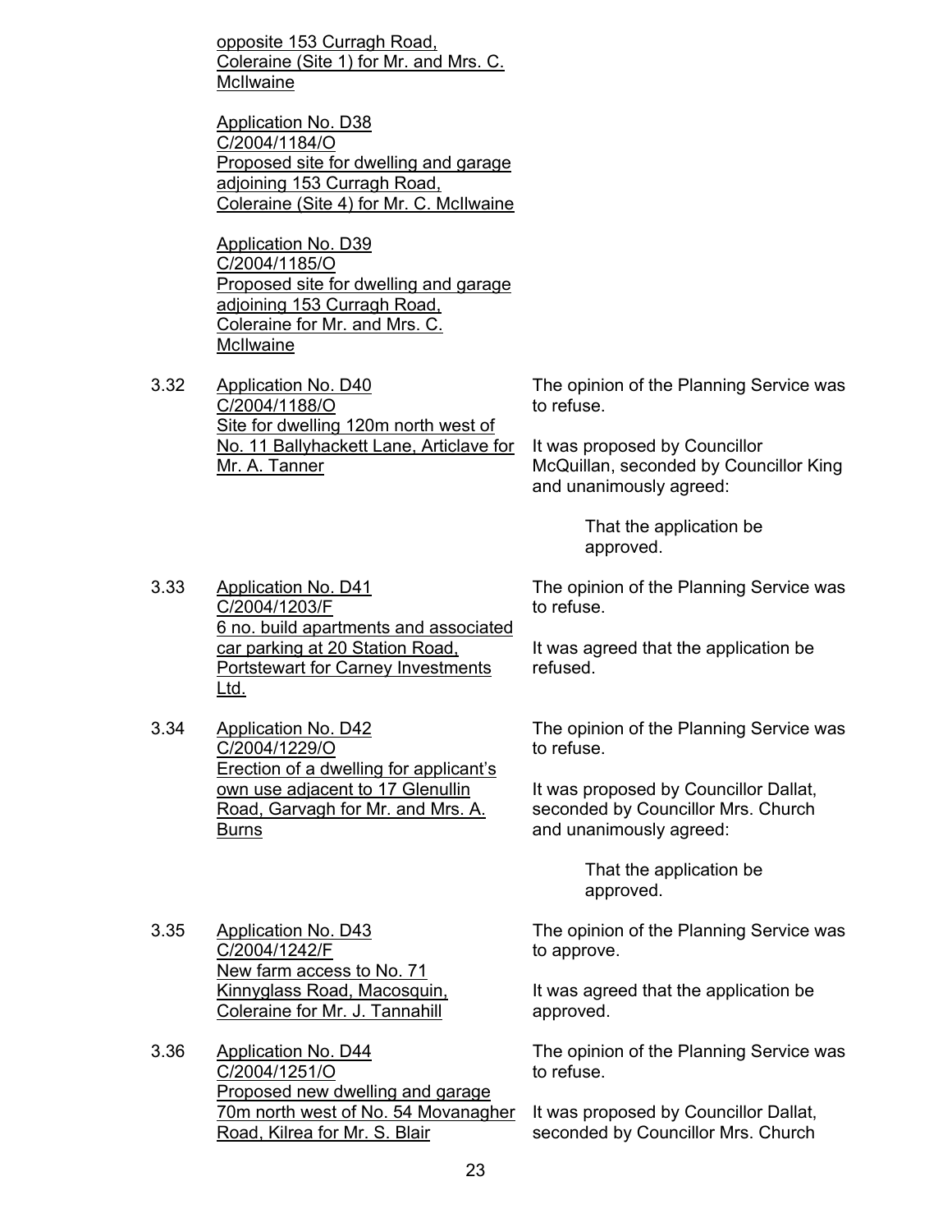opposite 153 Curragh Road, Coleraine (Site 1) for Mr. and Mrs. C. McIlwaine

Application No. D38
C/2004/1184/O
Proposed site for dwelling and garage adjoining 153 Curragh Road, Coleraine (Site 4) for Mr. C. McIlwaine

Application No. D39
C/2004/1185/O
Proposed site for dwelling and garage adjoining 153 Curragh Road, Coleraine for Mr. and Mrs. C. McIlwaine

3.32 Application No. D40
C/2004/1188/O
Site for dwelling 120m north west of No. 11 Ballyhackett Lane, Articlave for Mr. A. Tanner

The opinion of the Planning Service was to refuse.

It was proposed by Councillor McQuillan, seconded by Councillor King and unanimously agreed:

That the application be approved.

3.33 Application No. D41
C/2004/1203/F
6 no. build apartments and associated car parking at 20 Station Road, Portstewart for Carney Investments Ltd.

The opinion of the Planning Service was to refuse.

It was agreed that the application be refused.

3.34 Application No. D42
C/2004/1229/O
Erection of a dwelling for applicant's own use adjacent to 17 Glenullin Road, Garvagh for Mr. and Mrs. A. Burns

The opinion of the Planning Service was to refuse.

It was proposed by Councillor Dallat, seconded by Councillor Mrs. Church and unanimously agreed:

That the application be approved.

3.35 Application No. D43
C/2004/1242/F
New farm access to No. 71 Kinnyglass Road, Macosquin, Coleraine for Mr. J. Tannahill

The opinion of the Planning Service was to approve.

It was agreed that the application be approved.

3.36 Application No. D44
C/2004/1251/O
Proposed new dwelling and garage 70m north west of No. 54 Movanagher Road, Kilrea for Mr. S. Blair

The opinion of the Planning Service was to refuse.

It was proposed by Councillor Dallat, seconded by Councillor Mrs. Church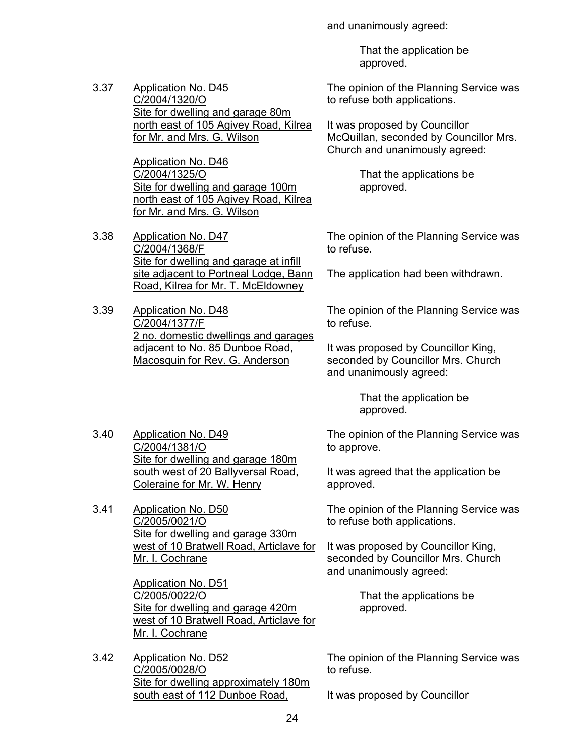and unanimously agreed:

> That the application be approved.

3.37 Application No. D45
C/2004/1320/O
Site for dwelling and garage 80m north east of 105 Agivey Road, Kilrea for Mr. and Mrs. G. Wilson

Application No. D46
C/2004/1325/O
Site for dwelling and garage 100m north east of 105 Agivey Road, Kilrea for Mr. and Mrs. G. Wilson

The opinion of the Planning Service was to refuse both applications.

It was proposed by Councillor McQuillan, seconded by Councillor Mrs. Church and unanimously agreed:

> That the applications be approved.

3.38 Application No. D47
C/2004/1368/F
Site for dwelling and garage at infill site adjacent to Portneal Lodge, Bann Road, Kilrea for Mr. T. McEldowney

The opinion of the Planning Service was to refuse.

The application had been withdrawn.

3.39 Application No. D48
C/2004/1377/F
2 no. domestic dwellings and garages adjacent to No. 85 Dunboe Road, Macosquin for Rev. G. Anderson

The opinion of the Planning Service was to refuse.

It was proposed by Councillor King, seconded by Councillor Mrs. Church and unanimously agreed:

> That the application be approved.

3.40 Application No. D49
C/2004/1381/O
Site for dwelling and garage 180m south west of 20 Ballyversal Road, Coleraine for Mr. W. Henry

The opinion of the Planning Service was to approve.

It was agreed that the application be approved.

3.41 Application No. D50
C/2005/0021/O
Site for dwelling and garage 330m west of 10 Bratwell Road, Articlave for Mr. I. Cochrane

Application No. D51
C/2005/0022/O
Site for dwelling and garage 420m west of 10 Bratwell Road, Articlave for Mr. I. Cochrane

The opinion of the Planning Service was to refuse both applications.

It was proposed by Councillor King, seconded by Councillor Mrs. Church and unanimously agreed:

> That the applications be approved.

3.42 Application No. D52
C/2005/0028/O
Site for dwelling approximately 180m south east of 112 Dunboe Road,

The opinion of the Planning Service was to refuse.

It was proposed by Councillor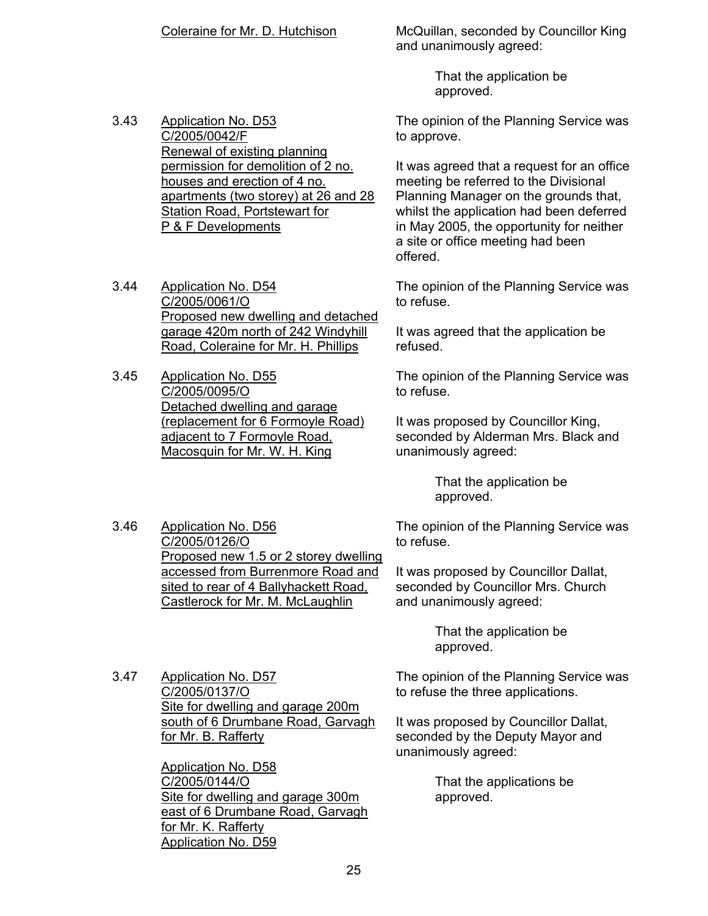Coleraine for Mr. D. Hutchison

McQuillan, seconded by Councillor King and unanimously agreed:

> That the application be approved.

3.43 Application No. D53
C/2005/0042/F
Renewal of existing planning permission for demolition of 2 no. houses and erection of 4 no. apartments (two storey) at 26 and 28 Station Road, Portstewart for P & F Developments

The opinion of the Planning Service was to approve.

It was agreed that a request for an office meeting be referred to the Divisional Planning Manager on the grounds that, whilst the application had been deferred in May 2005, the opportunity for neither a site or office meeting had been offered.

3.44 Application No. D54
C/2005/0061/O
Proposed new dwelling and detached garage 420m north of 242 Windyhill Road, Coleraine for Mr. H. Phillips

The opinion of the Planning Service was to refuse.

It was agreed that the application be refused.

3.45 Application No. D55
C/2005/0095/O
Detached dwelling and garage (replacement for 6 Formoyle Road) adjacent to 7 Formoyle Road, Macosquin for Mr. W. H. King

The opinion of the Planning Service was to refuse.

It was proposed by Councillor King, seconded by Alderman Mrs. Black and unanimously agreed:

> That the application be approved.

3.46 Application No. D56
C/2005/0126/O
Proposed new 1.5 or 2 storey dwelling accessed from Burrenmore Road and sited to rear of 4 Ballyhackett Road, Castlerock for Mr. M. McLaughlin

The opinion of the Planning Service was to refuse.

It was proposed by Councillor Dallat, seconded by Councillor Mrs. Church and unanimously agreed:

> That the application be approved.

3.47 Application No. D57
C/2005/0137/O
Site for dwelling and garage 200m south of 6 Drumbane Road, Garvagh for Mr. B. Rafferty

Application No. D58
C/2005/0144/O
Site for dwelling and garage 300m east of 6 Drumbane Road, Garvagh for Mr. K. Rafferty
Application No. D59

The opinion of the Planning Service was to refuse the three applications.

It was proposed by Councillor Dallat, seconded by the Deputy Mayor and unanimously agreed:

> That the applications be approved.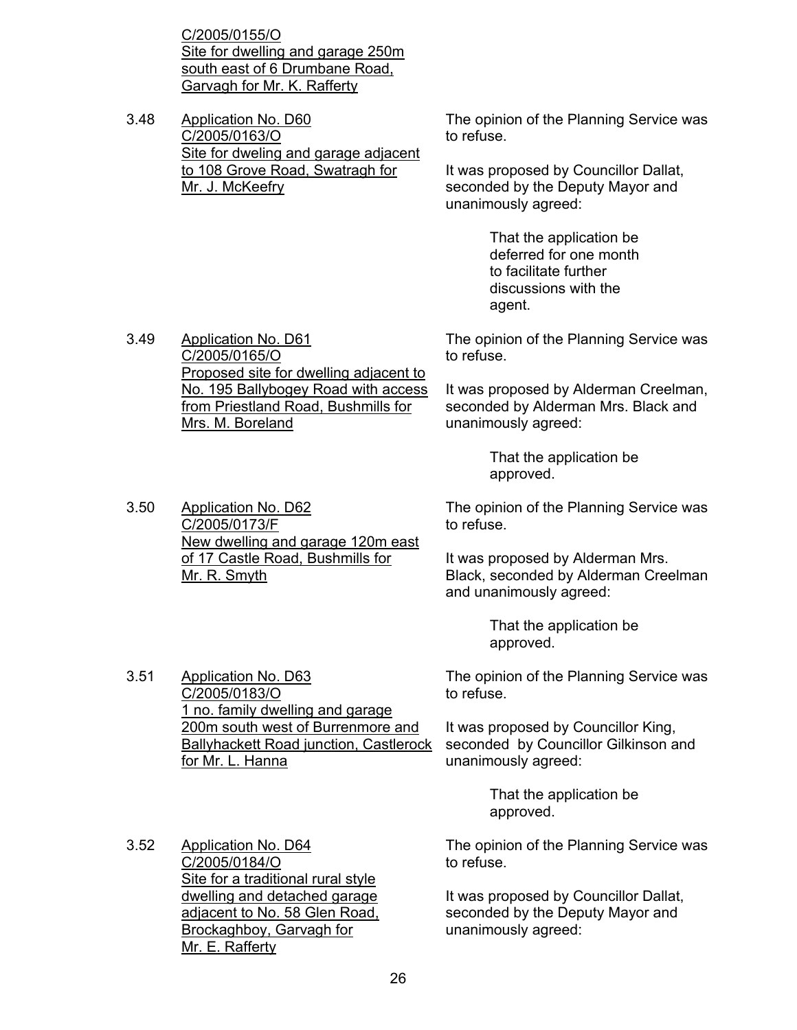<u>C/2005/0155/O</u>
<u>Site for dwelling and garage 250m south east of 6 Drumbane Road, Garvagh for Mr. K. Rafferty</u>

3.48 <u>Application No. D60</u>
<u>C/2005/0163/O</u>
<u>Site for dweling and garage adjacent to 108 Grove Road, Swatragh for Mr. J. McKeefry</u>

The opinion of the Planning Service was to refuse.

It was proposed by Councillor Dallat, seconded by the Deputy Mayor and unanimously agreed:

> That the application be deferred for one month to facilitate further discussions with the agent.

3.49 <u>Application No. D61</u>
<u>C/2005/0165/O</u>
<u>Proposed site for dwelling adjacent to No. 195 Ballybogey Road with access from Priestland Road, Bushmills for Mrs. M. Boreland</u>

The opinion of the Planning Service was to refuse.

It was proposed by Alderman Creelman, seconded by Alderman Mrs. Black and unanimously agreed:

> That the application be approved.

3.50 <u>Application No. D62</u>
<u>C/2005/0173/F</u>
<u>New dwelling and garage 120m east of 17 Castle Road, Bushmills for Mr. R. Smyth</u>

The opinion of the Planning Service was to refuse.

It was proposed by Alderman Mrs. Black, seconded by Alderman Creelman and unanimously agreed:

> That the application be approved.

3.51 <u>Application No. D63</u>
<u>C/2005/0183/O</u>
<u>1 no. family dwelling and garage 200m south west of Burrenmore and Ballyhackett Road junction, Castlerock for Mr. L. Hanna</u>

The opinion of the Planning Service was to refuse.

It was proposed by Councillor King, seconded by Councillor Gilkinson and unanimously agreed:

> That the application be approved.

3.52 <u>Application No. D64</u>
<u>C/2005/0184/O</u>
<u>Site for a traditional rural style dwelling and detached garage adjacent to No. 58 Glen Road, Brockaghboy, Garvagh for Mr. E. Rafferty</u>

The opinion of the Planning Service was to refuse.

It was proposed by Councillor Dallat, seconded by the Deputy Mayor and unanimously agreed: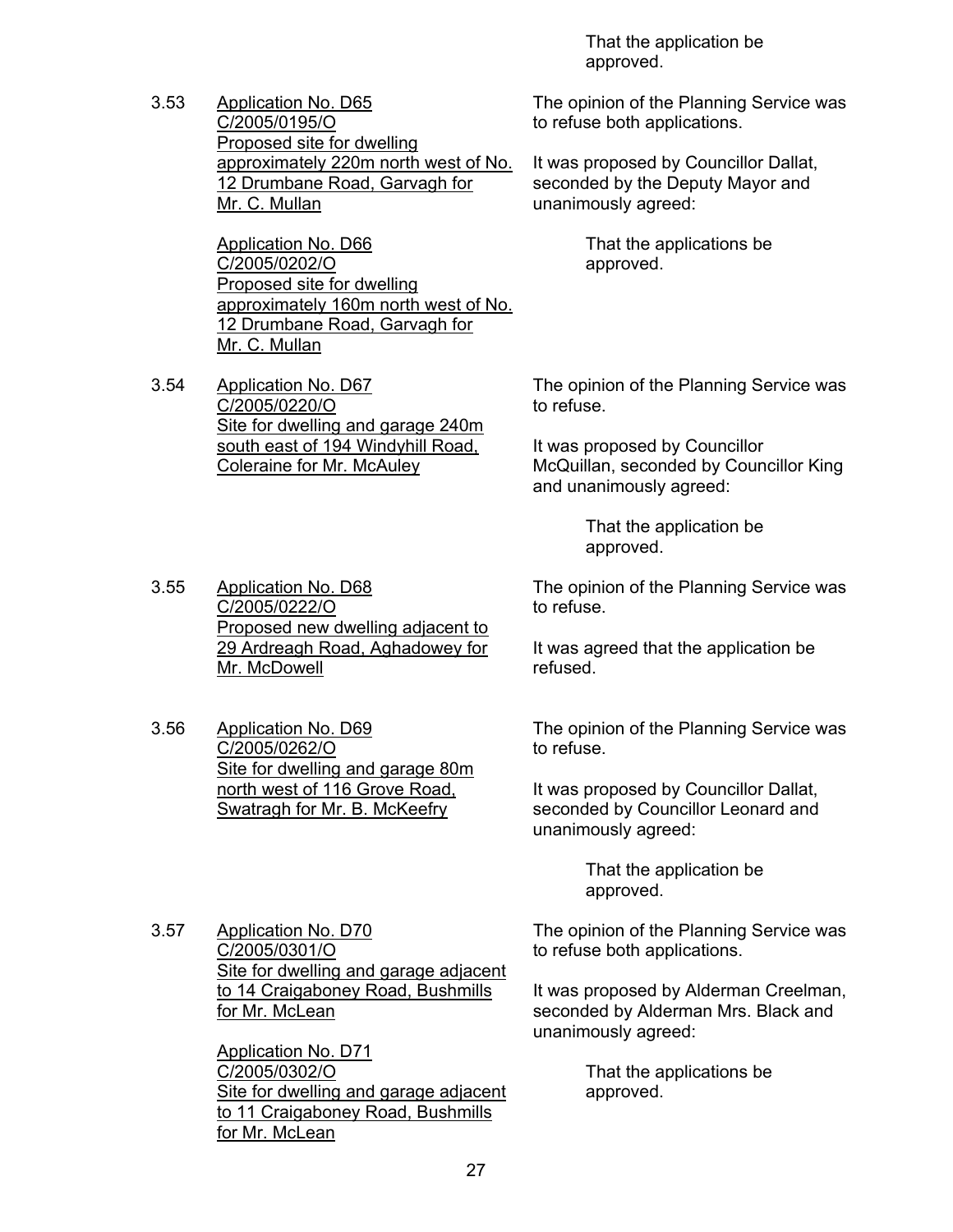That the application be approved.

3.53 <u>Application No. D65</u>
<u>C/2005/0195/O</u>
<u>Proposed site for dwelling approximately 220m north west of No. 12 Drumbane Road, Garvagh for Mr. C. Mullan</u>

<u>Application No. D66</u>
<u>C/2005/0202/O</u>
<u>Proposed site for dwelling approximately 160m north west of No. 12 Drumbane Road, Garvagh for Mr. C. Mullan</u>

The opinion of the Planning Service was to refuse both applications.

It was proposed by Councillor Dallat, seconded by the Deputy Mayor and unanimously agreed:

> That the applications be approved.

3.54 <u>Application No. D67</u>
<u>C/2005/0220/O</u>
<u>Site for dwelling and garage 240m south east of 194 Windyhill Road, Coleraine for Mr. McAuley</u>

The opinion of the Planning Service was to refuse.

It was proposed by Councillor McQuillan, seconded by Councillor King and unanimously agreed:

> That the application be approved.

3.55 <u>Application No. D68</u>
<u>C/2005/0222/O</u>
<u>Proposed new dwelling adjacent to 29 Ardreagh Road, Aghadowey for Mr. McDowell</u>

The opinion of the Planning Service was to refuse.

It was agreed that the application be refused.

3.56 <u>Application No. D69</u>
<u>C/2005/0262/O</u>
<u>Site for dwelling and garage 80m north west of 116 Grove Road, Swatragh for Mr. B. McKeefry</u>

The opinion of the Planning Service was to refuse.

It was proposed by Councillor Dallat, seconded by Councillor Leonard and unanimously agreed:

> That the application be approved.

3.57 <u>Application No. D70</u>
<u>C/2005/0301/O</u>
<u>Site for dwelling and garage adjacent to 14 Craigaboney Road, Bushmills for Mr. McLean</u>

<u>Application No. D71</u>
<u>C/2005/0302/O</u>
<u>Site for dwelling and garage adjacent to 11 Craigaboney Road, Bushmills for Mr. McLean</u>

The opinion of the Planning Service was to refuse both applications.

It was proposed by Alderman Creelman, seconded by Alderman Mrs. Black and unanimously agreed:

> That the applications be approved.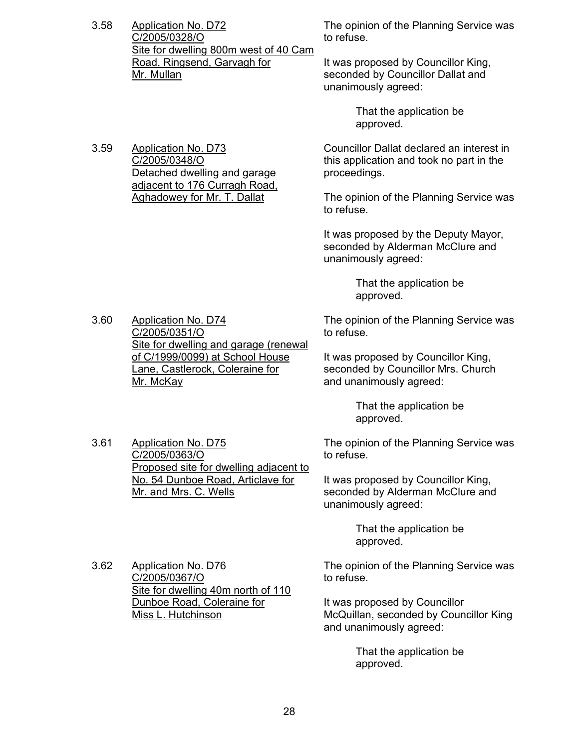3.58 <u>Application No. D72</u>
<u>C/2005/0328/O</u>
<u>Site for dwelling 800m west of 40 Cam Road, Ringsend, Garvagh for Mr. Mullan</u>

The opinion of the Planning Service was to refuse.

It was proposed by Councillor King, seconded by Councillor Dallat and unanimously agreed:

> That the application be approved.

3.59 <u>Application No. D73</u>
<u>C/2005/0348/O</u>
<u>Detached dwelling and garage adjacent to 176 Curragh Road, Aghadowey for Mr. T. Dallat</u>

Councillor Dallat declared an interest in this application and took no part in the proceedings.

The opinion of the Planning Service was to refuse.

It was proposed by the Deputy Mayor, seconded by Alderman McClure and unanimously agreed:

> That the application be approved.

3.60 <u>Application No. D74</u>
<u>C/2005/0351/O</u>
<u>Site for dwelling and garage (renewal of C/1999/0099) at School House Lane, Castlerock, Coleraine for Mr. McKay</u>

The opinion of the Planning Service was to refuse.

It was proposed by Councillor King, seconded by Councillor Mrs. Church and unanimously agreed:

> That the application be approved.

3.61 <u>Application No. D75</u>
<u>C/2005/0363/O</u>
<u>Proposed site for dwelling adjacent to No. 54 Dunboe Road, Articlave for Mr. and Mrs. C. Wells</u>

The opinion of the Planning Service was to refuse.

It was proposed by Councillor King, seconded by Alderman McClure and unanimously agreed:

> That the application be approved.

3.62 <u>Application No. D76</u>
<u>C/2005/0367/O</u>
<u>Site for dwelling 40m north of 110 Dunboe Road, Coleraine for Miss L. Hutchinson</u>

The opinion of the Planning Service was to refuse.

It was proposed by Councillor McQuillan, seconded by Councillor King and unanimously agreed:

> That the application be approved.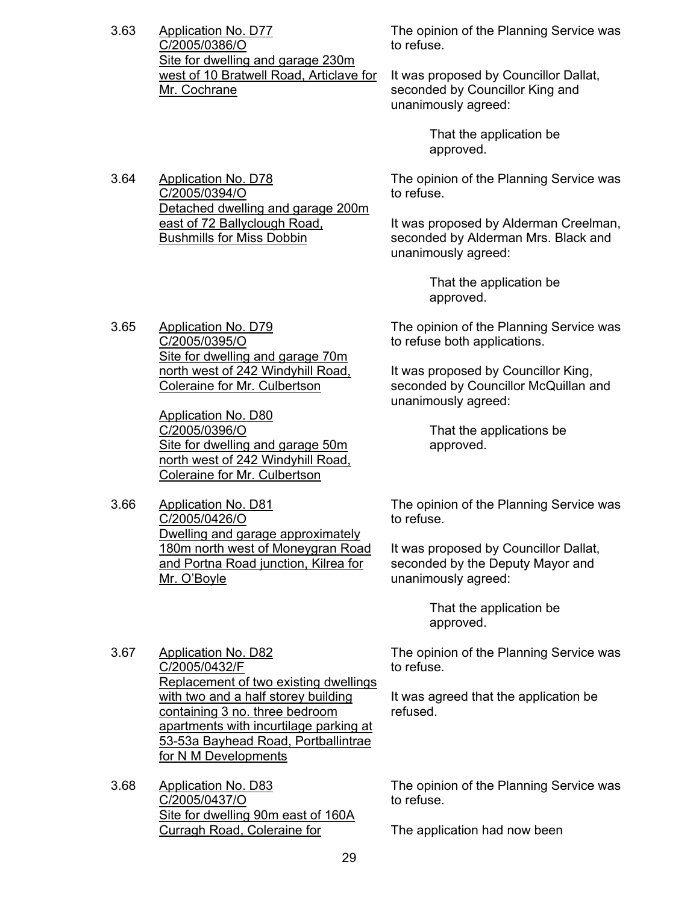3.63 <u>Application No. D77</u>
<u>C/2005/0386/O</u>
<u>Site for dwelling and garage 230m west of 10 Bratwell Road, Articlave for Mr. Cochrane</u>

The opinion of the Planning Service was to refuse.

It was proposed by Councillor Dallat, seconded by Councillor King and unanimously agreed:

> That the application be approved.

3.64 <u>Application No. D78</u>
<u>C/2005/0394/O</u>
<u>Detached dwelling and garage 200m east of 72 Ballyclough Road, Bushmills for Miss Dobbin</u>

The opinion of the Planning Service was to refuse.

It was proposed by Alderman Creelman, seconded by Alderman Mrs. Black and unanimously agreed:

> That the application be approved.

3.65 <u>Application No. D79</u>
<u>C/2005/0395/O</u>
<u>Site for dwelling and garage 70m north west of 242 Windyhill Road, Coleraine for Mr. Culbertson</u>

<u>Application No. D80</u>
<u>C/2005/0396/O</u>
<u>Site for dwelling and garage 50m north west of 242 Windyhill Road, Coleraine for Mr. Culbertson</u>

The opinion of the Planning Service was to refuse both applications.

It was proposed by Councillor King, seconded by Councillor McQuillan and unanimously agreed:

> That the applications be approved.

3.66 <u>Application No. D81</u>
<u>C/2005/0426/O</u>
<u>Dwelling and garage approximately 180m north west of Moneygran Road and Portna Road junction, Kilrea for Mr. O'Boyle</u>

The opinion of the Planning Service was to refuse.

It was proposed by Councillor Dallat, seconded by the Deputy Mayor and unanimously agreed:

> That the application be approved.

3.67 <u>Application No. D82</u>
<u>C/2005/0432/F</u>
<u>Replacement of two existing dwellings with two and a half storey building containing 3 no. three bedroom apartments with incurtilage parking at 53-53a Bayhead Road, Portballintrae for N M Developments</u>

The opinion of the Planning Service was to refuse.

It was agreed that the application be refused.

3.68 <u>Application No. D83</u>
<u>C/2005/0437/O</u>
<u>Site for dwelling 90m east of 160A Curragh Road, Coleraine for</u>

The opinion of the Planning Service was to refuse.

The application had now been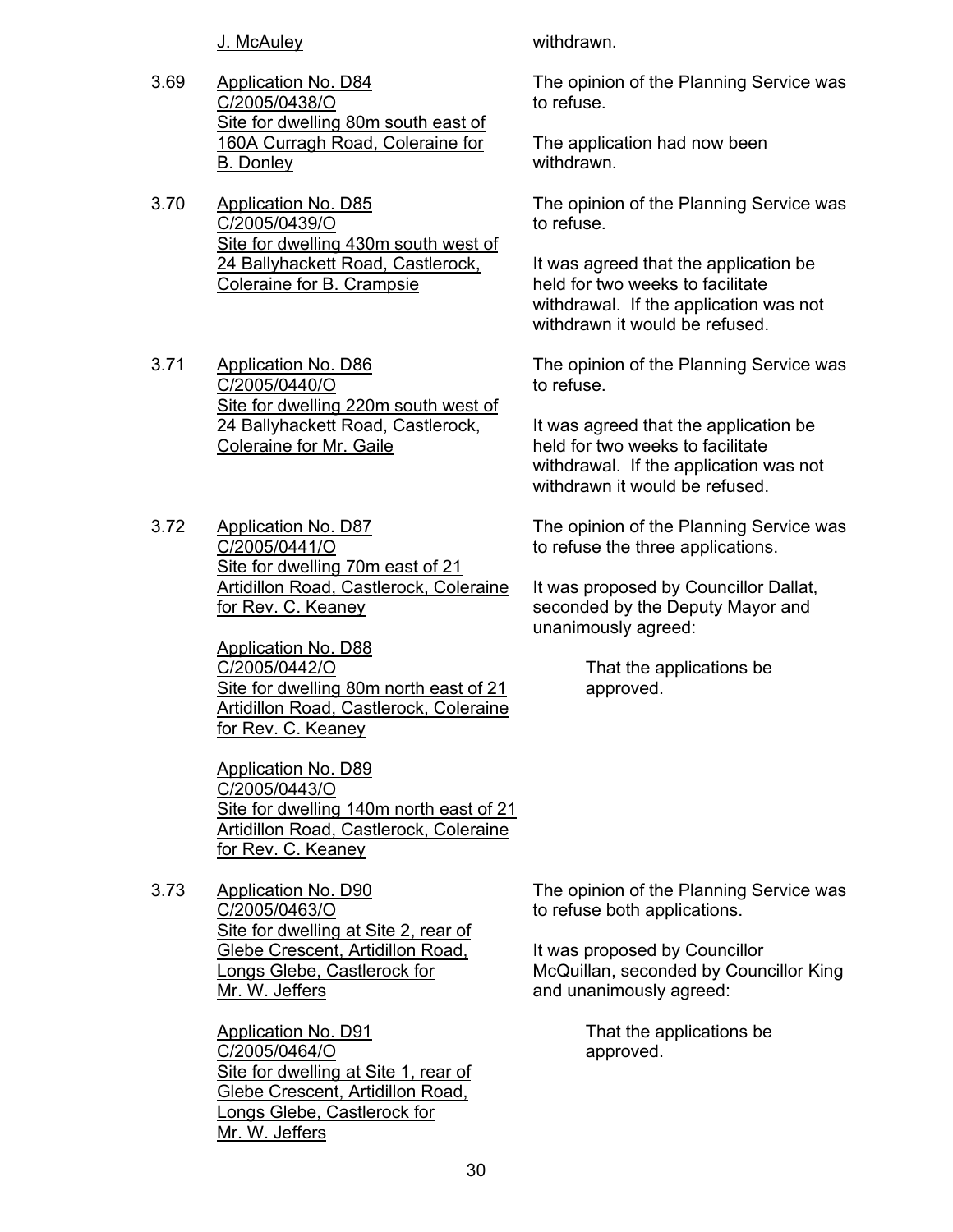J. McAuley — withdrawn.

3.69 Application No. D84
C/2005/0438/O
Site for dwelling 80m south east of 160A Curragh Road, Coleraine for B. Donley

The opinion of the Planning Service was to refuse.

The application had now been withdrawn.

3.70 Application No. D85
C/2005/0439/O
Site for dwelling 430m south west of 24 Ballyhackett Road, Castlerock, Coleraine for B. Crampsie

The opinion of the Planning Service was to refuse.

It was agreed that the application be held for two weeks to facilitate withdrawal. If the application was not withdrawn it would be refused.

3.71 Application No. D86
C/2005/0440/O
Site for dwelling 220m south west of 24 Ballyhackett Road, Castlerock, Coleraine for Mr. Gaile

The opinion of the Planning Service was to refuse.

It was agreed that the application be held for two weeks to facilitate withdrawal. If the application was not withdrawn it would be refused.

3.72 Application No. D87
C/2005/0441/O
Site for dwelling 70m east of 21 Artidillon Road, Castlerock, Coleraine for Rev. C. Keaney

Application No. D88
C/2005/0442/O
Site for dwelling 80m north east of 21 Artidillon Road, Castlerock, Coleraine for Rev. C. Keaney

Application No. D89
C/2005/0443/O
Site for dwelling 140m north east of 21 Artidillon Road, Castlerock, Coleraine for Rev. C. Keaney

The opinion of the Planning Service was to refuse the three applications.

It was proposed by Councillor Dallat, seconded by the Deputy Mayor and unanimously agreed:

> That the applications be approved.

3.73 Application No. D90
C/2005/0463/O
Site for dwelling at Site 2, rear of Glebe Crescent, Artidillon Road, Longs Glebe, Castlerock for Mr. W. Jeffers

Application No. D91
C/2005/0464/O
Site for dwelling at Site 1, rear of Glebe Crescent, Artidillon Road, Longs Glebe, Castlerock for Mr. W. Jeffers

The opinion of the Planning Service was to refuse both applications.

It was proposed by Councillor McQuillan, seconded by Councillor King and unanimously agreed:

> That the applications be approved.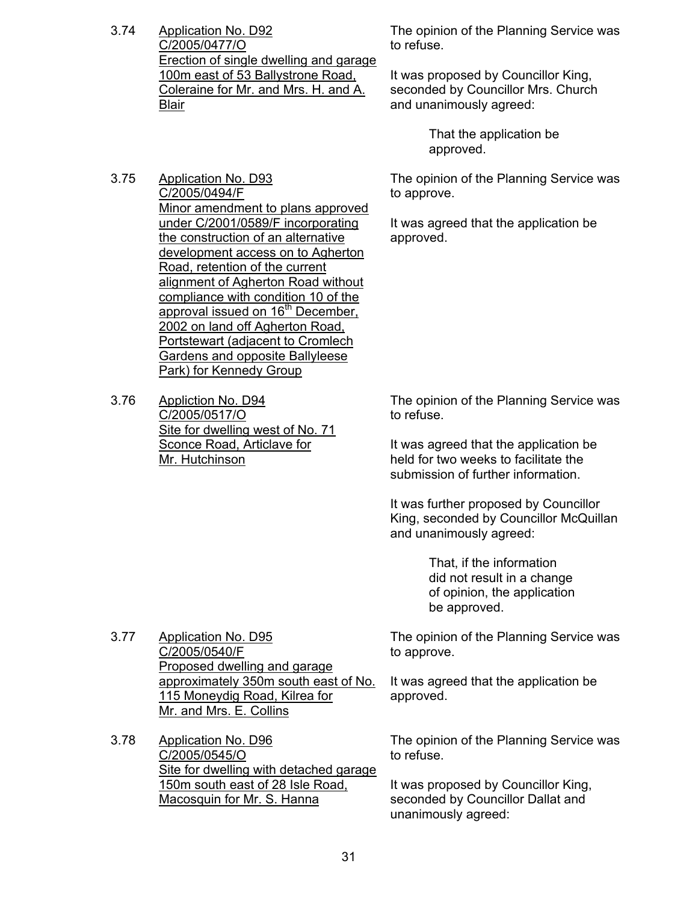3.74 <u>Application No. D92 C/2005/0477/O Erection of single dwelling and garage 100m east of 53 Ballystrone Road, Coleraine for Mr. and Mrs. H. and A. Blair</u>

The opinion of the Planning Service was to refuse.

It was proposed by Councillor King, seconded by Councillor Mrs. Church and unanimously agreed:

> That the application be approved.

3.75 <u>Application No. D93 C/2005/0494/F Minor amendment to plans approved under C/2001/0589/F incorporating the construction of an alternative development access on to Agherton Road, retention of the current alignment of Agherton Road without compliance with condition 10 of the approval issued on 16th December, 2002 on land off Agherton Road, Portstewart (adjacent to Cromlech Gardens and opposite Ballyleese Park) for Kennedy Group</u>

The opinion of the Planning Service was to approve.

It was agreed that the application be approved.

3.76 <u>Appliction No. D94 C/2005/0517/O Site for dwelling west of No. 71 Sconce Road, Articlave for Mr. Hutchinson</u>

The opinion of the Planning Service was to refuse.

It was agreed that the application be held for two weeks to facilitate the submission of further information.

It was further proposed by Councillor King, seconded by Councillor McQuillan and unanimously agreed:

> That, if the information did not result in a change of opinion, the application be approved.

3.77 <u>Application No. D95 C/2005/0540/F Proposed dwelling and garage approximately 350m south east of No. 115 Moneydig Road, Kilrea for Mr. and Mrs. E. Collins</u>

The opinion of the Planning Service was to approve.

It was agreed that the application be approved.

3.78 <u>Application No. D96 C/2005/0545/O Site for dwelling with detached garage 150m south east of 28 Isle Road, Macosquin for Mr. S. Hanna</u>

The opinion of the Planning Service was to refuse.

It was proposed by Councillor King, seconded by Councillor Dallat and unanimously agreed: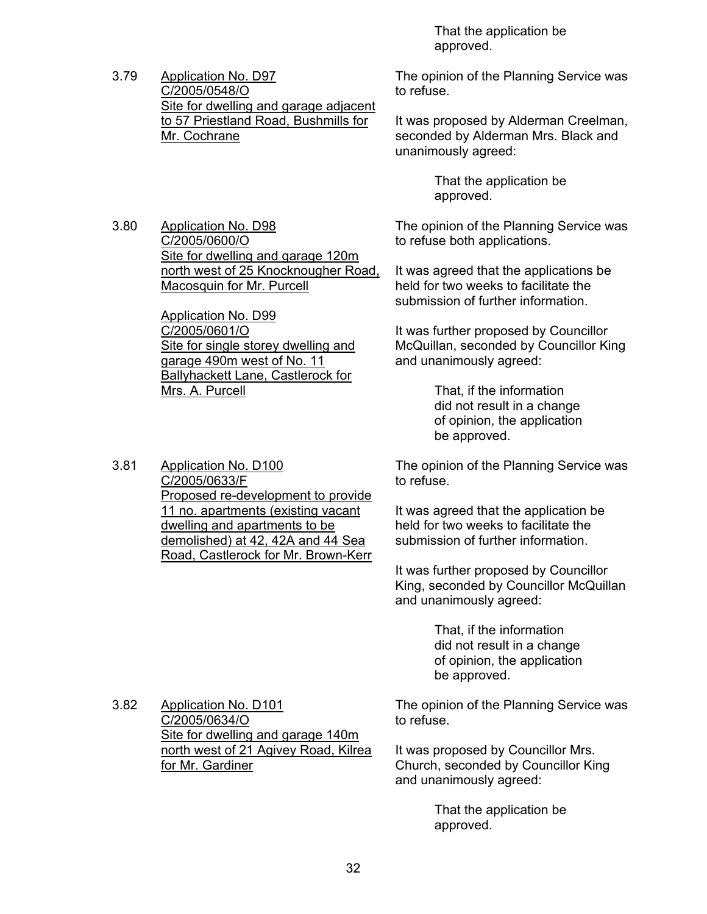That the application be approved.

3.79 <u>Application No. D97 C/2005/0548/O Site for dwelling and garage adjacent to 57 Priestland Road, Bushmills for Mr. Cochrane</u>

The opinion of the Planning Service was to refuse.

It was proposed by Alderman Creelman, seconded by Alderman Mrs. Black and unanimously agreed:

> That the application be approved.

3.80 <u>Application No. D98 C/2005/0600/O Site for dwelling and garage 120m north west of 25 Knocknougher Road, Macosquin for Mr. Purcell</u>

<u>Application No. D99 C/2005/0601/O Site for single storey dwelling and garage 490m west of No. 11 Ballyhackett Lane, Castlerock for Mrs. A. Purcell</u>

The opinion of the Planning Service was to refuse both applications.

It was agreed that the applications be held for two weeks to facilitate the submission of further information.

It was further proposed by Councillor McQuillan, seconded by Councillor King and unanimously agreed:

> That, if the information did not result in a change of opinion, the application be approved.

3.81 <u>Application No. D100 C/2005/0633/F Proposed re-development to provide 11 no. apartments (existing vacant dwelling and apartments to be demolished) at 42, 42A and 44 Sea Road, Castlerock for Mr. Brown-Kerr</u>

The opinion of the Planning Service was to refuse.

It was agreed that the application be held for two weeks to facilitate the submission of further information.

It was further proposed by Councillor King, seconded by Councillor McQuillan and unanimously agreed:

> That, if the information did not result in a change of opinion, the application be approved.

3.82 <u>Application No. D101 C/2005/0634/O Site for dwelling and garage 140m north west of 21 Agivey Road, Kilrea for Mr. Gardiner</u>

The opinion of the Planning Service was to refuse.

It was proposed by Councillor Mrs. Church, seconded by Councillor King and unanimously agreed:

> That the application be approved.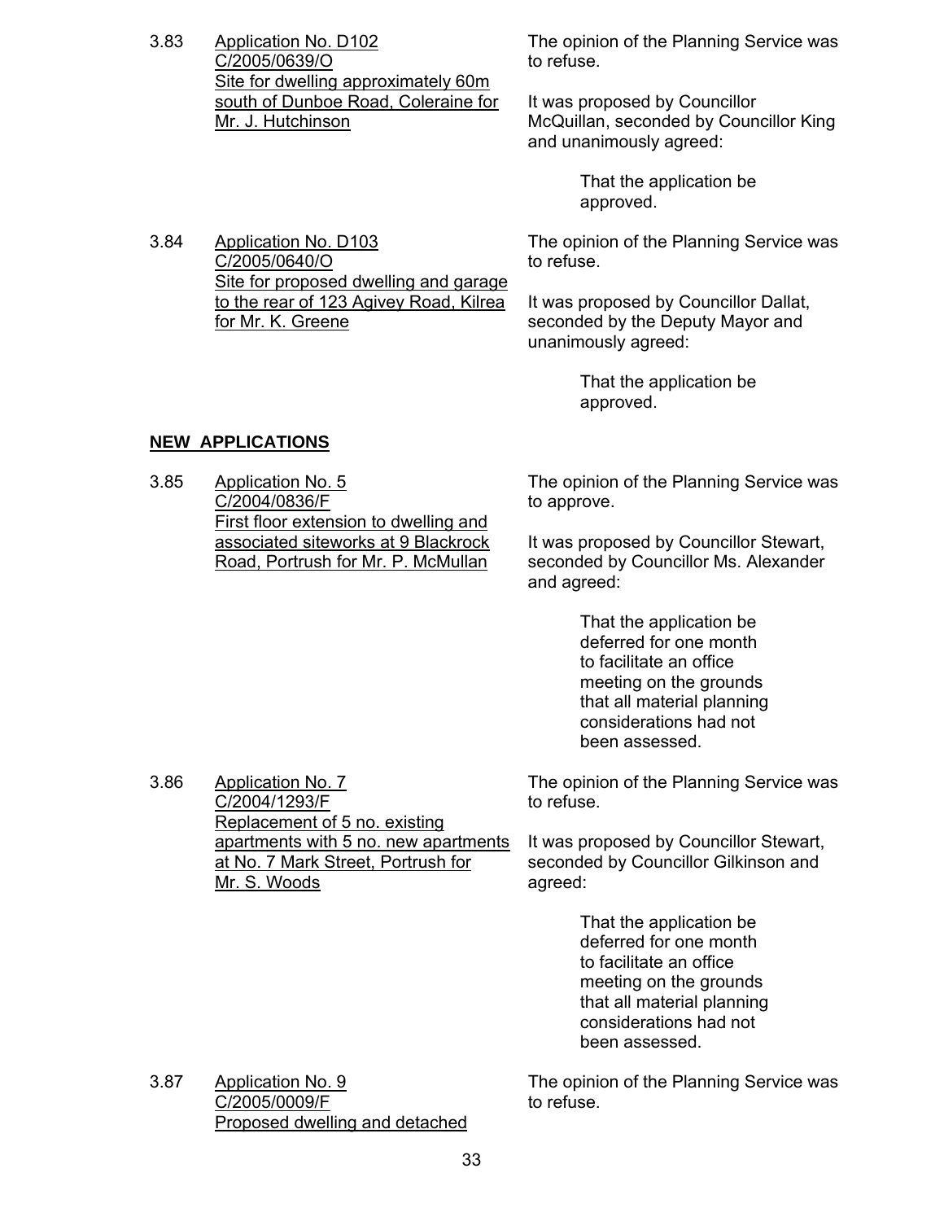3.83 <u>Application No. D102
C/2005/0639/O
Site for dwelling approximately 60m south of Dunboe Road, Coleraine for Mr. J. Hutchinson</u>

The opinion of the Planning Service was to refuse.

It was proposed by Councillor McQuillan, seconded by Councillor King and unanimously agreed:

> That the application be approved.

3.84 <u>Application No. D103
C/2005/0640/O
Site for proposed dwelling and garage to the rear of 123 Agivey Road, Kilrea for Mr. K. Greene</u>

The opinion of the Planning Service was to refuse.

It was proposed by Councillor Dallat, seconded by the Deputy Mayor and unanimously agreed:

> That the application be approved.

**<u>NEW APPLICATIONS</u>**

3.85 <u>Application No. 5
C/2004/0836/F
First floor extension to dwelling and associated siteworks at 9 Blackrock Road, Portrush for Mr. P. McMullan</u>

The opinion of the Planning Service was to approve.

It was proposed by Councillor Stewart, seconded by Councillor Ms. Alexander and agreed:

> That the application be deferred for one month to facilitate an office meeting on the grounds that all material planning considerations had not been assessed.

3.86 <u>Application No. 7
C/2004/1293/F
Replacement of 5 no. existing apartments with 5 no. new apartments at No. 7 Mark Street, Portrush for Mr. S. Woods</u>

The opinion of the Planning Service was to refuse.

It was proposed by Councillor Stewart, seconded by Councillor Gilkinson and agreed:

> That the application be deferred for one month to facilitate an office meeting on the grounds that all material planning considerations had not been assessed.

3.87 <u>Application No. 9
C/2005/0009/F
Proposed dwelling and detached</u>

The opinion of the Planning Service was to refuse.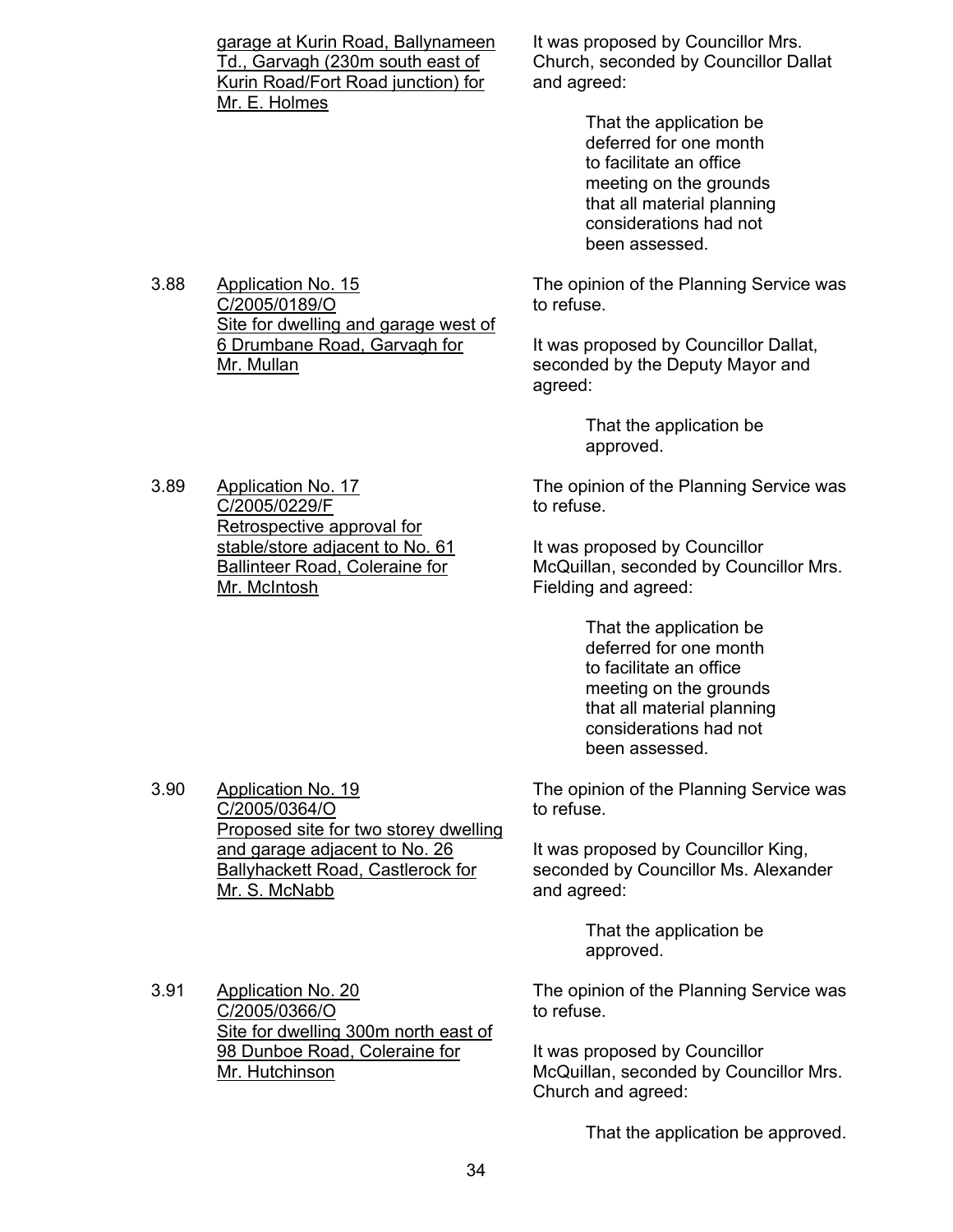garage at Kurin Road, Ballynameen Td., Garvagh (230m south east of Kurin Road/Fort Road junction) for Mr. E. Holmes

It was proposed by Councillor Mrs. Church, seconded by Councillor Dallat and agreed:

> That the application be deferred for one month to facilitate an office meeting on the grounds that all material planning considerations had not been assessed.

3.88 Application No. 15
C/2005/0189/O
Site for dwelling and garage west of 6 Drumbane Road, Garvagh for Mr. Mullan

The opinion of the Planning Service was to refuse.

It was proposed by Councillor Dallat, seconded by the Deputy Mayor and agreed:

> That the application be approved.

3.89 Application No. 17
C/2005/0229/F
Retrospective approval for stable/store adjacent to No. 61 Ballinteer Road, Coleraine for Mr. McIntosh

The opinion of the Planning Service was to refuse.

It was proposed by Councillor McQuillan, seconded by Councillor Mrs. Fielding and agreed:

> That the application be deferred for one month to facilitate an office meeting on the grounds that all material planning considerations had not been assessed.

3.90 Application No. 19
C/2005/0364/O
Proposed site for two storey dwelling and garage adjacent to No. 26 Ballyhackett Road, Castlerock for Mr. S. McNabb

The opinion of the Planning Service was to refuse.

It was proposed by Councillor King, seconded by Councillor Ms. Alexander and agreed:

> That the application be approved.

3.91 Application No. 20
C/2005/0366/O
Site for dwelling 300m north east of 98 Dunboe Road, Coleraine for Mr. Hutchinson

The opinion of the Planning Service was to refuse.

It was proposed by Councillor McQuillan, seconded by Councillor Mrs. Church and agreed:

> That the application be approved.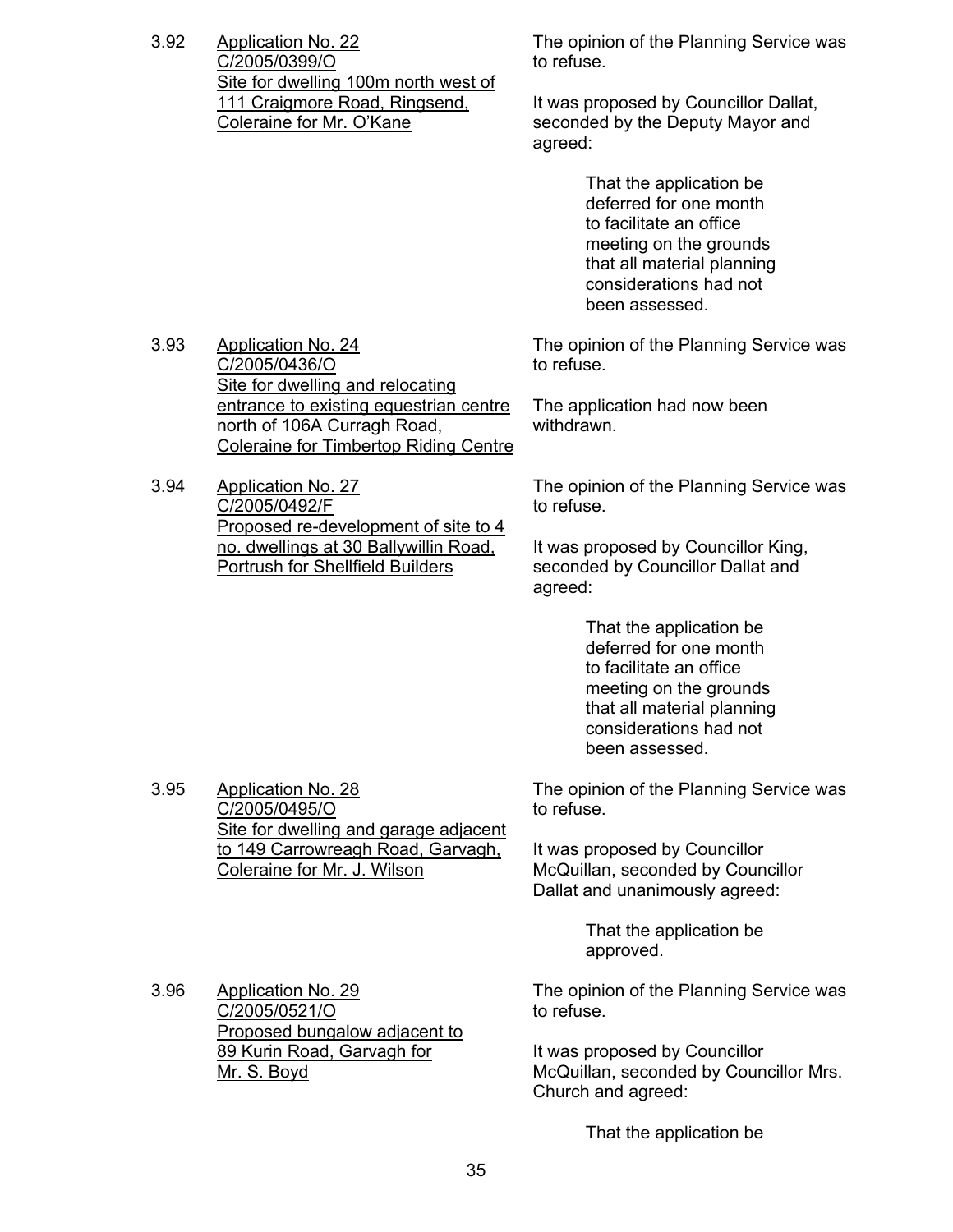3.92 Application No. 22
C/2005/0399/O
Site for dwelling 100m north west of 111 Craigmore Road, Ringsend, Coleraine for Mr. O'Kane

The opinion of the Planning Service was to refuse.

It was proposed by Councillor Dallat, seconded by the Deputy Mayor and agreed:

> That the application be deferred for one month to facilitate an office meeting on the grounds that all material planning considerations had not been assessed.

3.93 Application No. 24
C/2005/0436/O
Site for dwelling and relocating entrance to existing equestrian centre north of 106A Curragh Road, Coleraine for Timbertop Riding Centre

The opinion of the Planning Service was to refuse.

The application had now been withdrawn.

3.94 Application No. 27
C/2005/0492/F
Proposed re-development of site to 4 no. dwellings at 30 Ballywillin Road, Portrush for Shellfield Builders

The opinion of the Planning Service was to refuse.

It was proposed by Councillor King, seconded by Councillor Dallat and agreed:

> That the application be deferred for one month to facilitate an office meeting on the grounds that all material planning considerations had not been assessed.

3.95 Application No. 28
C/2005/0495/O
Site for dwelling and garage adjacent to 149 Carrowreagh Road, Garvagh, Coleraine for Mr. J. Wilson

The opinion of the Planning Service was to refuse.

It was proposed by Councillor McQuillan, seconded by Councillor Dallat and unanimously agreed:

> That the application be approved.

3.96 Application No. 29
C/2005/0521/O
Proposed bungalow adjacent to 89 Kurin Road, Garvagh for Mr. S. Boyd

The opinion of the Planning Service was to refuse.

It was proposed by Councillor McQuillan, seconded by Councillor Mrs. Church and agreed:

> That the application be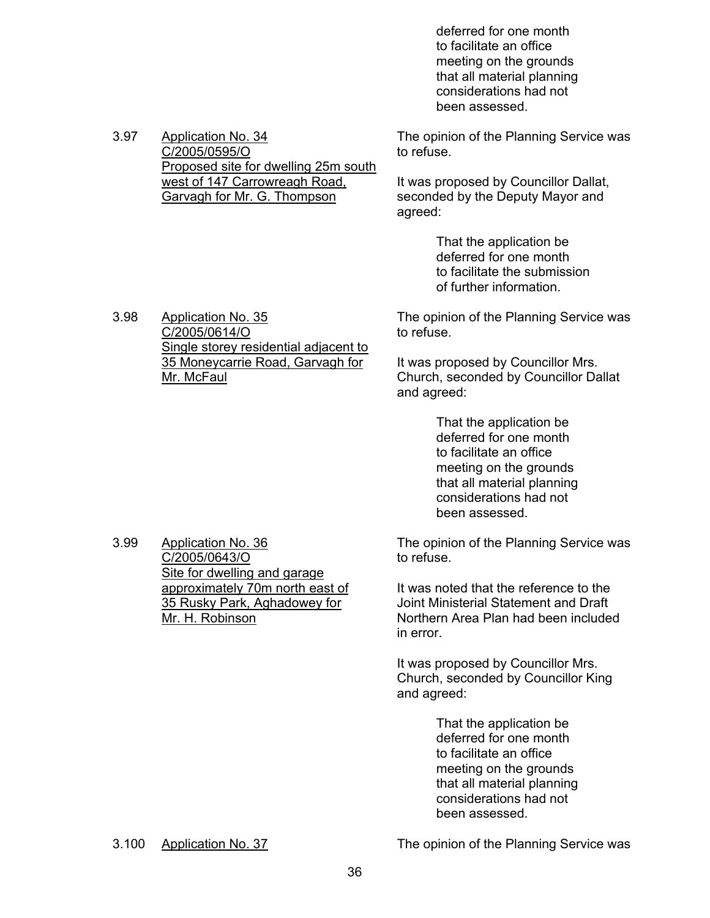> deferred for one month to facilitate an office meeting on the grounds that all material planning considerations had not been assessed.

3.97 <u>Application No. 34</u>
<u>C/2005/0595/O</u>
<u>Proposed site for dwelling 25m south west of 147 Carrowreagh Road, Garvagh for Mr. G. Thompson</u>

The opinion of the Planning Service was to refuse.

It was proposed by Councillor Dallat, seconded by the Deputy Mayor and agreed:

> That the application be deferred for one month to facilitate the submission of further information.

3.98 <u>Application No. 35</u>
<u>C/2005/0614/O</u>
<u>Single storey residential adjacent to 35 Moneycarrie Road, Garvagh for Mr. McFaul</u>

The opinion of the Planning Service was to refuse.

It was proposed by Councillor Mrs. Church, seconded by Councillor Dallat and agreed:

> That the application be deferred for one month to facilitate an office meeting on the grounds that all material planning considerations had not been assessed.

3.99 <u>Application No. 36</u>
<u>C/2005/0643/O</u>
<u>Site for dwelling and garage approximately 70m north east of 35 Rusky Park, Aghadowey for Mr. H. Robinson</u>

The opinion of the Planning Service was to refuse.

It was noted that the reference to the Joint Ministerial Statement and Draft Northern Area Plan had been included in error.

It was proposed by Councillor Mrs. Church, seconded by Councillor King and agreed:

> That the application be deferred for one month to facilitate an office meeting on the grounds that all material planning considerations had not been assessed.

3.100 <u>Application No. 37</u>

The opinion of the Planning Service was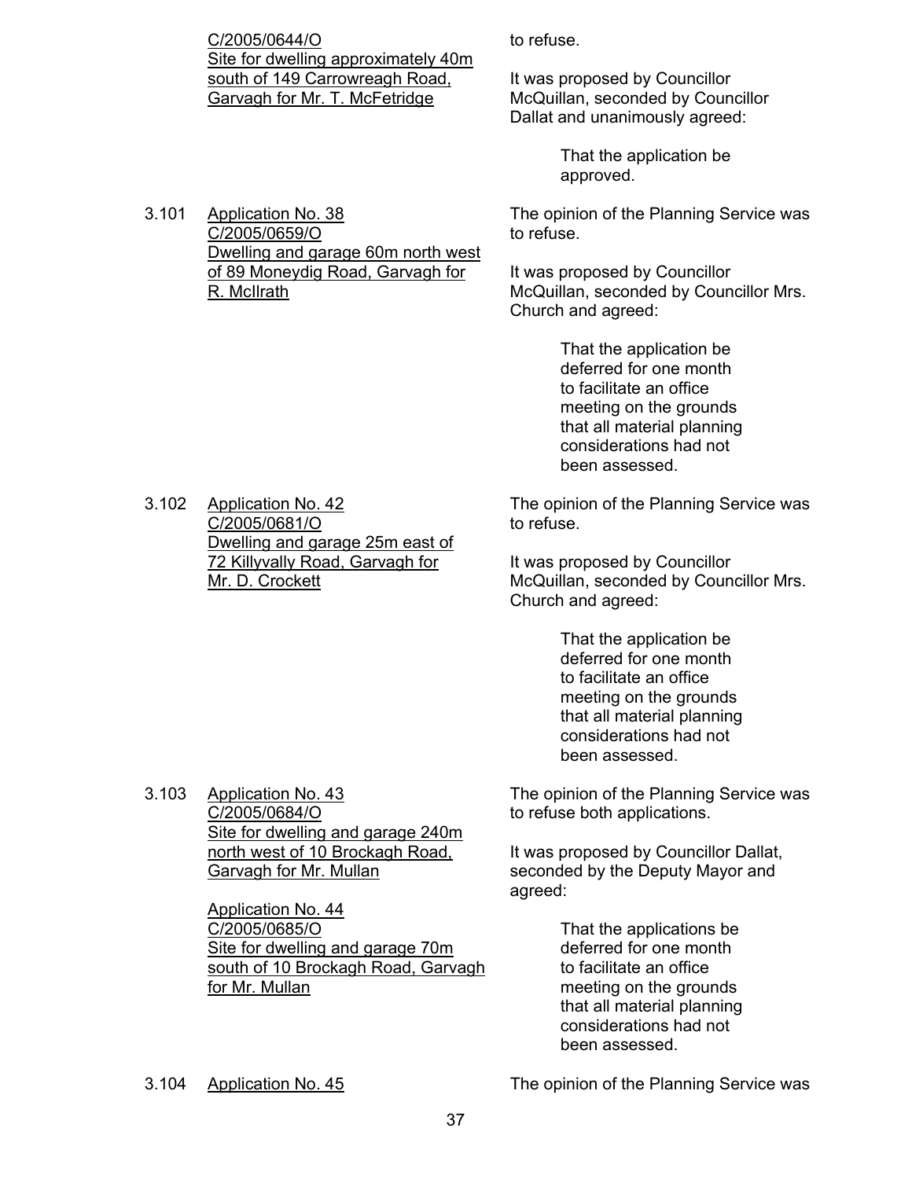<u>C/2005/0644/O</u>
<u>Site for dwelling approximately 40m south of 149 Carrowreagh Road, Garvagh for Mr. T. McFetridge</u>

to refuse.

It was proposed by Councillor McQuillan, seconded by Councillor Dallat and unanimously agreed:

> That the application be approved.

3.101 <u>Application No. 38</u>
<u>C/2005/0659/O</u>
<u>Dwelling and garage 60m north west of 89 Moneydig Road, Garvagh for R. McIlrath</u>

The opinion of the Planning Service was to refuse.

It was proposed by Councillor McQuillan, seconded by Councillor Mrs. Church and agreed:

> That the application be deferred for one month to facilitate an office meeting on the grounds that all material planning considerations had not been assessed.

3.102 <u>Application No. 42</u>
<u>C/2005/0681/O</u>
<u>Dwelling and garage 25m east of 72 Killyvally Road, Garvagh for Mr. D. Crockett</u>

The opinion of the Planning Service was to refuse.

It was proposed by Councillor McQuillan, seconded by Councillor Mrs. Church and agreed:

> That the application be deferred for one month to facilitate an office meeting on the grounds that all material planning considerations had not been assessed.

3.103 <u>Application No. 43</u>
<u>C/2005/0684/O</u>
<u>Site for dwelling and garage 240m north west of 10 Brockagh Road, Garvagh for Mr. Mullan</u>

<u>Application No. 44</u>
<u>C/2005/0685/O</u>
<u>Site for dwelling and garage 70m south of 10 Brockagh Road, Garvagh for Mr. Mullan</u>

The opinion of the Planning Service was to refuse both applications.

It was proposed by Councillor Dallat, seconded by the Deputy Mayor and agreed:

> That the applications be deferred for one month to facilitate an office meeting on the grounds that all material planning considerations had not been assessed.

3.104 <u>Application No. 45</u>

The opinion of the Planning Service was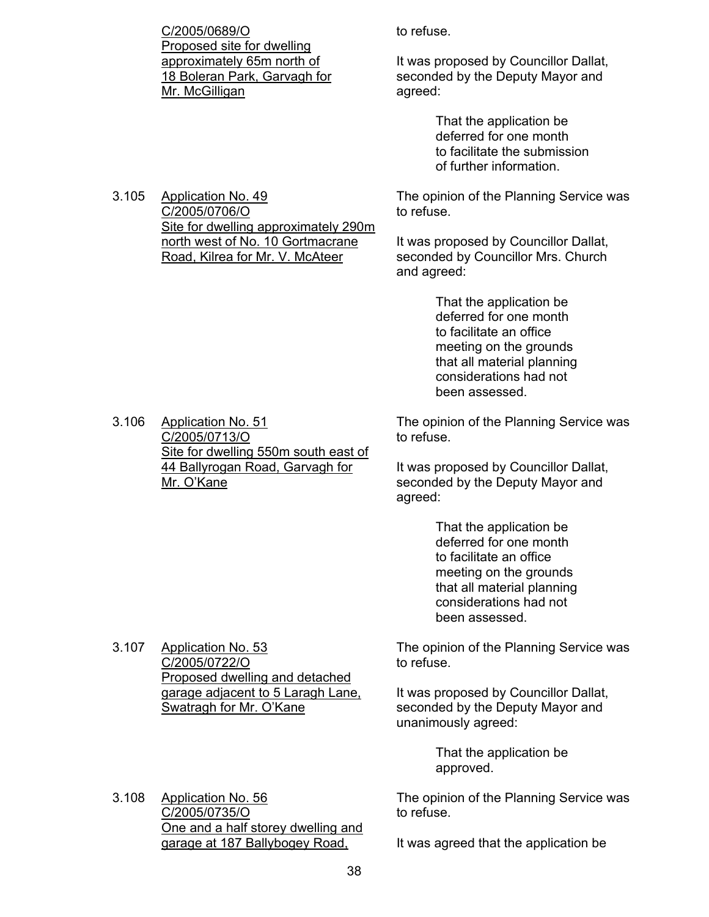C/2005/0689/O
Proposed site for dwelling approximately 65m north of 18 Boleran Park, Garvagh for Mr. McGilligan

to refuse.

It was proposed by Councillor Dallat, seconded by the Deputy Mayor and agreed:

> That the application be deferred for one month to facilitate the submission of further information.

3.105 Application No. 49
C/2005/0706/O
Site for dwelling approximately 290m north west of No. 10 Gortmacrane Road, Kilrea for Mr. V. McAteer

The opinion of the Planning Service was to refuse.

It was proposed by Councillor Dallat, seconded by Councillor Mrs. Church and agreed:

> That the application be deferred for one month to facilitate an office meeting on the grounds that all material planning considerations had not been assessed.

3.106 Application No. 51
C/2005/0713/O
Site for dwelling 550m south east of 44 Ballyrogan Road, Garvagh for Mr. O'Kane

The opinion of the Planning Service was to refuse.

It was proposed by Councillor Dallat, seconded by the Deputy Mayor and agreed:

> That the application be deferred for one month to facilitate an office meeting on the grounds that all material planning considerations had not been assessed.

3.107 Application No. 53
C/2005/0722/O
Proposed dwelling and detached garage adjacent to 5 Laragh Lane, Swatragh for Mr. O'Kane

The opinion of the Planning Service was to refuse.

It was proposed by Councillor Dallat, seconded by the Deputy Mayor and unanimously agreed:

> That the application be approved.

3.108 Application No. 56
C/2005/0735/O
One and a half storey dwelling and garage at 187 Ballybogey Road,

The opinion of the Planning Service was to refuse.

It was agreed that the application be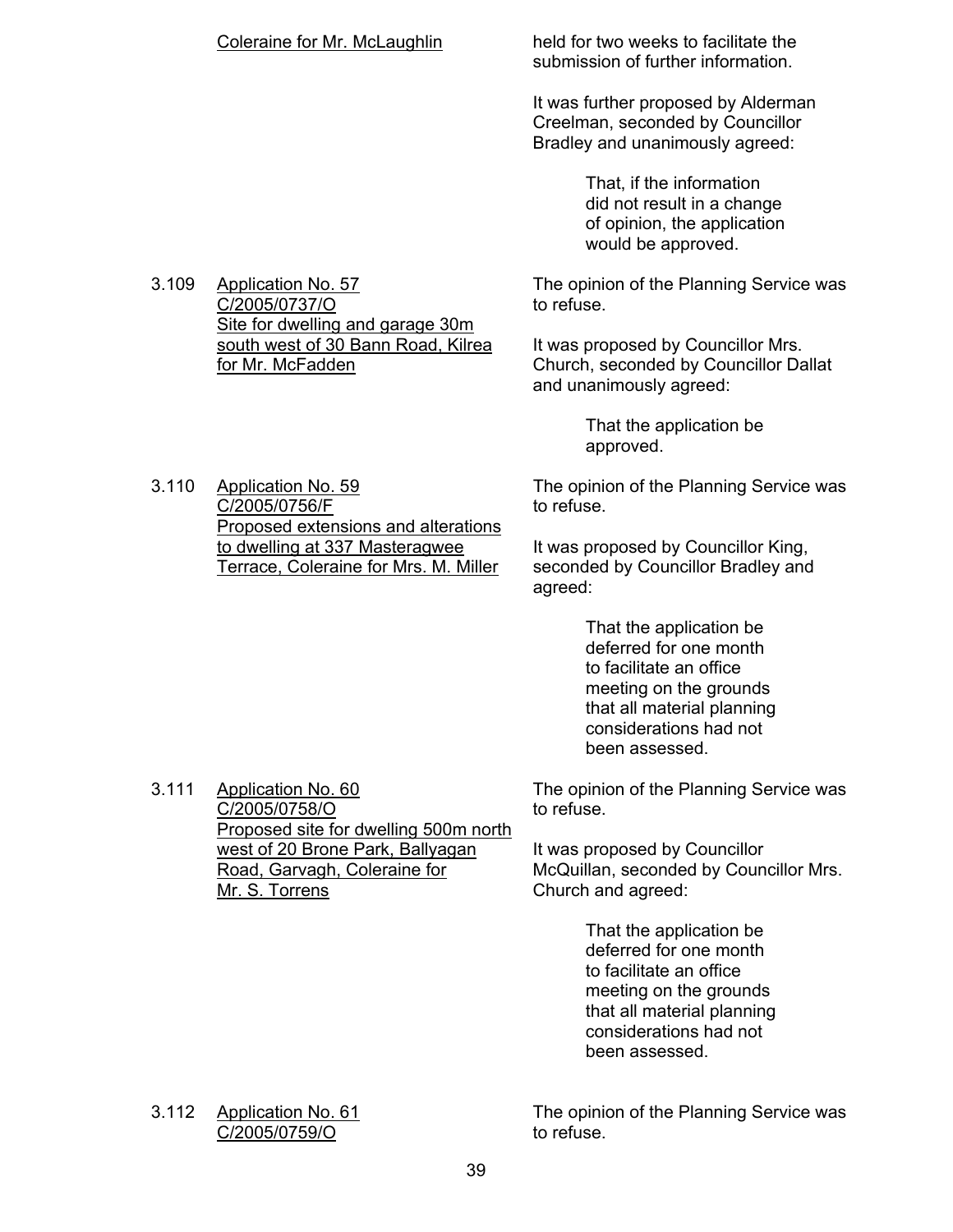Coleraine for Mr. McLaughlin

held for two weeks to facilitate the submission of further information.

It was further proposed by Alderman Creelman, seconded by Councillor Bradley and unanimously agreed:

> That, if the information did not result in a change of opinion, the application would be approved.

3.109 Application No. 57
C/2005/0737/O
Site for dwelling and garage 30m south west of 30 Bann Road, Kilrea for Mr. McFadden

The opinion of the Planning Service was to refuse.

It was proposed by Councillor Mrs. Church, seconded by Councillor Dallat and unanimously agreed:

> That the application be approved.

3.110 Application No. 59
C/2005/0756/F
Proposed extensions and alterations to dwelling at 337 Masteragwee Terrace, Coleraine for Mrs. M. Miller

The opinion of the Planning Service was to refuse.

It was proposed by Councillor King, seconded by Councillor Bradley and agreed:

> That the application be deferred for one month to facilitate an office meeting on the grounds that all material planning considerations had not been assessed.

3.111 Application No. 60
C/2005/0758/O
Proposed site for dwelling 500m north west of 20 Brone Park, Ballyagan Road, Garvagh, Coleraine for Mr. S. Torrens

The opinion of the Planning Service was to refuse.

It was proposed by Councillor McQuillan, seconded by Councillor Mrs. Church and agreed:

> That the application be deferred for one month to facilitate an office meeting on the grounds that all material planning considerations had not been assessed.

3.112 Application No. 61
C/2005/0759/O

The opinion of the Planning Service was to refuse.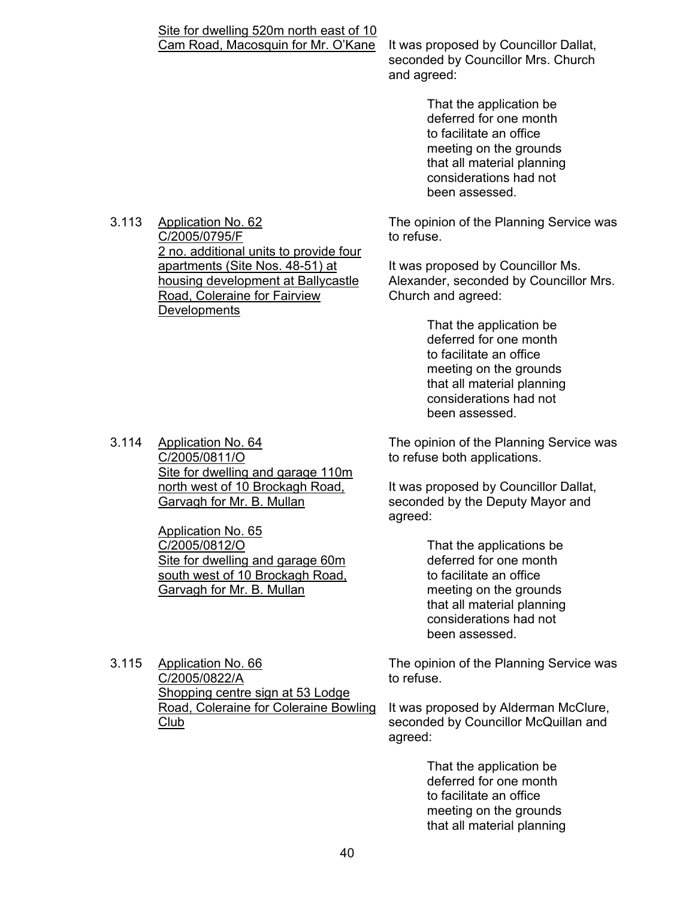Site for dwelling 520m north east of 10 Cam Road, Macosquin for Mr. O'Kane

It was proposed by Councillor Dallat, seconded by Councillor Mrs. Church and agreed:

> That the application be deferred for one month to facilitate an office meeting on the grounds that all material planning considerations had not been assessed.

3.113 Application No. 62
C/2005/0795/F
2 no. additional units to provide four apartments (Site Nos. 48-51) at housing development at Ballycastle Road, Coleraine for Fairview Developments

The opinion of the Planning Service was to refuse.

It was proposed by Councillor Ms. Alexander, seconded by Councillor Mrs. Church and agreed:

> That the application be deferred for one month to facilitate an office meeting on the grounds that all material planning considerations had not been assessed.

3.114 Application No. 64
C/2005/0811/O
Site for dwelling and garage 110m north west of 10 Brockagh Road, Garvagh for Mr. B. Mullan

Application No. 65
C/2005/0812/O
Site for dwelling and garage 60m south west of 10 Brockagh Road, Garvagh for Mr. B. Mullan

The opinion of the Planning Service was to refuse both applications.

It was proposed by Councillor Dallat, seconded by the Deputy Mayor and agreed:

> That the applications be deferred for one month to facilitate an office meeting on the grounds that all material planning considerations had not been assessed.

3.115 Application No. 66
C/2005/0822/A
Shopping centre sign at 53 Lodge Road, Coleraine for Coleraine Bowling Club

The opinion of the Planning Service was to refuse.

It was proposed by Alderman McClure, seconded by Councillor McQuillan and agreed:

> That the application be deferred for one month to facilitate an office meeting on the grounds that all material planning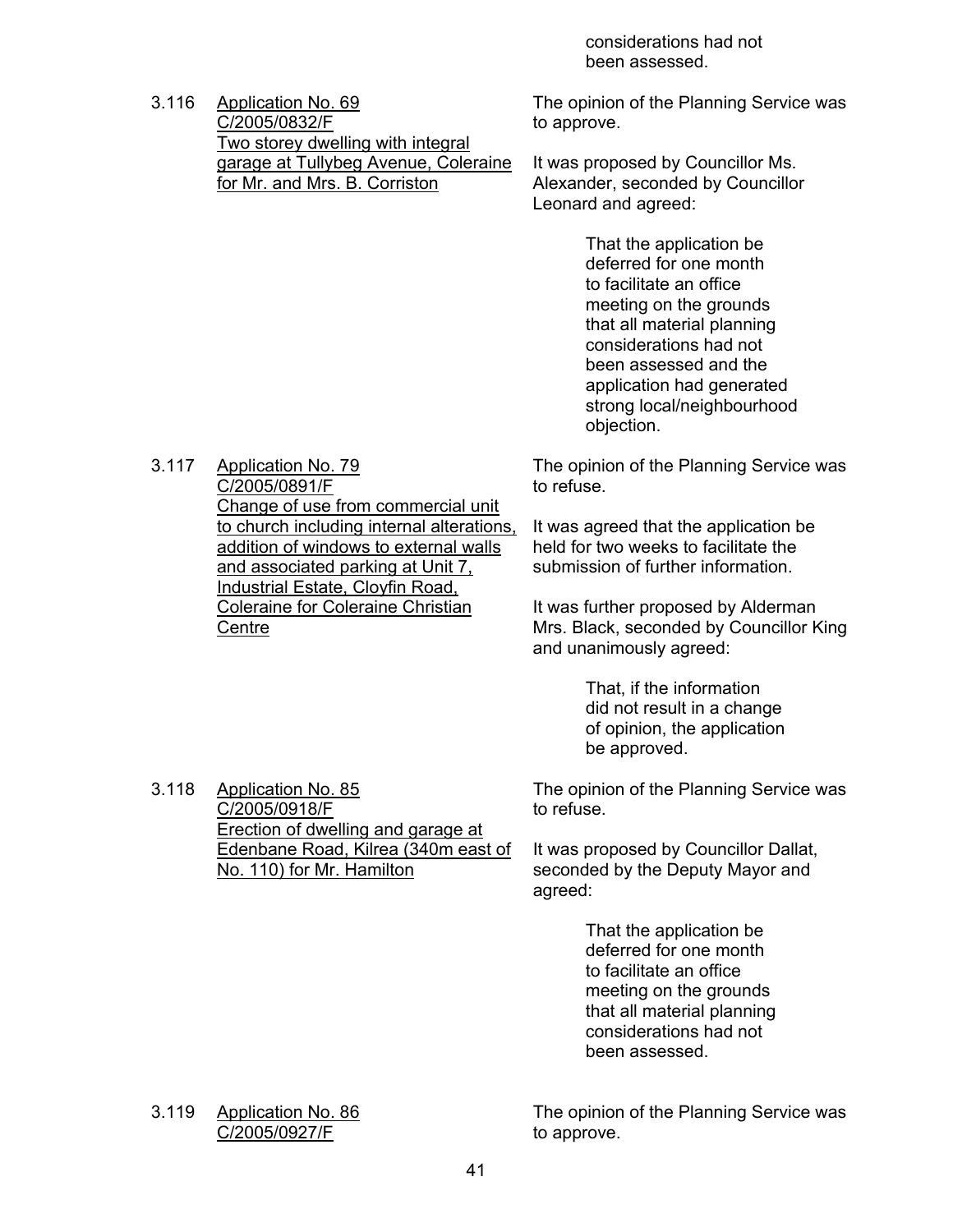considerations had not been assessed.

3.116 <u>Application No. 69 C/2005/0832/F Two storey dwelling with integral garage at Tullybeg Avenue, Coleraine for Mr. and Mrs. B. Corriston</u>

The opinion of the Planning Service was to approve.

It was proposed by Councillor Ms. Alexander, seconded by Councillor Leonard and agreed:

> That the application be deferred for one month to facilitate an office meeting on the grounds that all material planning considerations had not been assessed and the application had generated strong local/neighbourhood objection.

3.117 <u>Application No. 79 C/2005/0891/F Change of use from commercial unit to church including internal alterations, addition of windows to external walls and associated parking at Unit 7, Industrial Estate, Cloyfin Road, Coleraine for Coleraine Christian Centre</u>

The opinion of the Planning Service was to refuse.

It was agreed that the application be held for two weeks to facilitate the submission of further information.

It was further proposed by Alderman Mrs. Black, seconded by Councillor King and unanimously agreed:

> That, if the information did not result in a change of opinion, the application be approved.

3.118 <u>Application No. 85 C/2005/0918/F Erection of dwelling and garage at Edenbane Road, Kilrea (340m east of No. 110) for Mr. Hamilton</u>

The opinion of the Planning Service was to refuse.

It was proposed by Councillor Dallat, seconded by the Deputy Mayor and agreed:

> That the application be deferred for one month to facilitate an office meeting on the grounds that all material planning considerations had not been assessed.

3.119 <u>Application No. 86 C/2005/0927/F</u>

The opinion of the Planning Service was to approve.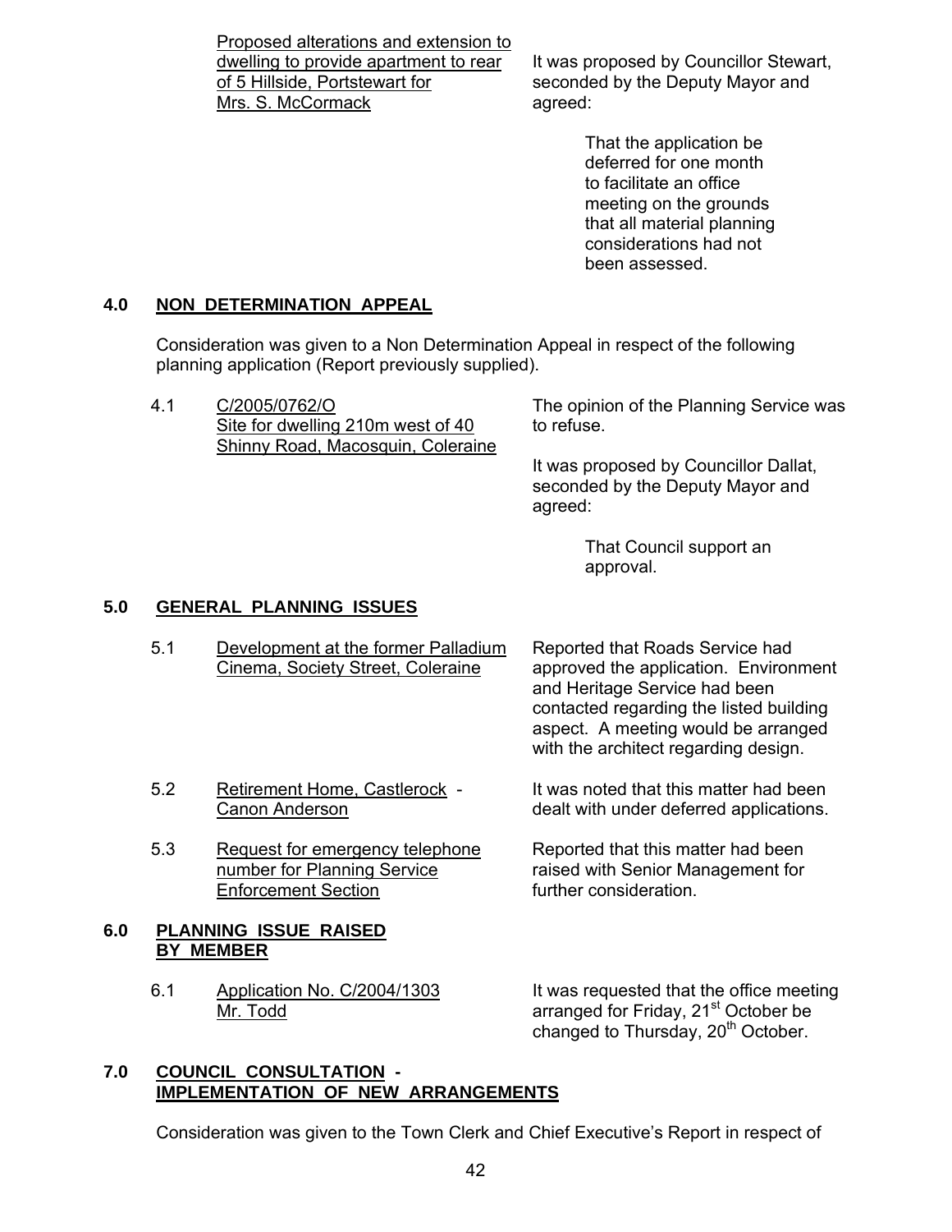Proposed alterations and extension to dwelling to provide apartment to rear of 5 Hillside, Portstewart for Mrs. S. McCormack

It was proposed by Councillor Stewart, seconded by the Deputy Mayor and agreed:

> That the application be deferred for one month to facilitate an office meeting on the grounds that all material planning considerations had not been assessed.

## 4.0 NON DETERMINATION APPEAL

Consideration was given to a Non Determination Appeal in respect of the following planning application (Report previously supplied).

4.1 C/2005/0762/O Site for dwelling 210m west of 40 Shinny Road, Macosquin, Coleraine

The opinion of the Planning Service was to refuse.

It was proposed by Councillor Dallat, seconded by the Deputy Mayor and agreed:

> That Council support an approval.

## 5.0 GENERAL PLANNING ISSUES

5.1 Development at the former Palladium Cinema, Society Street, Coleraine

Reported that Roads Service had approved the application. Environment and Heritage Service had been contacted regarding the listed building aspect. A meeting would be arranged with the architect regarding design.

5.2 Retirement Home, Castlerock - Canon Anderson

It was noted that this matter had been dealt with under deferred applications.

5.3 Request for emergency telephone number for Planning Service Enforcement Section

Reported that this matter had been raised with Senior Management for further consideration.

## 6.0 PLANNING ISSUE RAISED BY MEMBER

6.1 Application No. C/2004/1303 Mr. Todd

It was requested that the office meeting arranged for Friday, 21st October be changed to Thursday, 20th October.

## 7.0 COUNCIL CONSULTATION - IMPLEMENTATION OF NEW ARRANGEMENTS

Consideration was given to the Town Clerk and Chief Executive's Report in respect of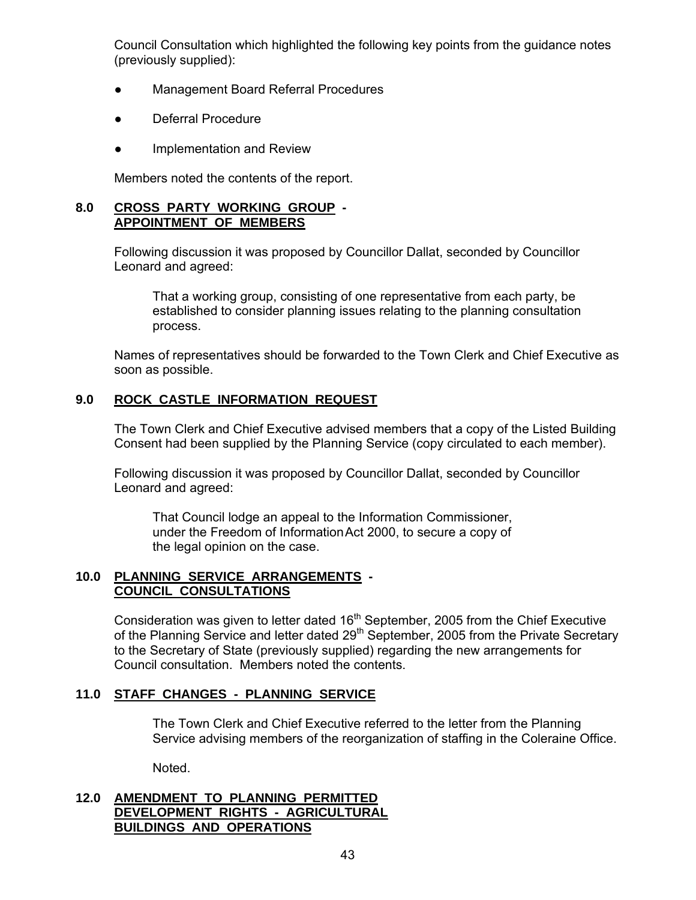Council Consultation which highlighted the following key points from the guidance notes (previously supplied):

- Management Board Referral Procedures
- Deferral Procedure
- Implementation and Review

Members noted the contents of the report.

## 8.0 CROSS PARTY WORKING GROUP - APPOINTMENT OF MEMBERS

Following discussion it was proposed by Councillor Dallat, seconded by Councillor Leonard and agreed:

> That a working group, consisting of one representative from each party, be established to consider planning issues relating to the planning consultation process.

Names of representatives should be forwarded to the Town Clerk and Chief Executive as soon as possible.

## 9.0 ROCK CASTLE INFORMATION REQUEST

The Town Clerk and Chief Executive advised members that a copy of the Listed Building Consent had been supplied by the Planning Service (copy circulated to each member).

Following discussion it was proposed by Councillor Dallat, seconded by Councillor Leonard and agreed:

> That Council lodge an appeal to the Information Commissioner, under the Freedom of Information Act 2000, to secure a copy of the legal opinion on the case.

## 10.0 PLANNING SERVICE ARRANGEMENTS - COUNCIL CONSULTATIONS

Consideration was given to letter dated 16th September, 2005 from the Chief Executive of the Planning Service and letter dated 29th September, 2005 from the Private Secretary to the Secretary of State (previously supplied) regarding the new arrangements for Council consultation. Members noted the contents.

## 11.0 STAFF CHANGES - PLANNING SERVICE

The Town Clerk and Chief Executive referred to the letter from the Planning Service advising members of the reorganization of staffing in the Coleraine Office.

Noted.

## 12.0 AMENDMENT TO PLANNING PERMITTED DEVELOPMENT RIGHTS - AGRICULTURAL BUILDINGS AND OPERATIONS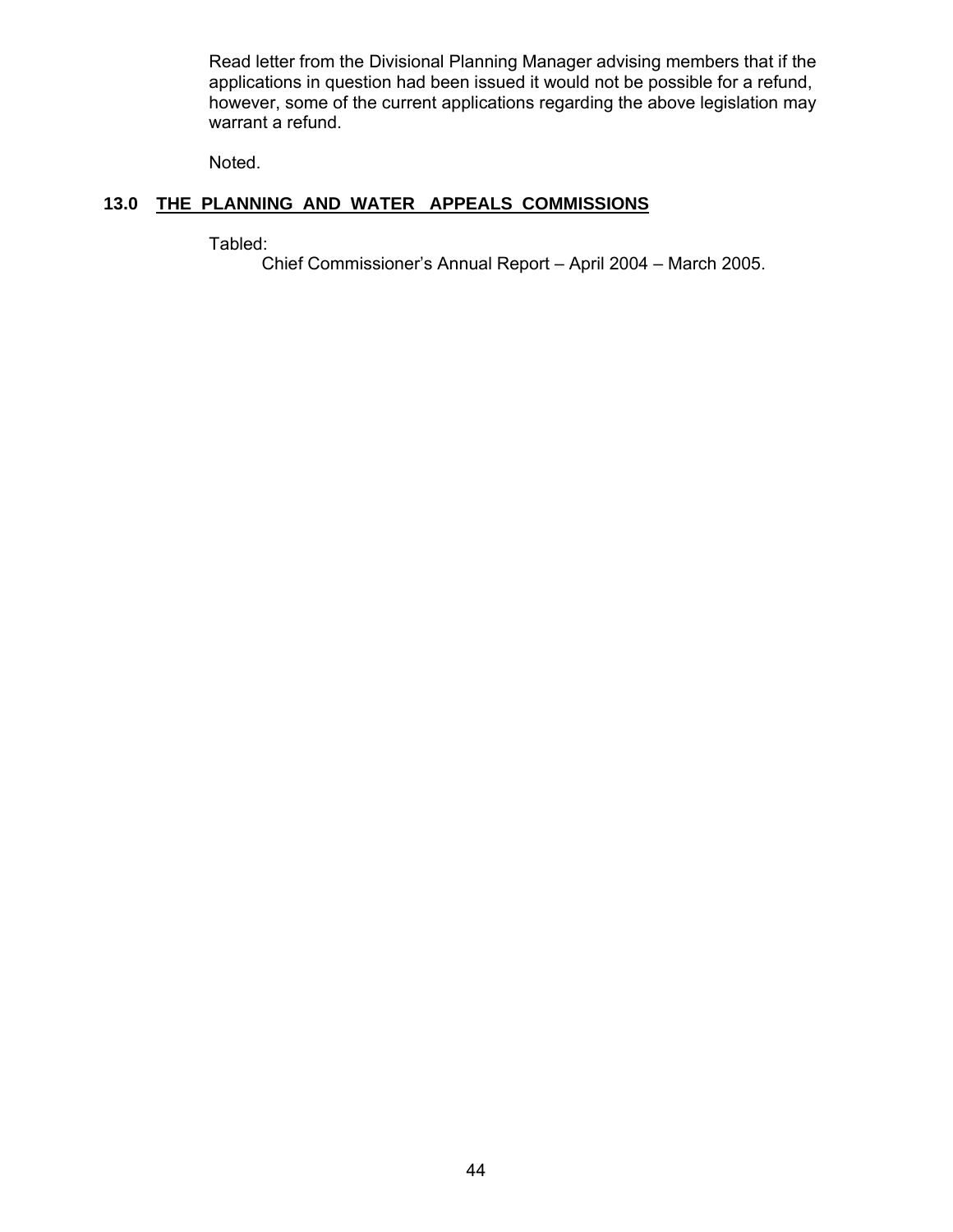Read letter from the Divisional Planning Manager advising members that if the applications in question had been issued it would not be possible for a refund, however, some of the current applications regarding the above legislation may warrant a refund.

Noted.

## 13.0 THE PLANNING AND WATER APPEALS COMMISSIONS

Tabled:

Chief Commissioner's Annual Report – April 2004 – March 2005.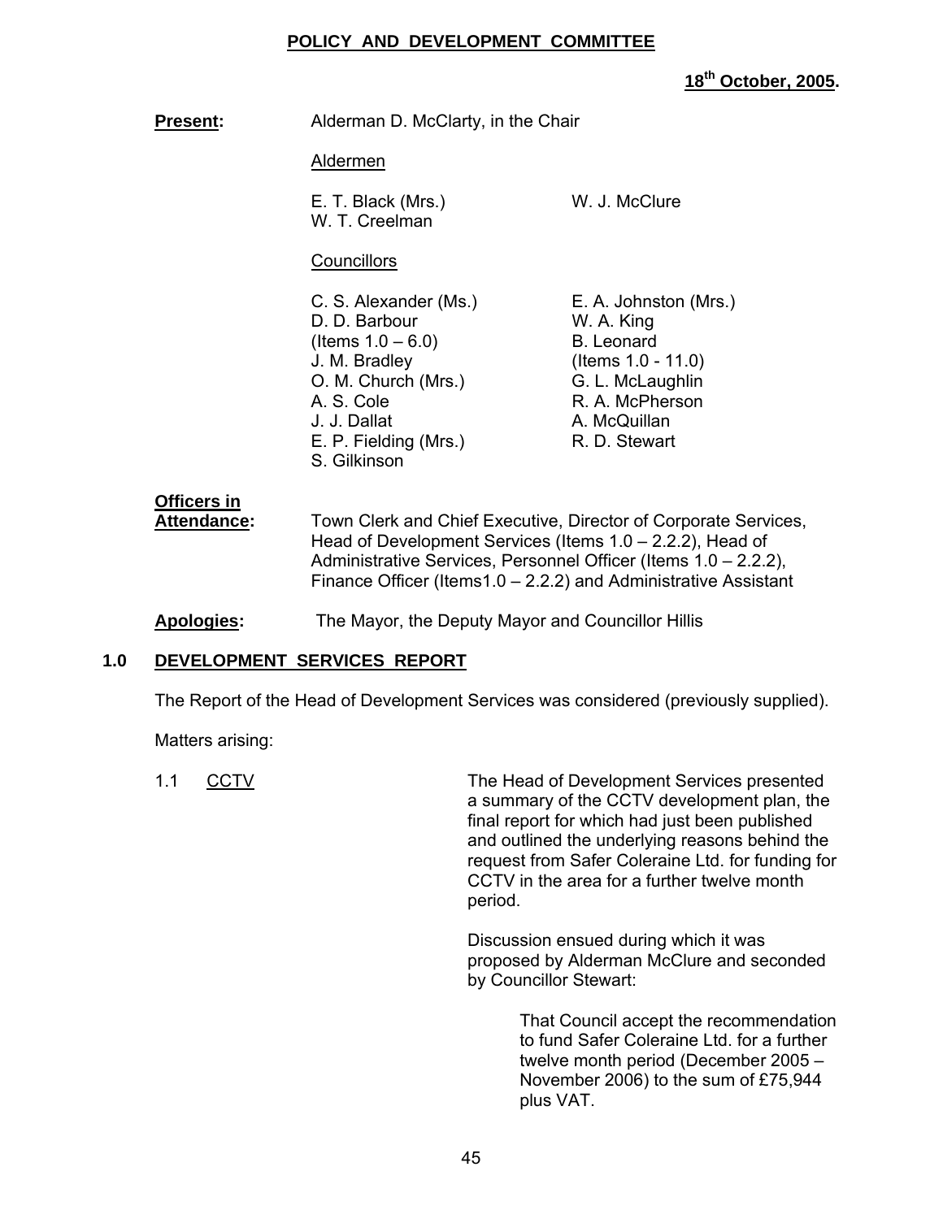# POLICY AND DEVELOPMENT COMMITTEE

**18th October, 2005.**

**Present:** Alderman D. McClarty, in the Chair

Aldermen

E. T. Black (Mrs.)
W. T. Creelman
W. J. McClure

Councillors

C. S. Alexander (Ms.)
D. D. Barbour (Items 1.0 – 6.0)
J. M. Bradley
O. M. Church (Mrs.)
A. S. Cole
J. J. Dallat
E. P. Fielding (Mrs.)
S. Gilkinson
E. A. Johnston (Mrs.)
W. A. King
B. Leonard (Items 1.0 - 11.0)
G. L. McLaughlin
R. A. McPherson
A. McQuillan
R. D. Stewart

**Officers in Attendance:** Town Clerk and Chief Executive, Director of Corporate Services, Head of Development Services (Items 1.0 – 2.2.2), Head of Administrative Services, Personnel Officer (Items 1.0 – 2.2.2), Finance Officer (Items1.0 – 2.2.2) and Administrative Assistant

**Apologies:** The Mayor, the Deputy Mayor and Councillor Hillis

## 1.0 DEVELOPMENT SERVICES REPORT

The Report of the Head of Development Services was considered (previously supplied).

Matters arising:

1.1 CCTV

The Head of Development Services presented a summary of the CCTV development plan, the final report for which had just been published and outlined the underlying reasons behind the request from Safer Coleraine Ltd. for funding for CCTV in the area for a further twelve month period.

Discussion ensued during which it was proposed by Alderman McClure and seconded by Councillor Stewart:

> That Council accept the recommendation to fund Safer Coleraine Ltd. for a further twelve month period (December 2005 – November 2006) to the sum of £75,944 plus VAT.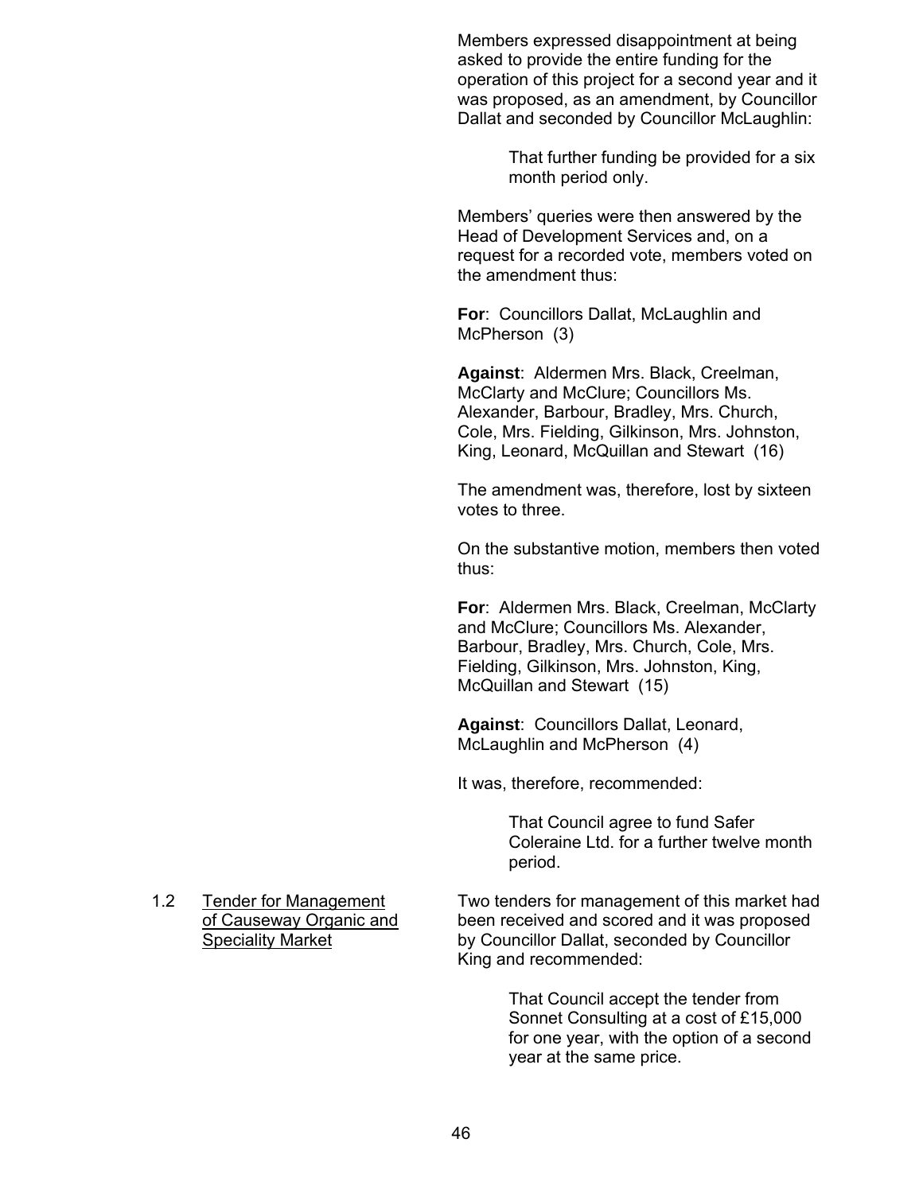Members expressed disappointment at being asked to provide the entire funding for the operation of this project for a second year and it was proposed, as an amendment, by Councillor Dallat and seconded by Councillor McLaughlin:

> That further funding be provided for a six month period only.

Members' queries were then answered by the Head of Development Services and, on a request for a recorded vote, members voted on the amendment thus:

**For**: Councillors Dallat, McLaughlin and McPherson (3)

**Against**: Aldermen Mrs. Black, Creelman, McClarty and McClure; Councillors Ms. Alexander, Barbour, Bradley, Mrs. Church, Cole, Mrs. Fielding, Gilkinson, Mrs. Johnston, King, Leonard, McQuillan and Stewart (16)

The amendment was, therefore, lost by sixteen votes to three.

On the substantive motion, members then voted thus:

**For**: Aldermen Mrs. Black, Creelman, McClarty and McClure; Councillors Ms. Alexander, Barbour, Bradley, Mrs. Church, Cole, Mrs. Fielding, Gilkinson, Mrs. Johnston, King, McQuillan and Stewart (15)

**Against**: Councillors Dallat, Leonard, McLaughlin and McPherson (4)

It was, therefore, recommended:

> That Council agree to fund Safer Coleraine Ltd. for a further twelve month period.

1.2 <u>Tender for Management of Causeway Organic and Speciality Market</u>

Two tenders for management of this market had been received and scored and it was proposed by Councillor Dallat, seconded by Councillor King and recommended:

> That Council accept the tender from Sonnet Consulting at a cost of £15,000 for one year, with the option of a second year at the same price.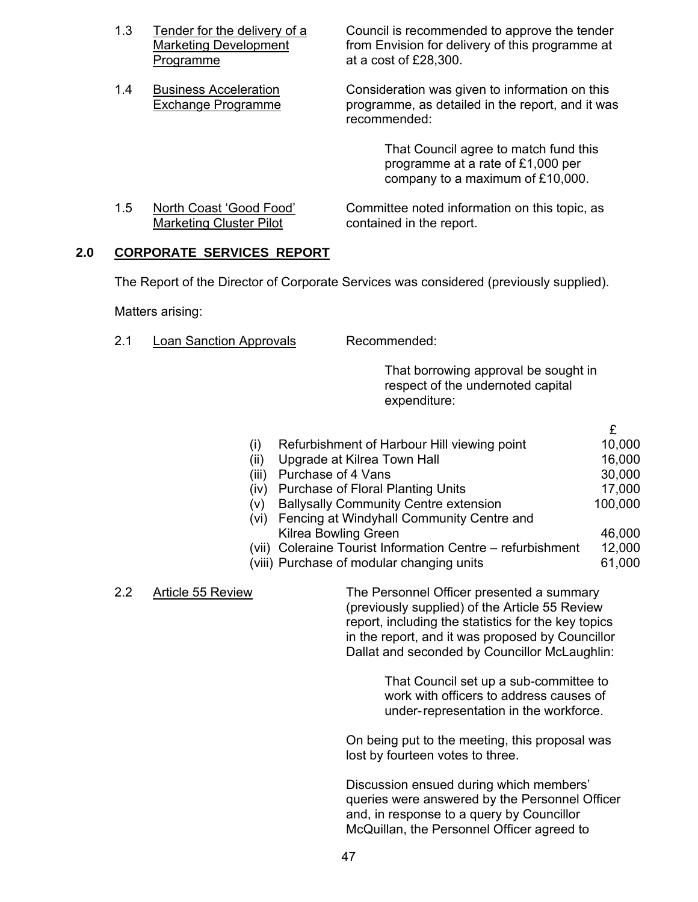1.3 Tender for the delivery of a Marketing Development Programme

Council is recommended to approve the tender from Envision for delivery of this programme at at a cost of £28,300.

1.4 Business Acceleration Exchange Programme

Consideration was given to information on this programme, as detailed in the report, and it was recommended:

> That Council agree to match fund this programme at a rate of £1,000 per company to a maximum of £10,000.

1.5 North Coast 'Good Food' Marketing Cluster Pilot

Committee noted information on this topic, as contained in the report.

## 2.0 CORPORATE SERVICES REPORT

The Report of the Director of Corporate Services was considered (previously supplied).

Matters arising:

2.1 Loan Sanction Approvals

Recommended:

> That borrowing approval be sought in respect of the undernoted capital expenditure:

| | | £ |
|---|---|---|
| (i) | Refurbishment of Harbour Hill viewing point | 10,000 |
| (ii) | Upgrade at Kilrea Town Hall | 16,000 |
| (iii) | Purchase of 4 Vans | 30,000 |
| (iv) | Purchase of Floral Planting Units | 17,000 |
| (v) | Ballysally Community Centre extension | 100,000 |
| (vi) | Fencing at Windyhall Community Centre and Kilrea Bowling Green | 46,000 |
| (vii) | Coleraine Tourist Information Centre – refurbishment | 12,000 |
| (viii) | Purchase of modular changing units | 61,000 |

2.2 Article 55 Review

The Personnel Officer presented a summary (previously supplied) of the Article 55 Review report, including the statistics for the key topics in the report, and it was proposed by Councillor Dallat and seconded by Councillor McLaughlin:

> That Council set up a sub-committee to work with officers to address causes of under-representation in the workforce.

On being put to the meeting, this proposal was lost by fourteen votes to three.

Discussion ensued during which members' queries were answered by the Personnel Officer and, in response to a query by Councillor McQuillan, the Personnel Officer agreed to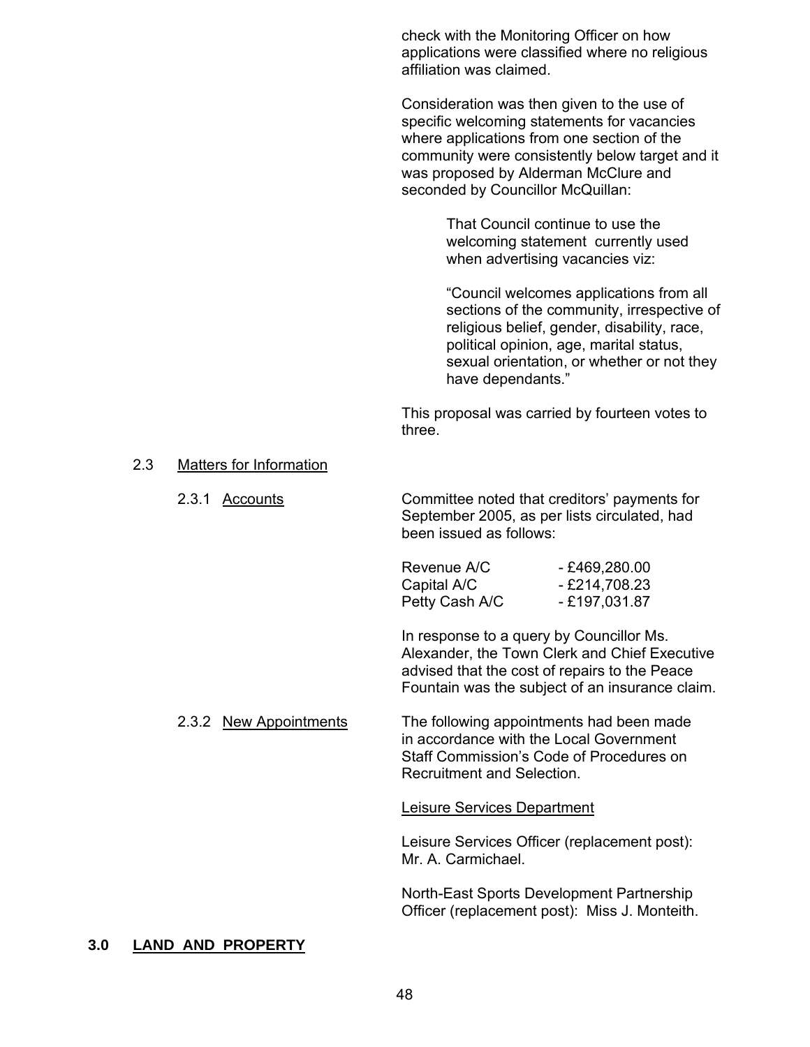check with the Monitoring Officer on how applications were classified where no religious affiliation was claimed.

Consideration was then given to the use of specific welcoming statements for vacancies where applications from one section of the community were consistently below target and it was proposed by Alderman McClure and seconded by Councillor McQuillan:

> That Council continue to use the welcoming statement currently used when advertising vacancies viz:
>
> "Council welcomes applications from all sections of the community, irrespective of religious belief, gender, disability, race, political opinion, age, marital status, sexual orientation, or whether or not they have dependants."

This proposal was carried by fourteen votes to three.

2.3 Matters for Information

2.3.1 Accounts

Committee noted that creditors' payments for September 2005, as per lists circulated, had been issued as follows:

| | |
|---|---|
| Revenue A/C | - £469,280.00 |
| Capital A/C | - £214,708.23 |
| Petty Cash A/C | - £197,031.87 |

In response to a query by Councillor Ms. Alexander, the Town Clerk and Chief Executive advised that the cost of repairs to the Peace Fountain was the subject of an insurance claim.

2.3.2 New Appointments

The following appointments had been made in accordance with the Local Government Staff Commission's Code of Procedures on Recruitment and Selection.

Leisure Services Department

Leisure Services Officer (replacement post): Mr. A. Carmichael.

North-East Sports Development Partnership Officer (replacement post): Miss J. Monteith.

**3.0 LAND AND PROPERTY**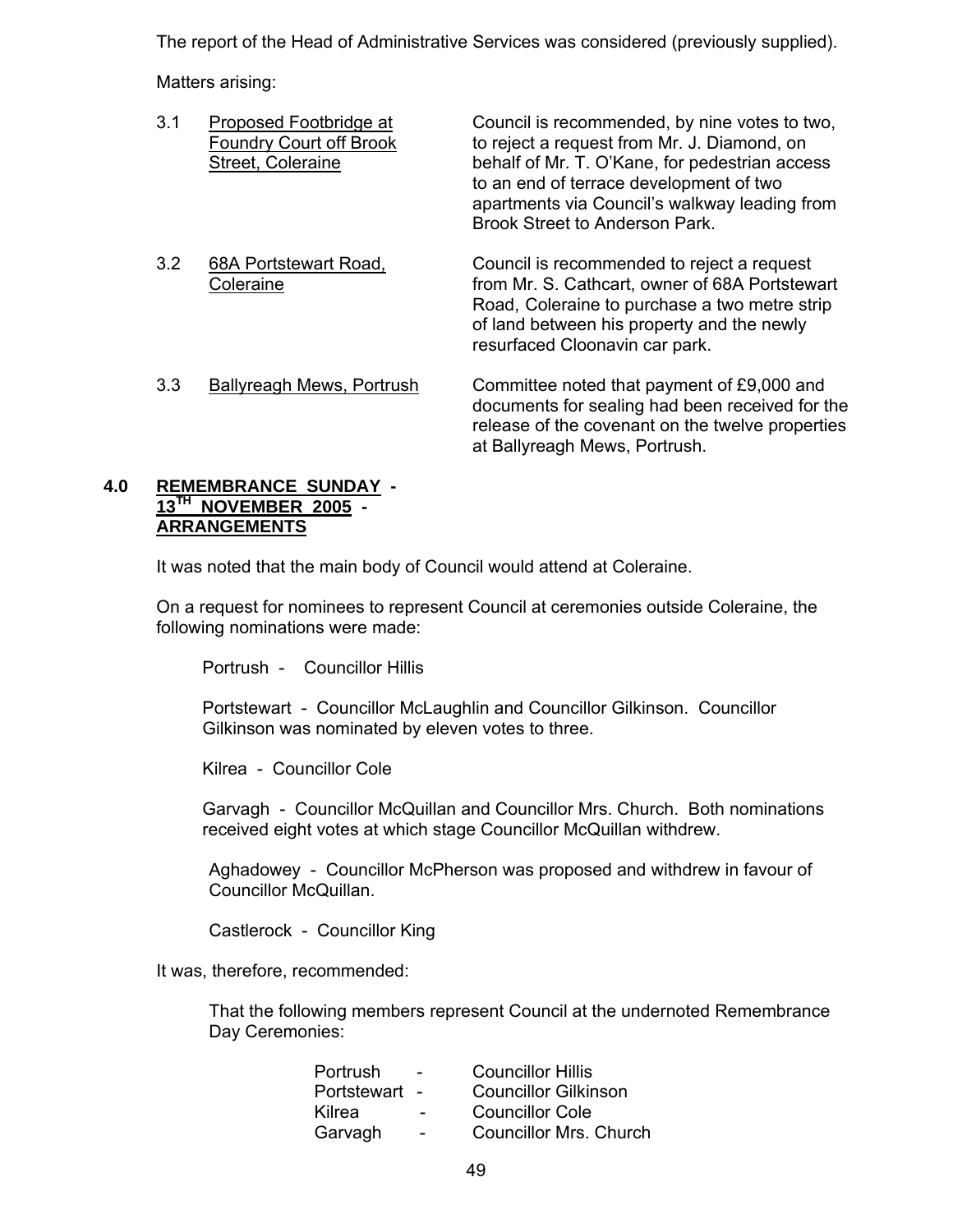The report of the Head of Administrative Services was considered (previously supplied).

Matters arising:

3.1 <u>Proposed Footbridge at Foundry Court off Brook Street, Coleraine</u>

Council is recommended, by nine votes to two, to reject a request from Mr. J. Diamond, on behalf of Mr. T. O'Kane, for pedestrian access to an end of terrace development of two apartments via Council's walkway leading from Brook Street to Anderson Park.

3.2 <u>68A Portstewart Road, Coleraine</u>

Council is recommended to reject a request from Mr. S. Cathcart, owner of 68A Portstewart Road, Coleraine to purchase a two metre strip of land between his property and the newly resurfaced Cloonavin car park.

3.3 <u>Ballyreagh Mews, Portrush</u>

Committee noted that payment of £9,000 and documents for sealing had been received for the release of the covenant on the twelve properties at Ballyreagh Mews, Portrush.

## 4.0 REMEMBRANCE SUNDAY - 13TH NOVEMBER 2005 - ARRANGEMENTS

It was noted that the main body of Council would attend at Coleraine.

On a request for nominees to represent Council at ceremonies outside Coleraine, the following nominations were made:

Portrush - Councillor Hillis

Portstewart - Councillor McLaughlin and Councillor Gilkinson. Councillor Gilkinson was nominated by eleven votes to three.

Kilrea - Councillor Cole

Garvagh - Councillor McQuillan and Councillor Mrs. Church. Both nominations received eight votes at which stage Councillor McQuillan withdrew.

Aghadowey - Councillor McPherson was proposed and withdrew in favour of Councillor McQuillan.

Castlerock - Councillor King

It was, therefore, recommended:

That the following members represent Council at the undernoted Remembrance Day Ceremonies:

| | | |
|---|---|---|
| Portrush | - | Councillor Hillis |
| Portstewart | - | Councillor Gilkinson |
| Kilrea | - | Councillor Cole |
| Garvagh | - | Councillor Mrs. Church |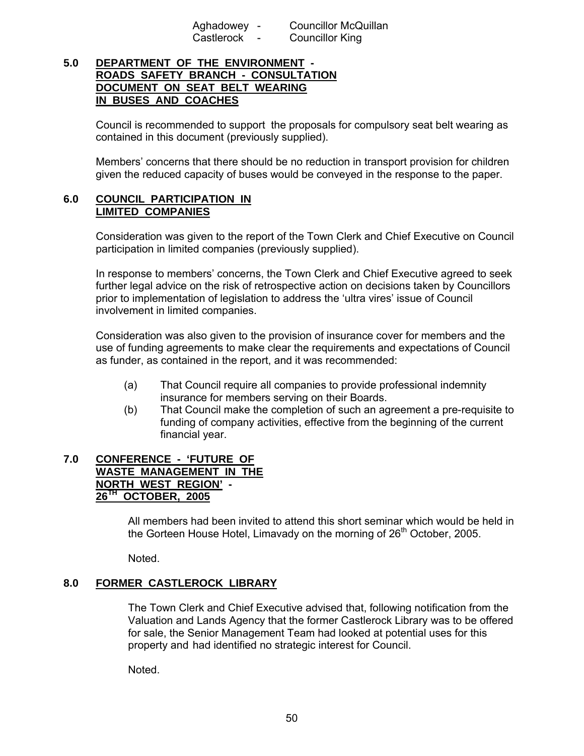Aghadowey - Councillor McQuillan
Castlerock - Councillor King

## 5.0 DEPARTMENT OF THE ENVIRONMENT - ROADS SAFETY BRANCH - CONSULTATION DOCUMENT ON SEAT BELT WEARING IN BUSES AND COACHES

Council is recommended to support the proposals for compulsory seat belt wearing as contained in this document (previously supplied).

Members' concerns that there should be no reduction in transport provision for children given the reduced capacity of buses would be conveyed in the response to the paper.

## 6.0 COUNCIL PARTICIPATION IN LIMITED COMPANIES

Consideration was given to the report of the Town Clerk and Chief Executive on Council participation in limited companies (previously supplied).

In response to members' concerns, the Town Clerk and Chief Executive agreed to seek further legal advice on the risk of retrospective action on decisions taken by Councillors prior to implementation of legislation to address the 'ultra vires' issue of Council involvement in limited companies.

Consideration was also given to the provision of insurance cover for members and the use of funding agreements to make clear the requirements and expectations of Council as funder, as contained in the report, and it was recommended:

(a) That Council require all companies to provide professional indemnity insurance for members serving on their Boards.

(b) That Council make the completion of such an agreement a pre-requisite to funding of company activities, effective from the beginning of the current financial year.

## 7.0 CONFERENCE - 'FUTURE OF WASTE MANAGEMENT IN THE NORTH WEST REGION' - 26TH OCTOBER, 2005

All members had been invited to attend this short seminar which would be held in the Gorteen House Hotel, Limavady on the morning of 26th October, 2005.

Noted.

## 8.0 FORMER CASTLEROCK LIBRARY

The Town Clerk and Chief Executive advised that, following notification from the Valuation and Lands Agency that the former Castlerock Library was to be offered for sale, the Senior Management Team had looked at potential uses for this property and had identified no strategic interest for Council.

Noted.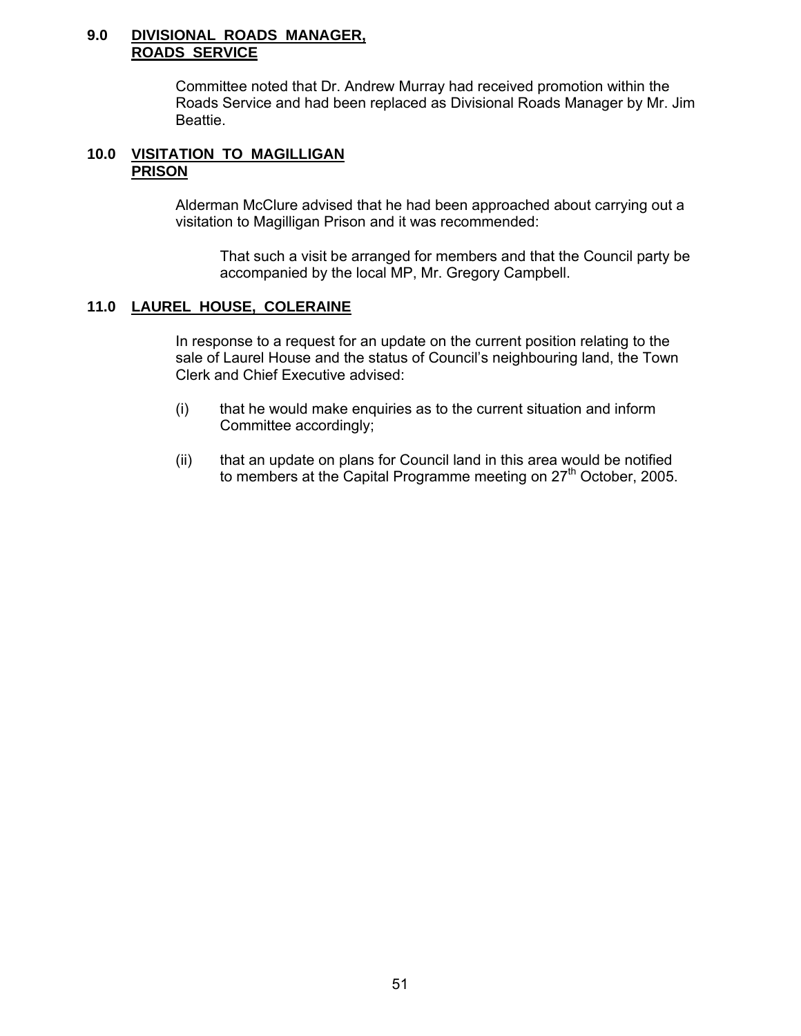## 9.0 DIVISIONAL ROADS MANAGER, ROADS SERVICE

Committee noted that Dr. Andrew Murray had received promotion within the Roads Service and had been replaced as Divisional Roads Manager by Mr. Jim Beattie.

## 10.0 VISITATION TO MAGILLIGAN PRISON

Alderman McClure advised that he had been approached about carrying out a visitation to Magilligan Prison and it was recommended:

> That such a visit be arranged for members and that the Council party be accompanied by the local MP, Mr. Gregory Campbell.

## 11.0 LAUREL HOUSE, COLERAINE

In response to a request for an update on the current position relating to the sale of Laurel House and the status of Council's neighbouring land, the Town Clerk and Chief Executive advised:

(i) that he would make enquiries as to the current situation and inform Committee accordingly;

(ii) that an update on plans for Council land in this area would be notified to members at the Capital Programme meeting on 27th October, 2005.